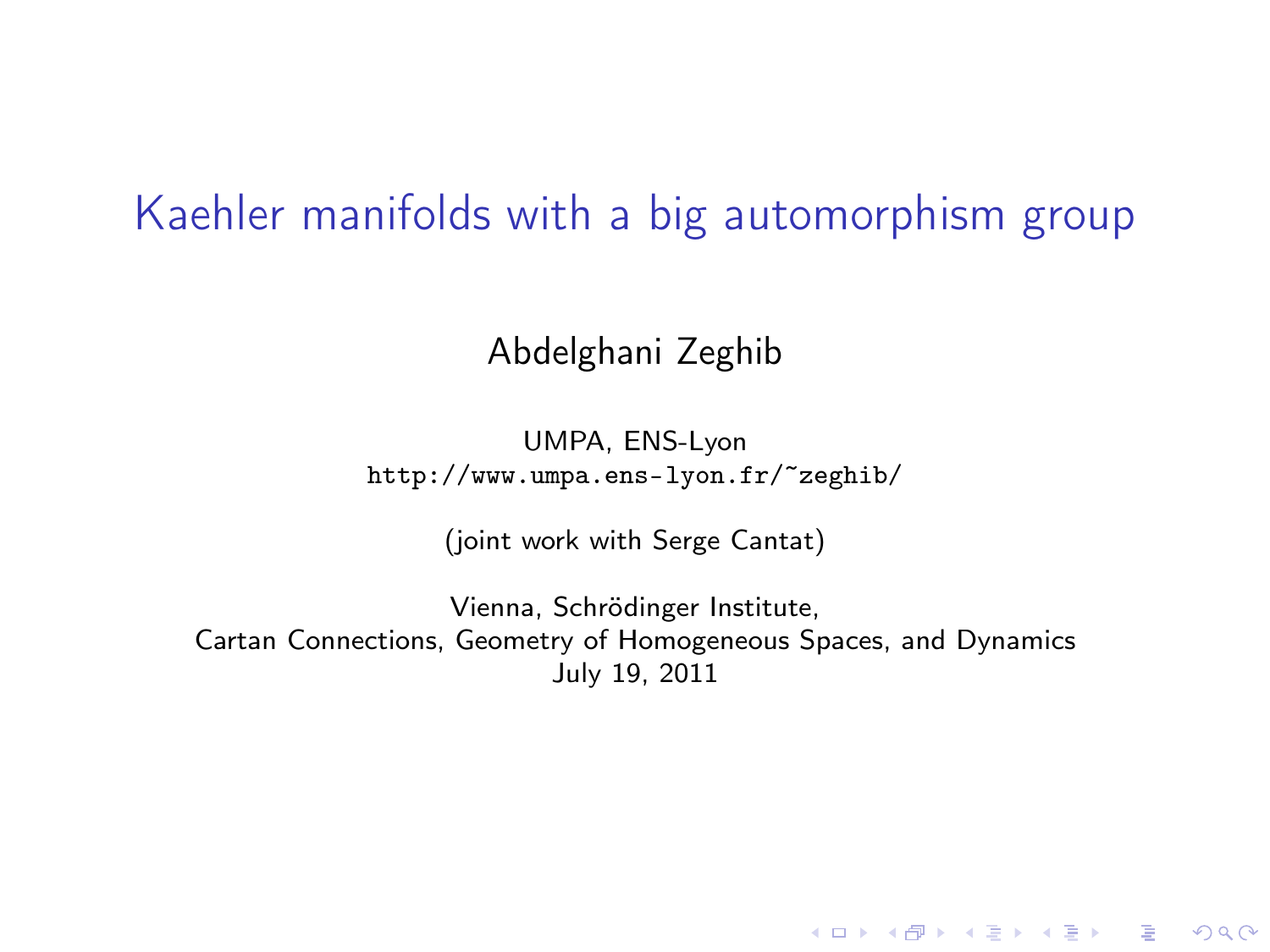# Kaehler manifolds with a big automorphism group

Abdelghani Zeghib

UMPA, ENS-Lyon
http://www.umpa.ens-lyon.fr/~zeghib/

(joint work with Serge Cantat)

Vienna, Schrödinger Institute,
Cartan Connections, Geometry of Homogeneous Spaces, and Dynamics
July 19, 2011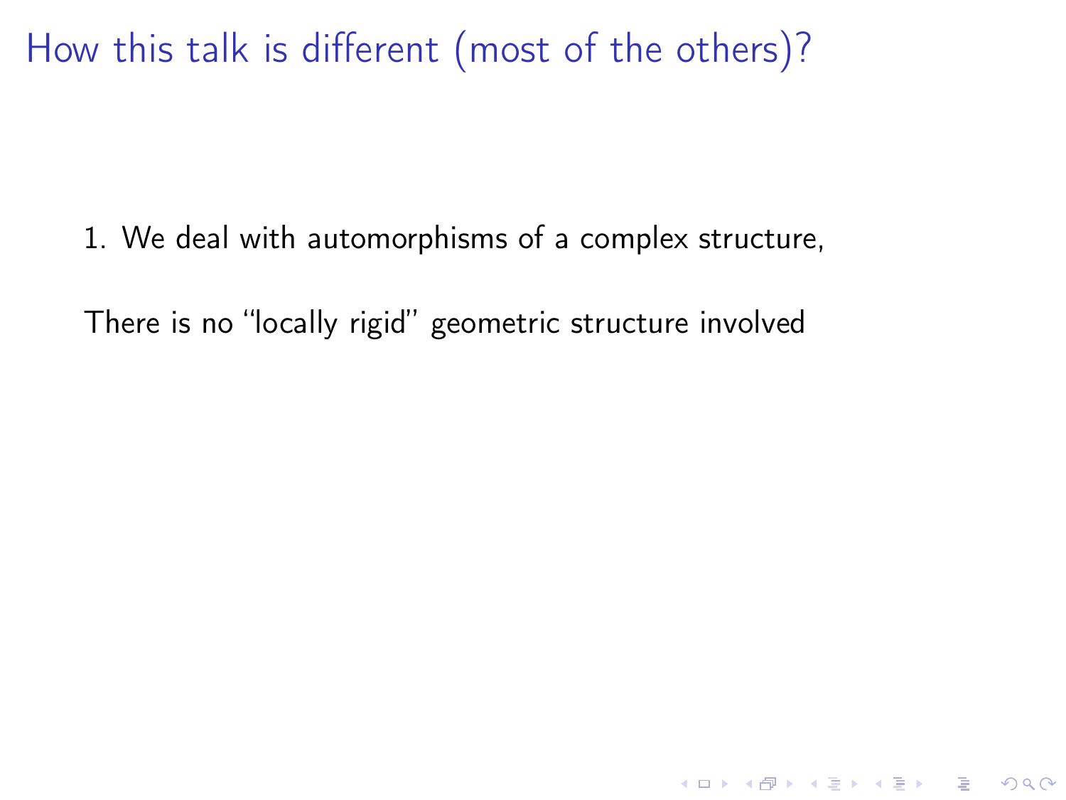# How this talk is different (most of the others)?

1. We deal with automorphisms of a complex structure,

There is no "locally rigid" geometric structure involved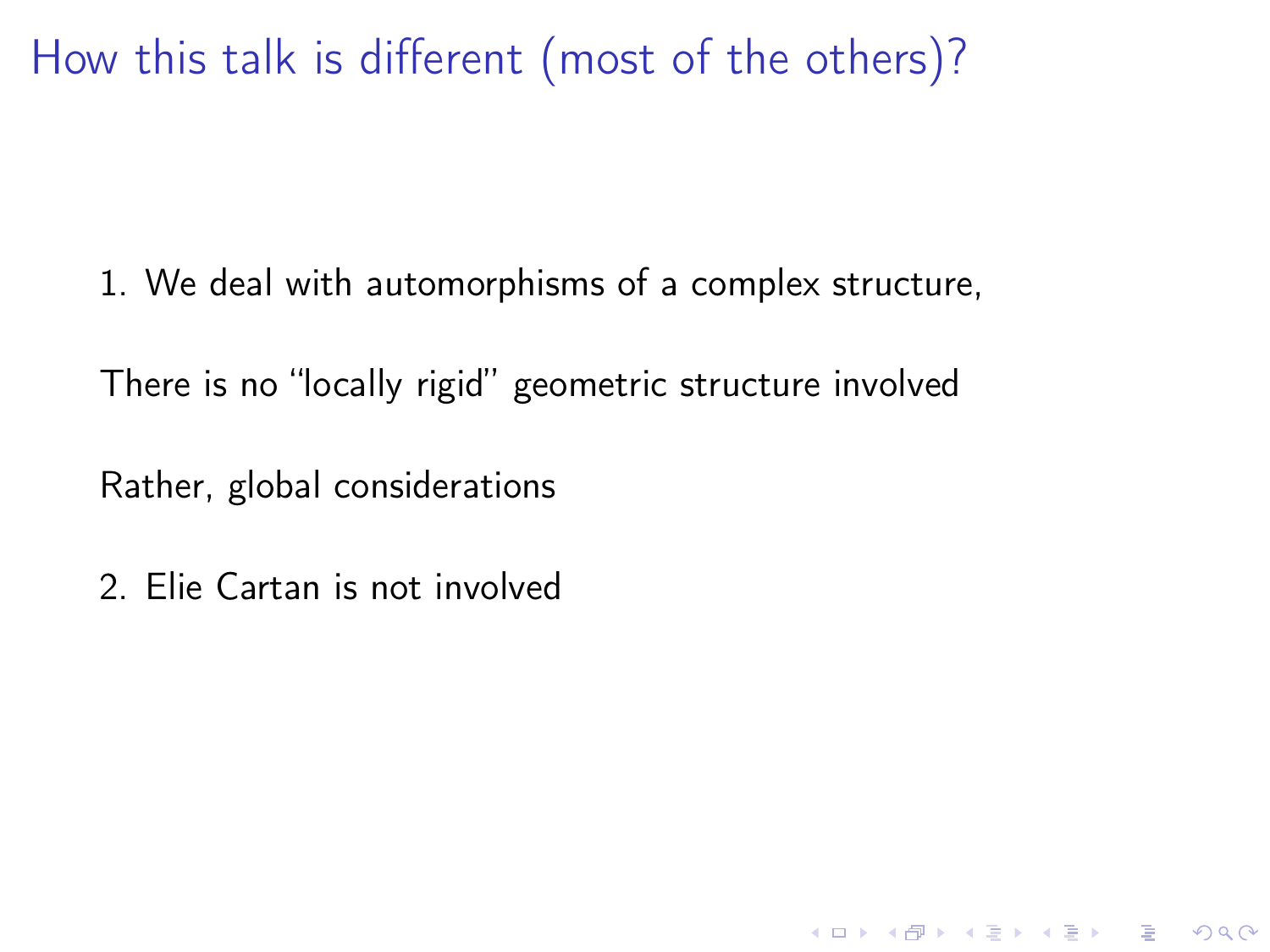# How this talk is different (most of the others)?

1. We deal with automorphisms of a complex structure,

   There is no “locally rigid” geometric structure involved

   Rather, global considerations

2. Elie Cartan is not involved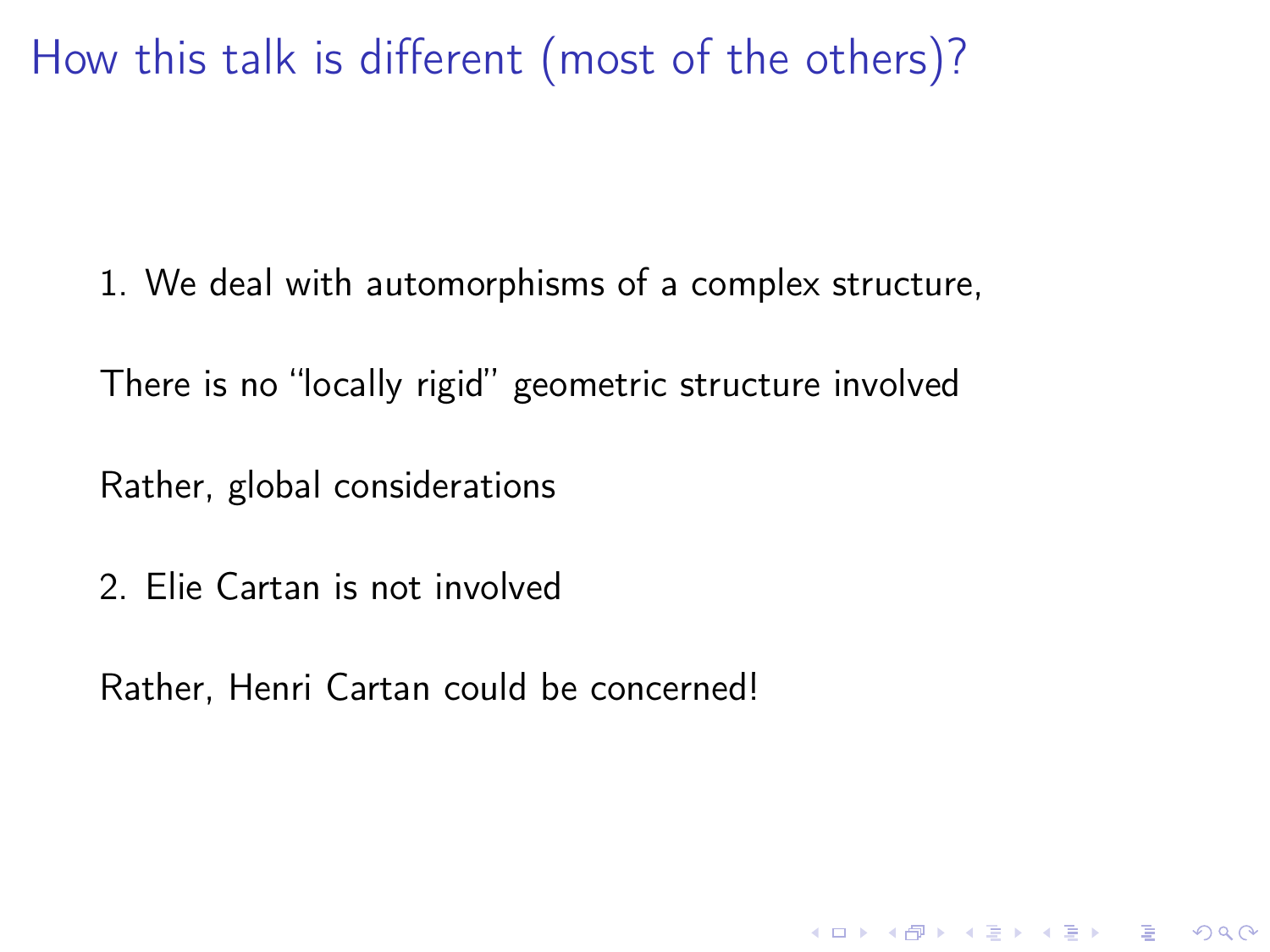# How this talk is different (most of the others)?

1. We deal with automorphisms of a complex structure,

There is no "locally rigid" geometric structure involved

Rather, global considerations

2. Elie Cartan is not involved

Rather, Henri Cartan could be concerned!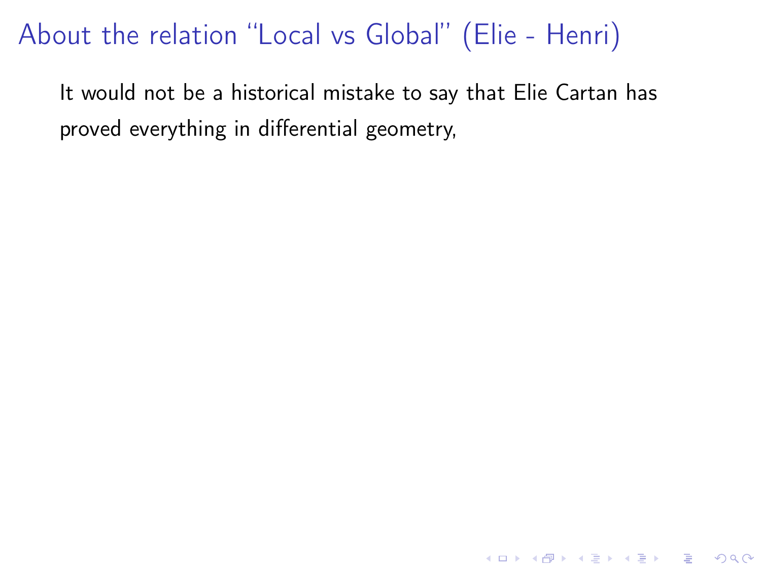# About the relation "Local vs Global" (Elie - Henri)

It would not be a historical mistake to say that Elie Cartan has proved everything in differential geometry,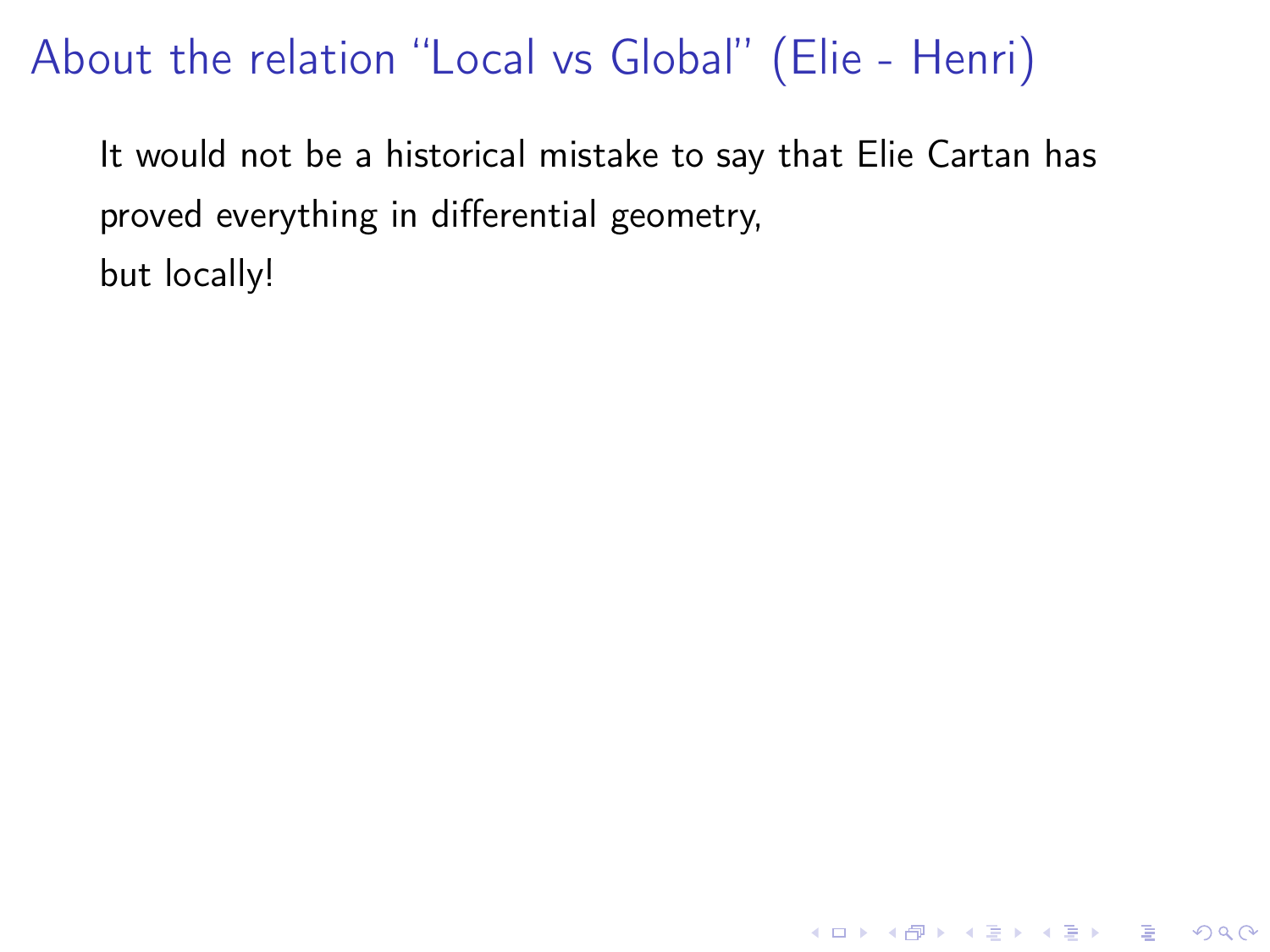# About the relation "Local vs Global" (Elie - Henri)

It would not be a historical mistake to say that Elie Cartan has proved everything in differential geometry,

but locally!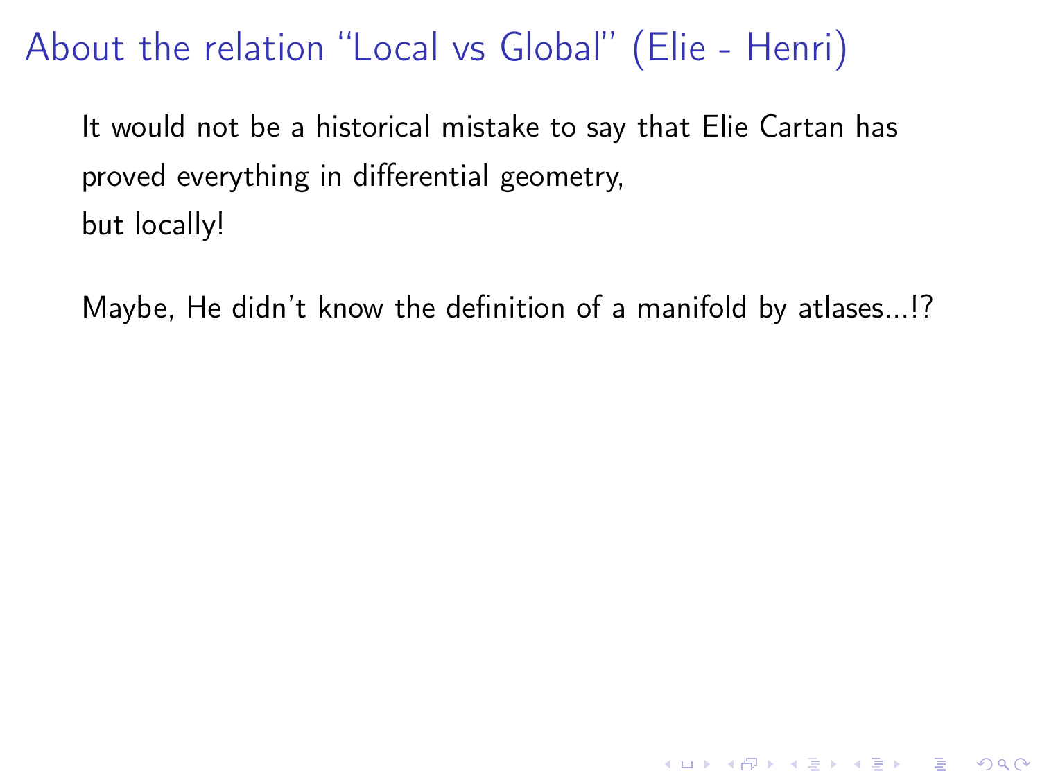# About the relation "Local vs Global" (Elie - Henri)

It would not be a historical mistake to say that Elie Cartan has proved everything in differential geometry,
but locally!

Maybe, He didn't know the definition of a manifold by atlases...!?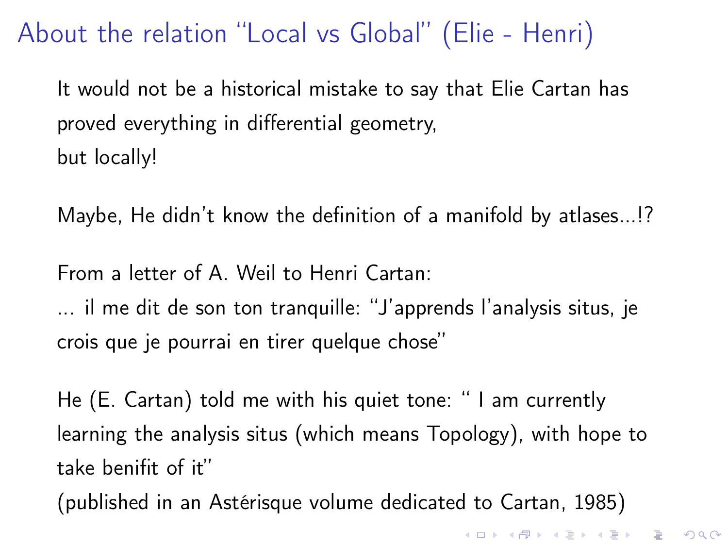# About the relation "Local vs Global" (Elie - Henri)

It would not be a historical mistake to say that Elie Cartan has proved everything in differential geometry,
but locally!

Maybe, He didn't know the definition of a manifold by atlases...!?

From a letter of A. Weil to Henri Cartan:
... il me dit de son ton tranquille: "J'apprends l'analysis situs, je crois que je pourrai en tirer quelque chose"

He (E. Cartan) told me with his quiet tone: " I am currently learning the analysis situs (which means Topology), with hope to take benifit of it"
(published in an Astérisque volume dedicated to Cartan, 1985)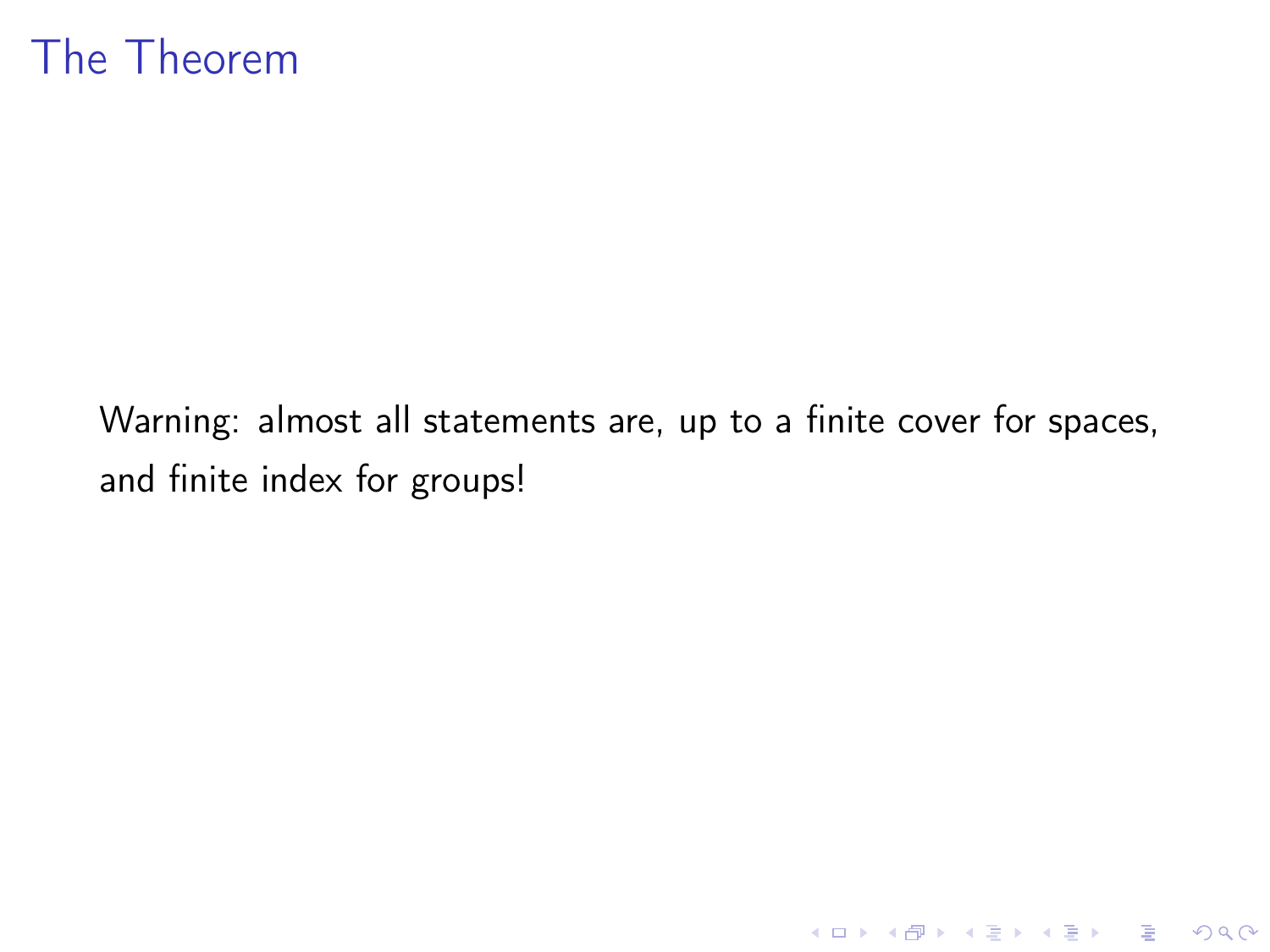# The Theorem

Warning: almost all statements are, up to a finite cover for spaces, and finite index for groups!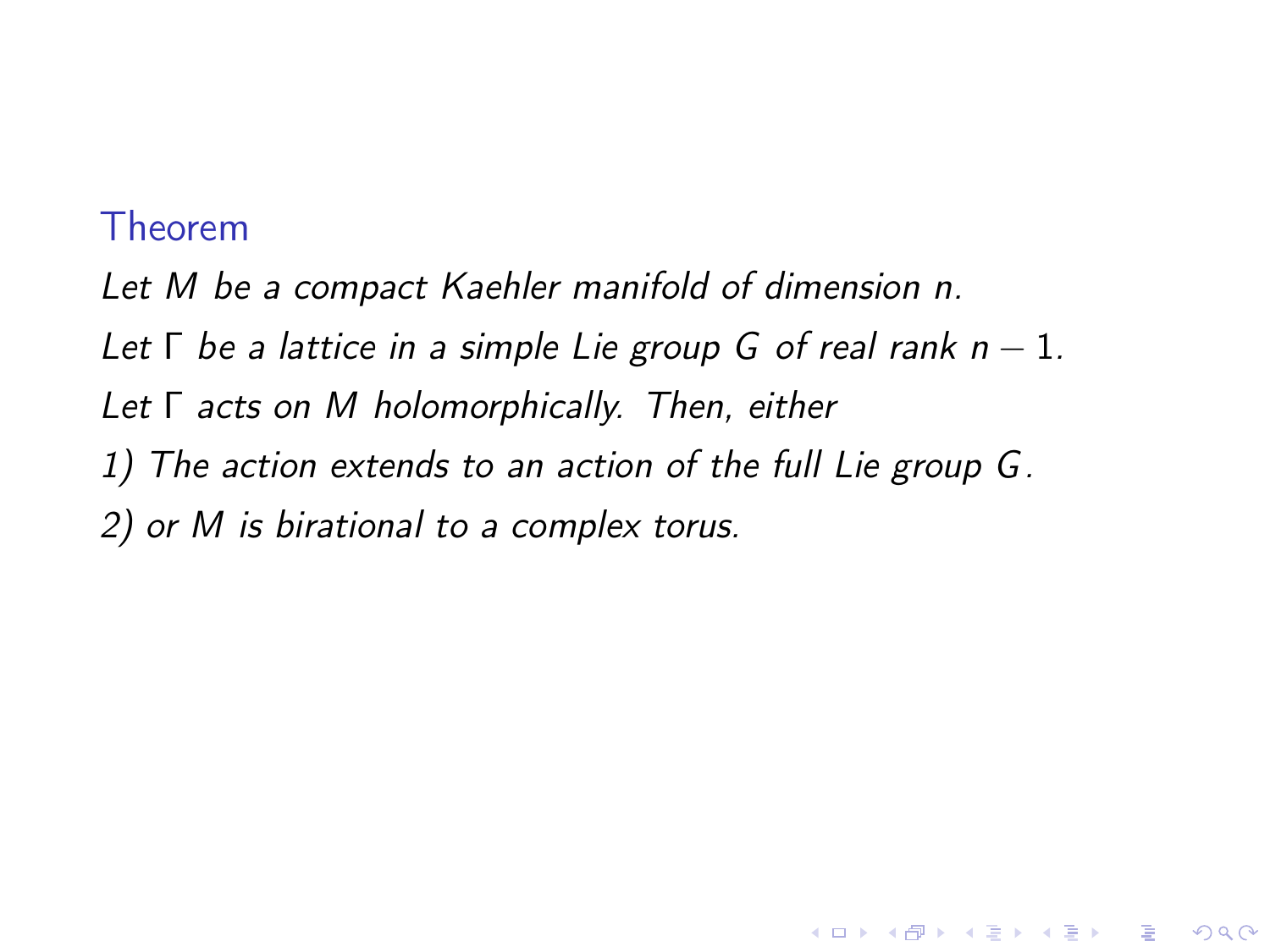**Theorem**

*Let $M$ be a compact Kaehler manifold of dimension $n$.*

*Let $\Gamma$ be a lattice in a simple Lie group $G$ of real rank $n-1$.*

*Let $\Gamma$ acts on $M$ holomorphically. Then, either*

*1) The action extends to an action of the full Lie group $G$.*

*2) or $M$ is birational to a complex torus.*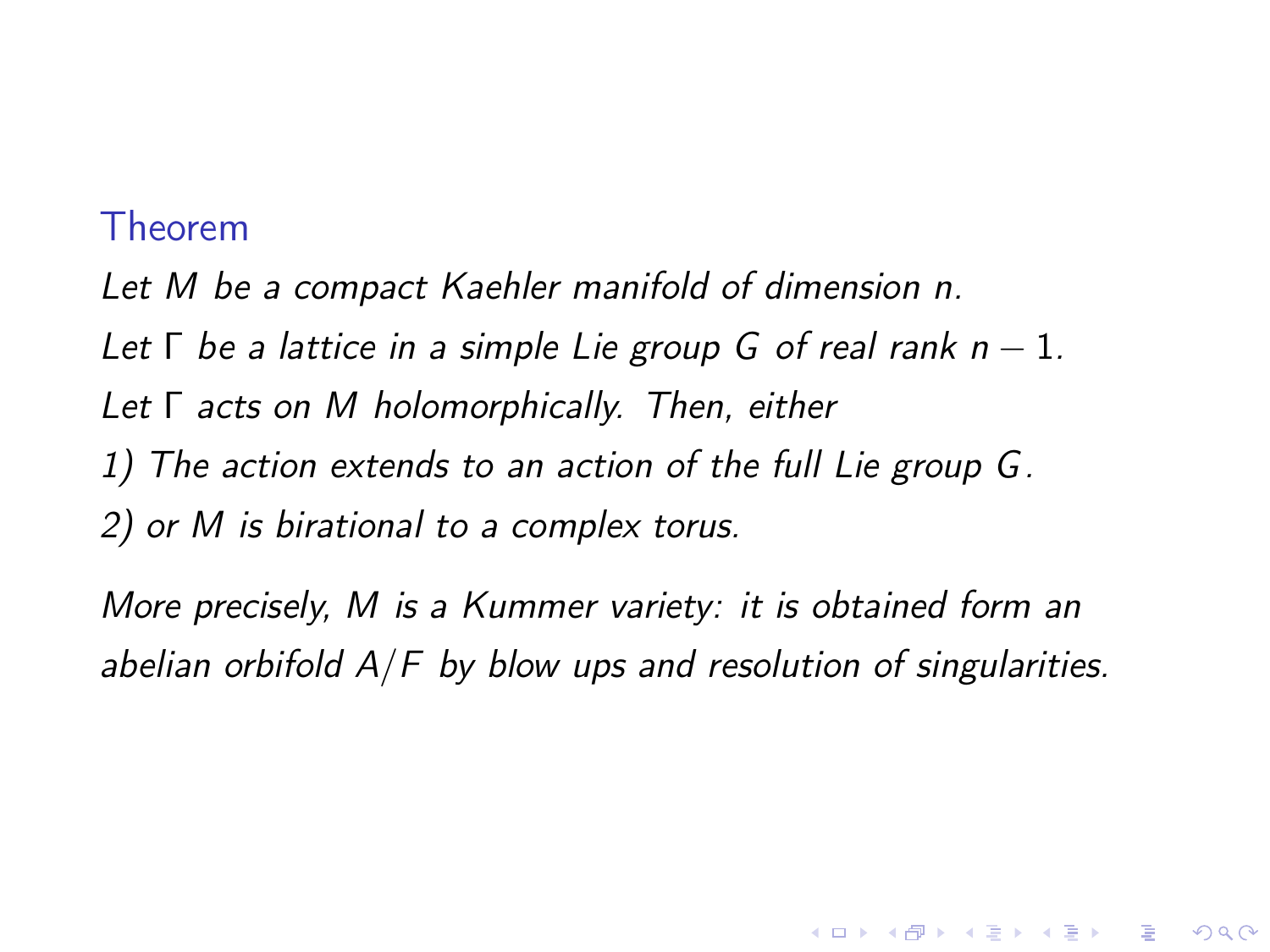**Theorem**

*Let $M$ be a compact Kaehler manifold of dimension $n$.*

*Let $\Gamma$ be a lattice in a simple Lie group $G$ of real rank $n-1$.*

*Let $\Gamma$ acts on $M$ holomorphically. Then, either*

*1) The action extends to an action of the full Lie group $G$.*

*2) or $M$ is birational to a complex torus.*

*More precisely, $M$ is a Kummer variety: it is obtained form an abelian orbifold $A/F$ by blow ups and resolution of singularities.*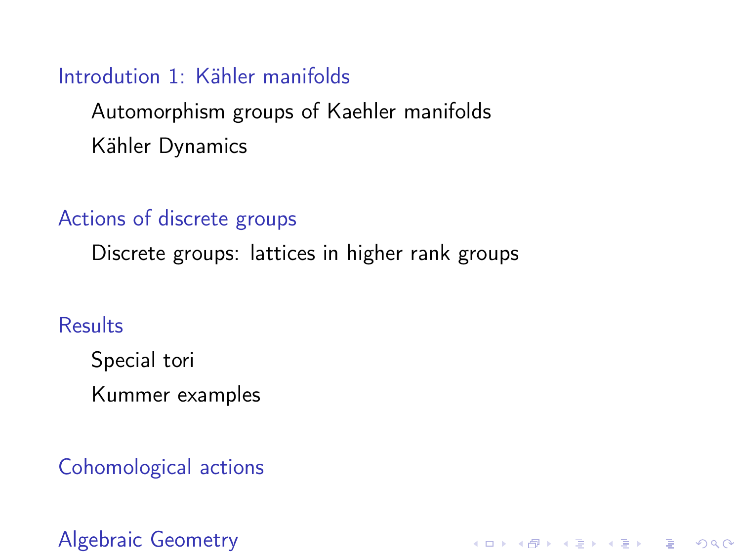## Introdution 1: Kähler manifolds

### Automorphism groups of Kaehler manifolds

### Kähler Dynamics

## Actions of discrete groups

### Discrete groups: lattices in higher rank groups

## Results

### Special tori

### Kummer examples

## Cohomological actions

## Algebraic Geometry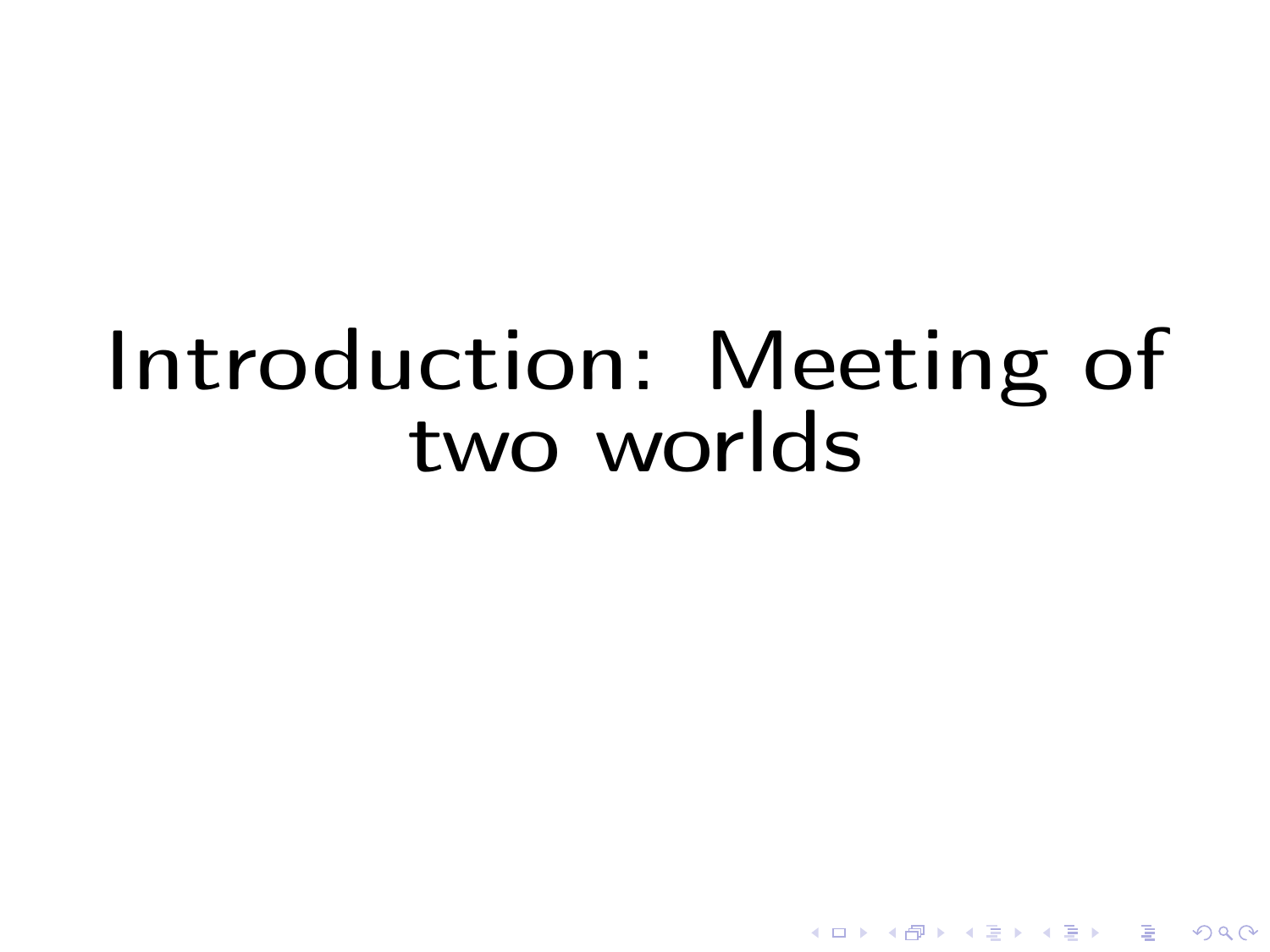# Introduction: Meeting of two worlds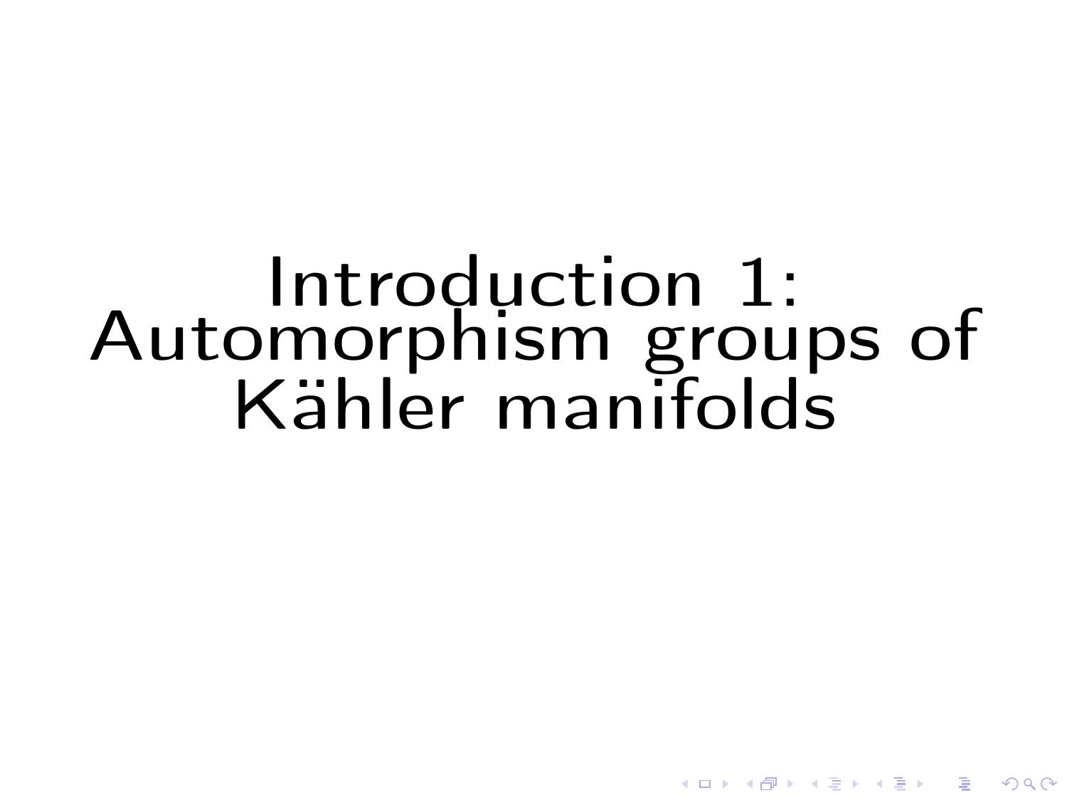# Introduction 1: Automorphism groups of Kähler manifolds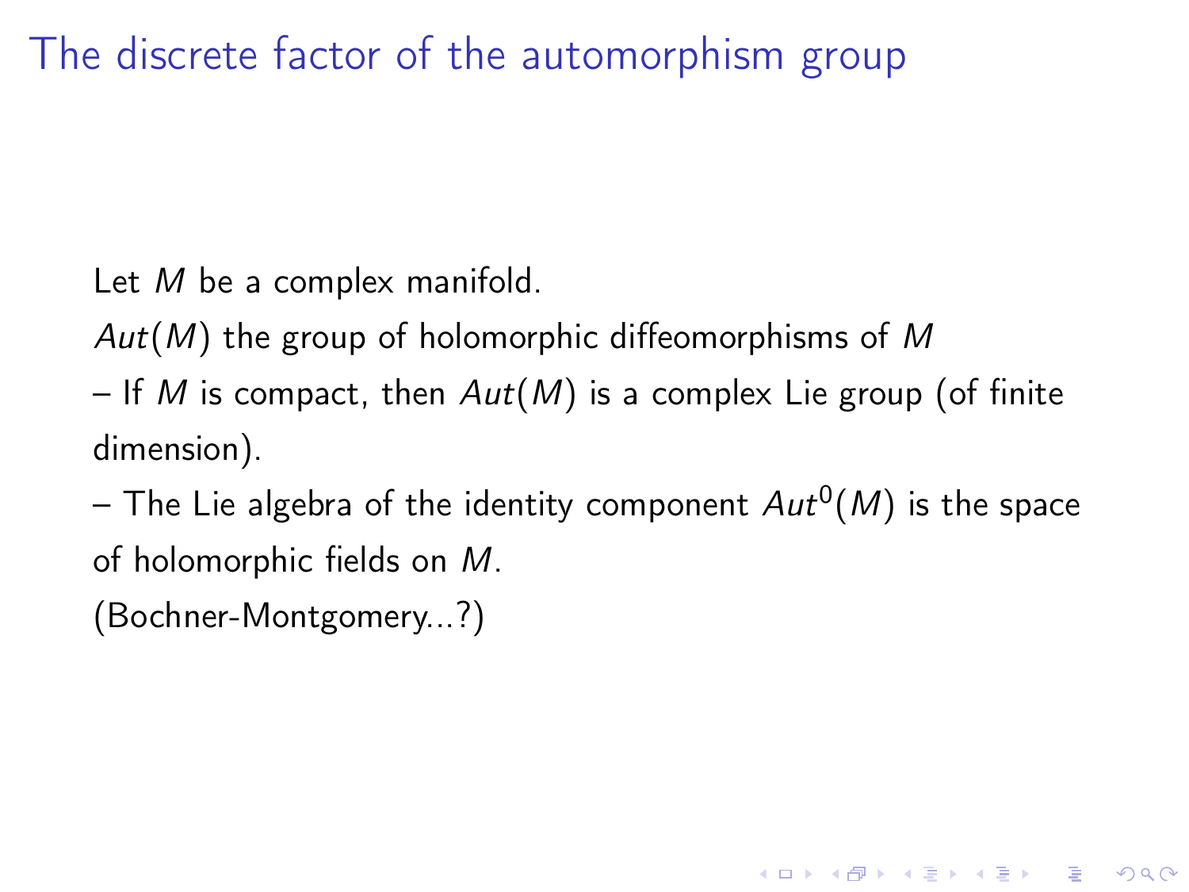# The discrete factor of the automorphism group

Let $M$ be a complex manifold.

$Aut(M)$ the group of holomorphic diffeomorphisms of $M$

– If $M$ is compact, then $Aut(M)$ is a complex Lie group (of finite dimension).

– The Lie algebra of the identity component $Aut^0(M)$ is the space of holomorphic fields on $M$.

(Bochner-Montgomery...?)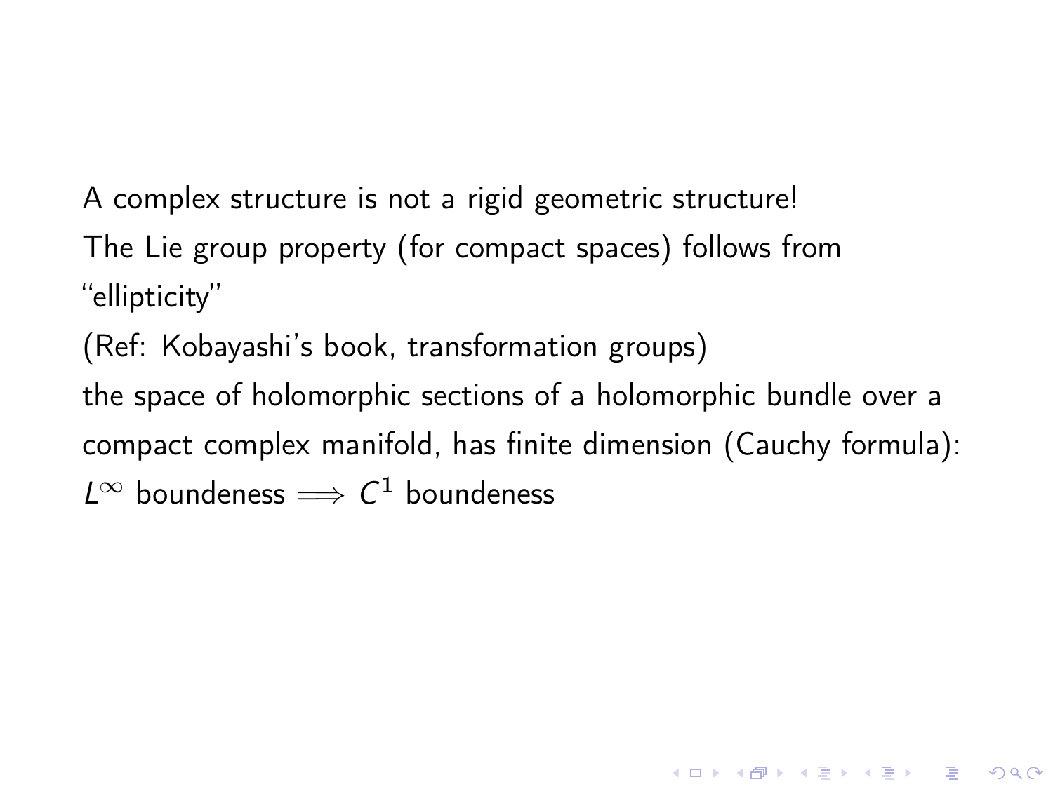A complex structure is not a rigid geometric structure!

The Lie group property (for compact spaces) follows from "ellipticity"

(Ref: Kobayashi's book, transformation groups)

the space of holomorphic sections of a holomorphic bundle over a compact complex manifold, has finite dimension (Cauchy formula):

$L^\infty$ boundeness $\implies$ $C^1$ boundeness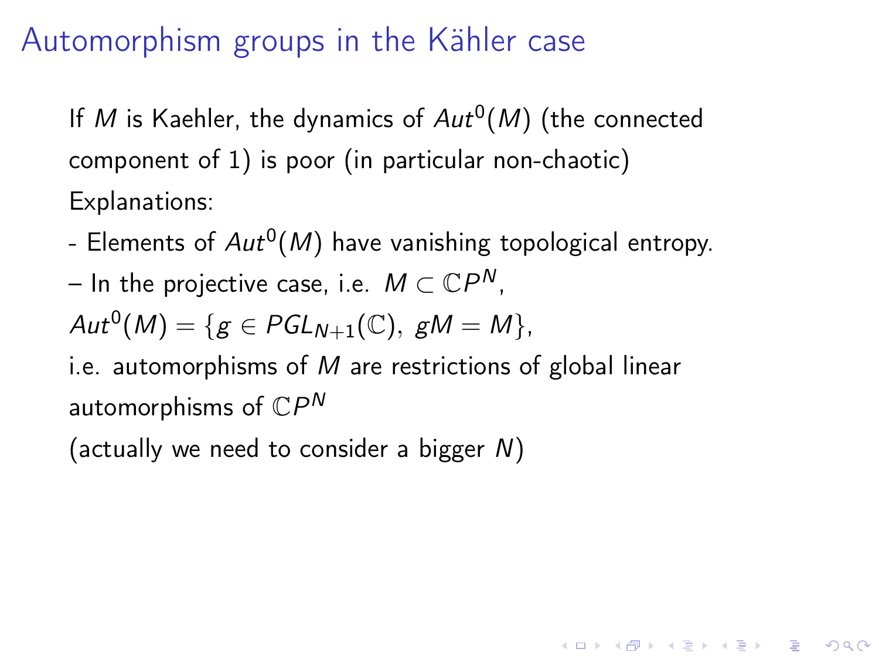# Automorphism groups in the Kähler case

If $M$ is Kaehler, the dynamics of $Aut^0(M)$ (the connected component of 1) is poor (in particular non-chaotic)

Explanations:

- Elements of $Aut^0(M)$ have vanishing topological entropy.

– In the projective case, i.e. $M \subset \mathbb{C}P^N$,

$Aut^0(M) = \{g \in PGL_{N+1}(\mathbb{C}),\ gM = M\}$,

i.e. automorphisms of $M$ are restrictions of global linear automorphisms of $\mathbb{C}P^N$

(actually we need to consider a bigger $N$)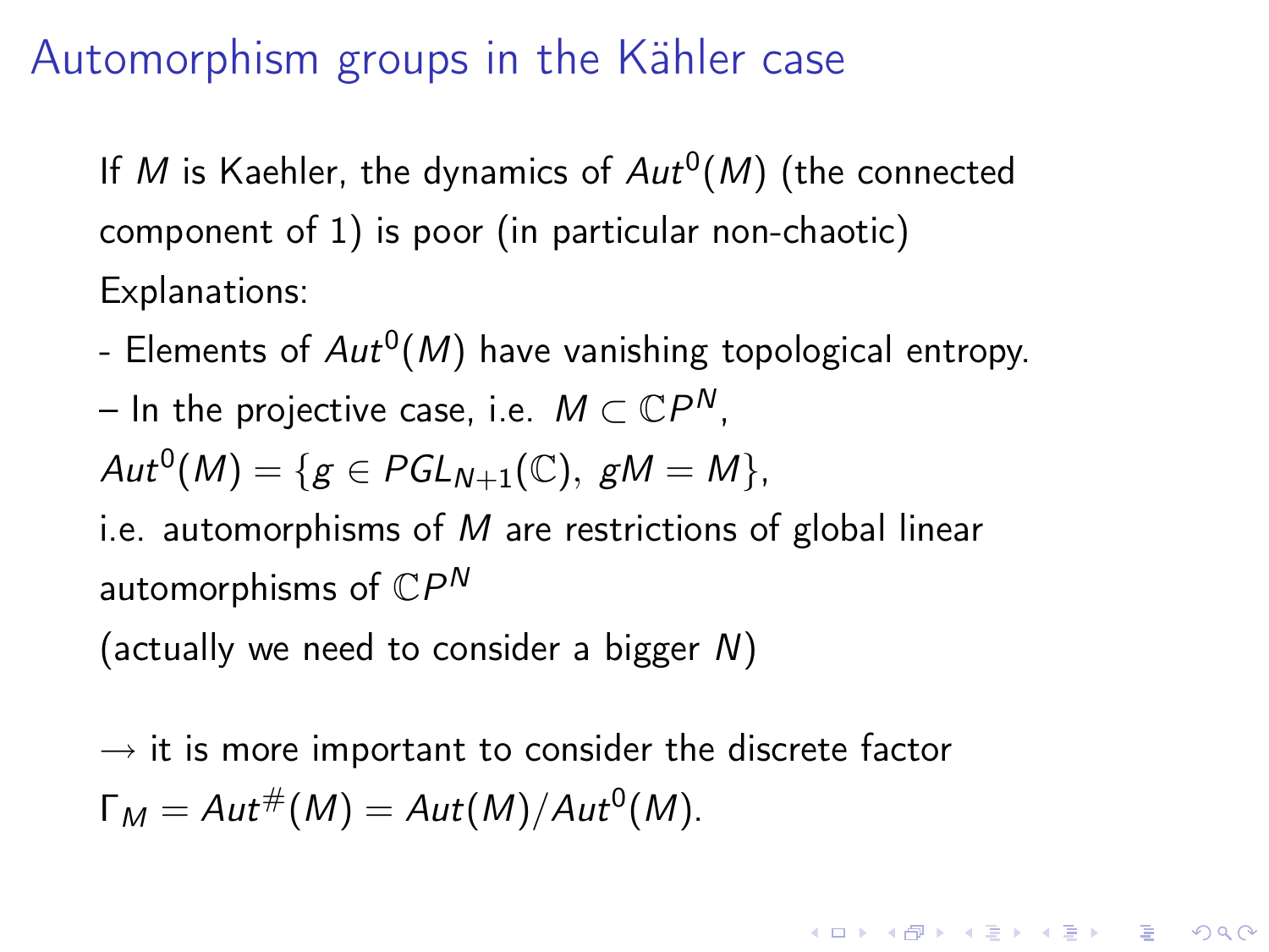# Automorphism groups in the Kähler case

If $M$ is Kaehler, the dynamics of $Aut^0(M)$ (the connected component of 1) is poor (in particular non-chaotic)

Explanations:

- Elements of $Aut^0(M)$ have vanishing topological entropy.

– In the projective case, i.e. $M \subset \mathbb{C}P^N$,

$Aut^0(M) = \{g \in PGL_{N+1}(\mathbb{C}),\ gM = M\}$,

i.e. automorphisms of $M$ are restrictions of global linear automorphisms of $\mathbb{C}P^N$

(actually we need to consider a bigger $N$)

$\rightarrow$ it is more important to consider the discrete factor $\Gamma_M = Aut^{\#}(M) = Aut(M)/Aut^0(M)$.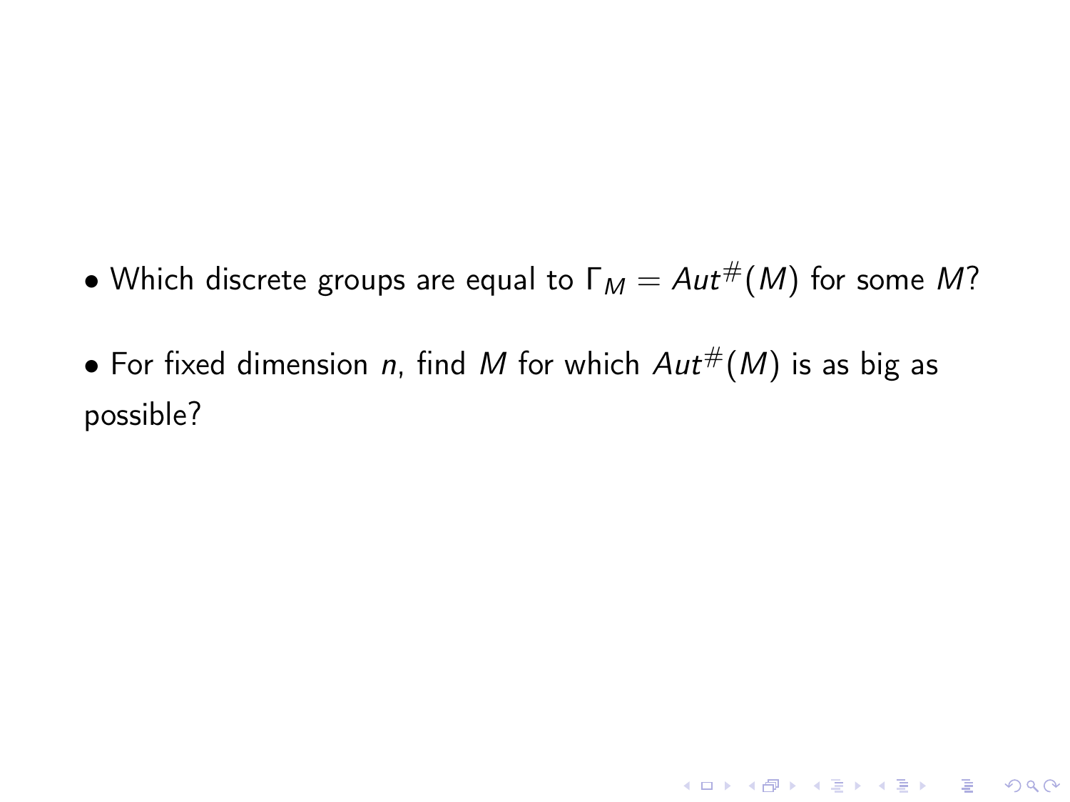- Which discrete groups are equal to $\Gamma_M = Aut^{\#}(M)$ for some $M$?

- For fixed dimension $n$, find $M$ for which $Aut^{\#}(M)$ is as big as possible?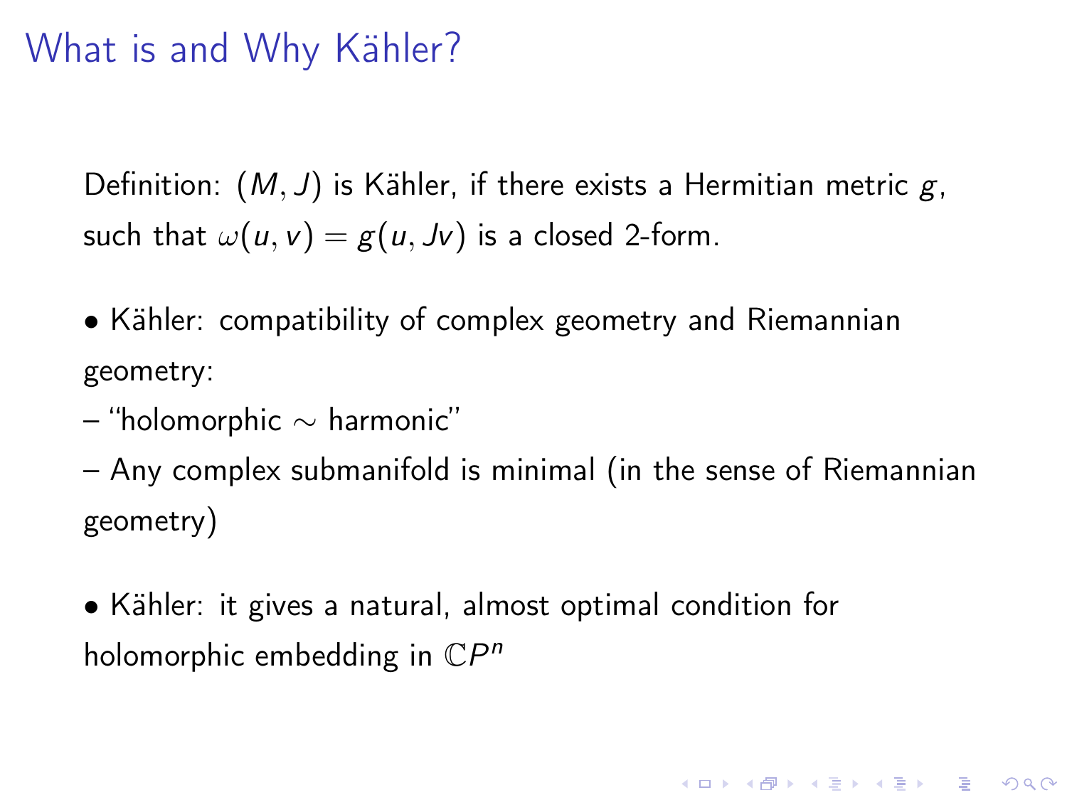# What is and Why Kähler?

Definition: $(M, J)$ is Kähler, if there exists a Hermitian metric $g$, such that $\omega(u, v) = g(u, Jv)$ is a closed 2-form.

- Kähler: compatibility of complex geometry and Riemannian geometry:
  – "holomorphic $\sim$ harmonic"
  – Any complex submanifold is minimal (in the sense of Riemannian geometry)

- Kähler: it gives a natural, almost optimal condition for holomorphic embedding in $\mathbb{C}P^n$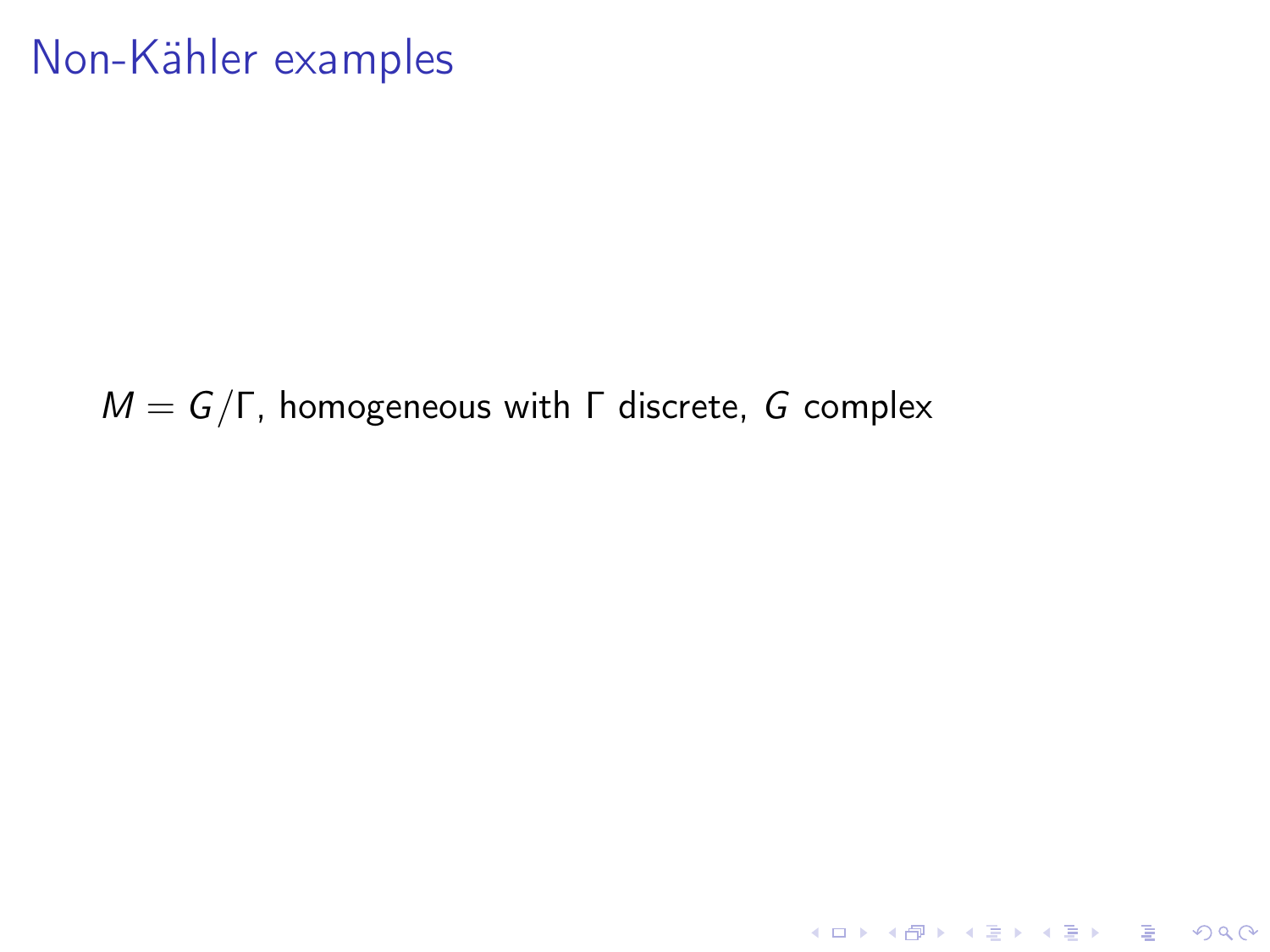# Non-Kähler examples

$M = G/\Gamma$, homogeneous with $\Gamma$ discrete, $G$ complex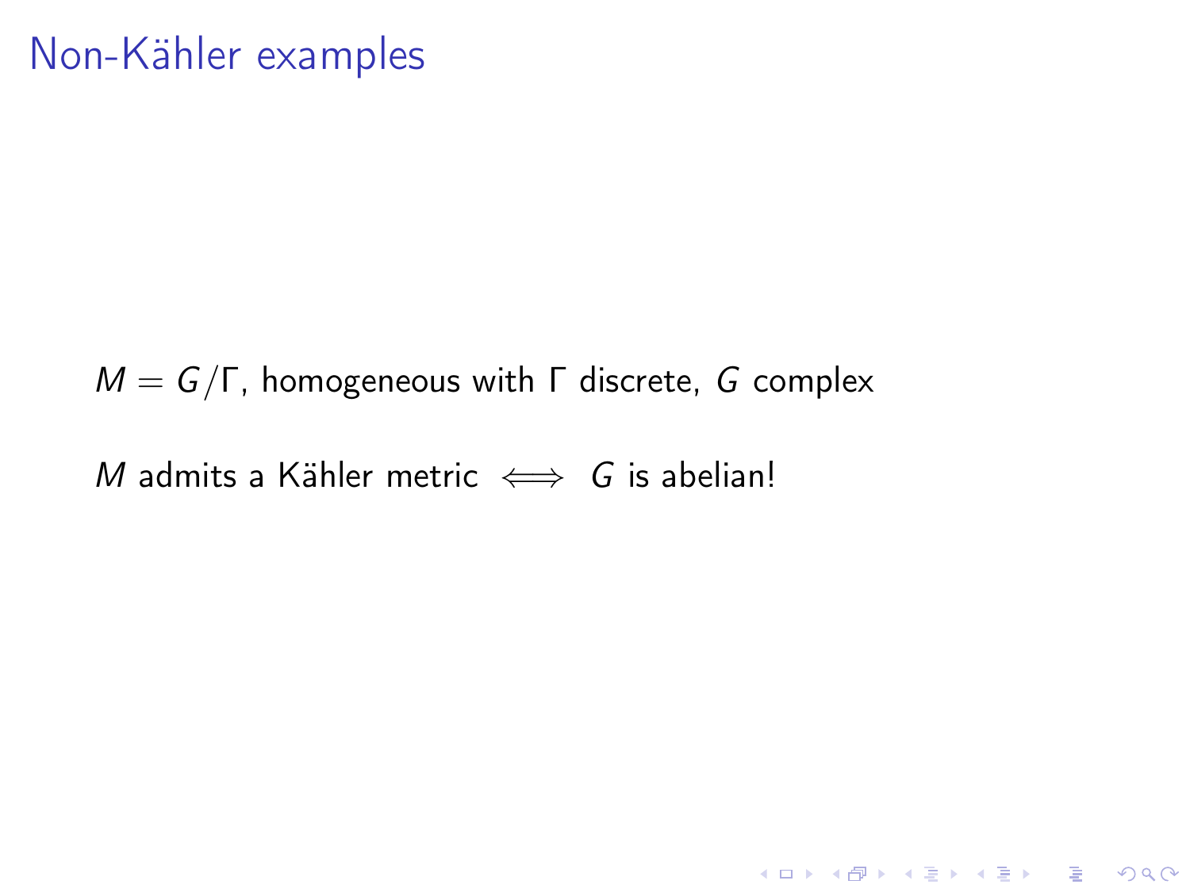# Non-Kähler examples

$M = G/\Gamma$, homogeneous with $\Gamma$ discrete, $G$ complex

$M$ admits a Kähler metric $\iff$ $G$ is abelian!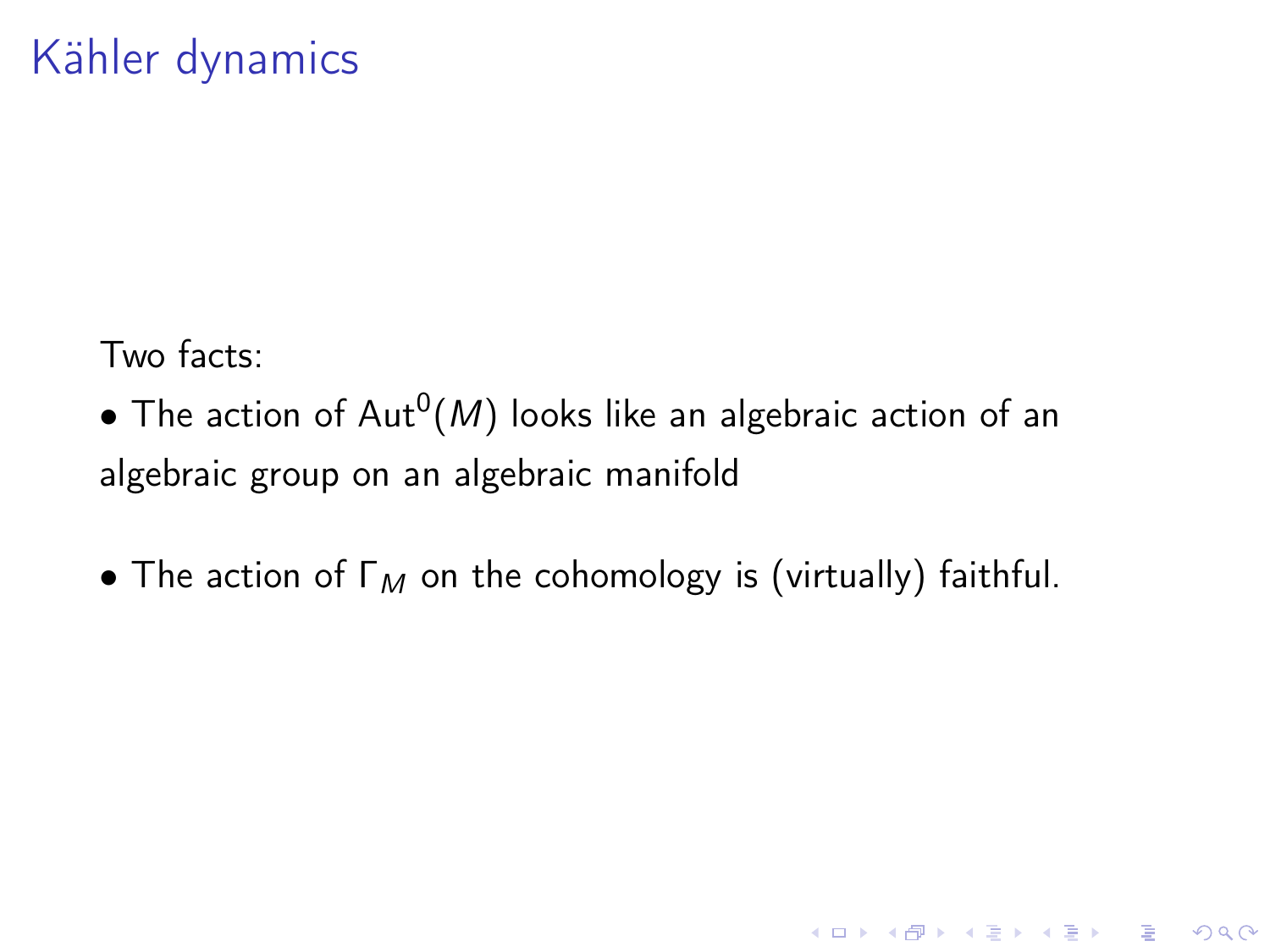# Kähler dynamics

Two facts:

- The action of $\mathrm{Aut}^0(M)$ looks like an algebraic action of an algebraic group on an algebraic manifold

- The action of $\Gamma_M$ on the cohomology is (virtually) faithful.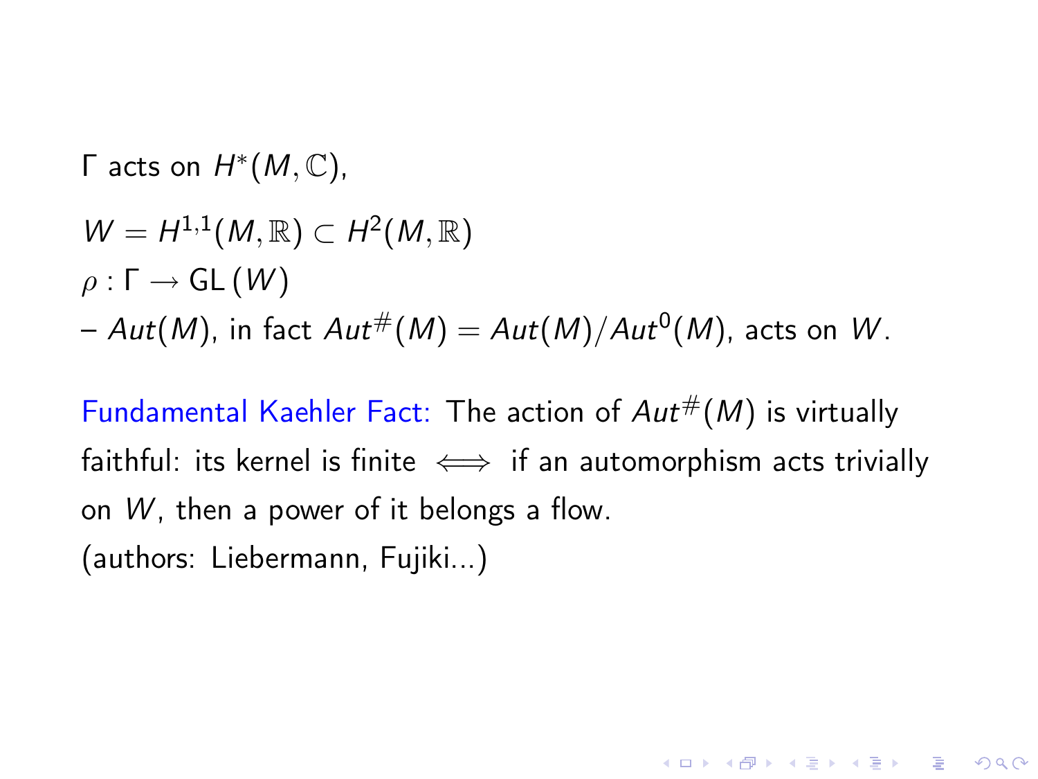$\Gamma$ acts on $H^*(M, \mathbb{C})$,

$W = H^{1,1}(M, \mathbb{R}) \subset H^2(M, \mathbb{R})$

$\rho : \Gamma \to \mathrm{GL}\,(W)$

– $Aut(M)$, in fact $Aut^{\#}(M) = Aut(M)/Aut^0(M)$, acts on $W$.

Fundamental Kaehler Fact: The action of $Aut^{\#}(M)$ is virtually faithful: its kernel is finite $\iff$ if an automorphism acts trivially on $W$, then a power of it belongs a flow.

(authors: Liebermann, Fujiki...)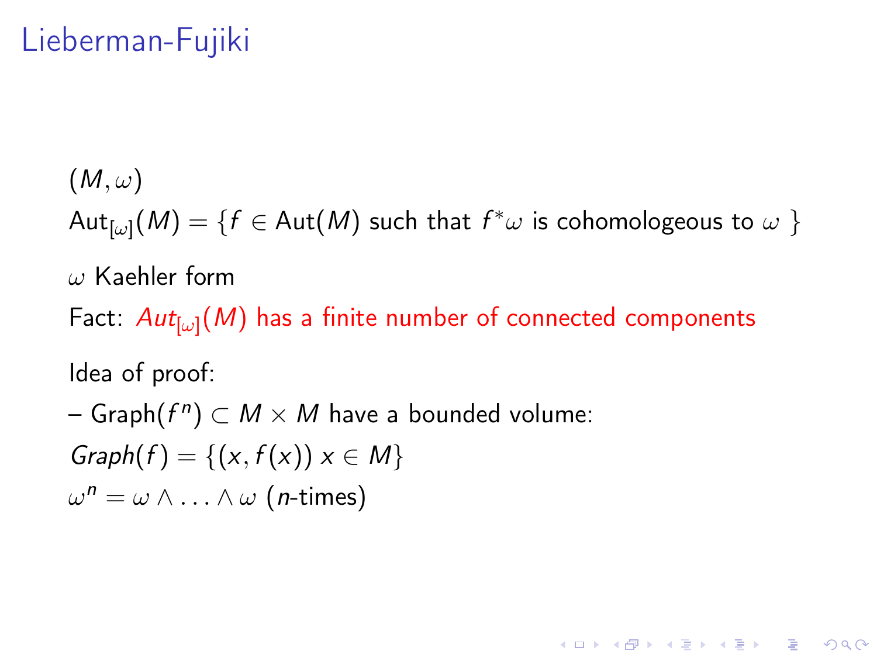# Lieberman-Fujiki

$(M, \omega)$

$\mathrm{Aut}_{[\omega]}(M) = \{f \in \mathrm{Aut}(M)$ such that $f^*\omega$ is cohomologeous to $\omega$ $\}$

$\omega$ Kaehler form

Fact: $Aut_{[\omega]}(M)$ has a finite number of connected components

Idea of proof:

– $\mathrm{Graph}(f^n) \subset M \times M$ have a bounded volume:

$Graph(f) = \{(x, f(x))\ x \in M\}$

$\omega^n = \omega \wedge \ldots \wedge \omega$ ($n$-times)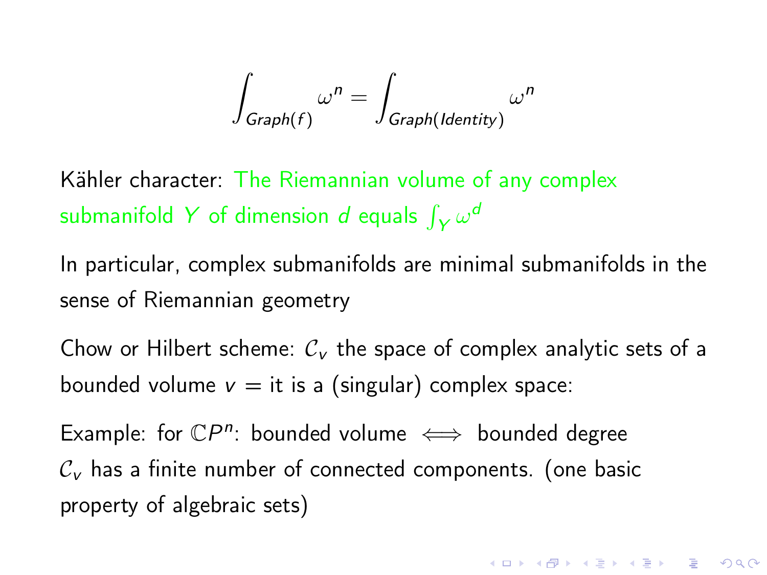$$\int_{Graph(f)} \omega^n = \int_{Graph(Identity)} \omega^n$$

Kähler character: The Riemannian volume of any complex submanifold $Y$ of dimension $d$ equals $\int_Y \omega^d$

In particular, complex submanifolds are minimal submanifolds in the sense of Riemannian geometry

Chow or Hilbert scheme: $\mathcal{C}_v$ the space of complex analytic sets of a bounded volume $v$ = it is a (singular) complex space:

Example: for $\mathbb{C}P^n$: bounded volume $\iff$ bounded degree
$\mathcal{C}_v$ has a finite number of connected components. (one basic property of algebraic sets)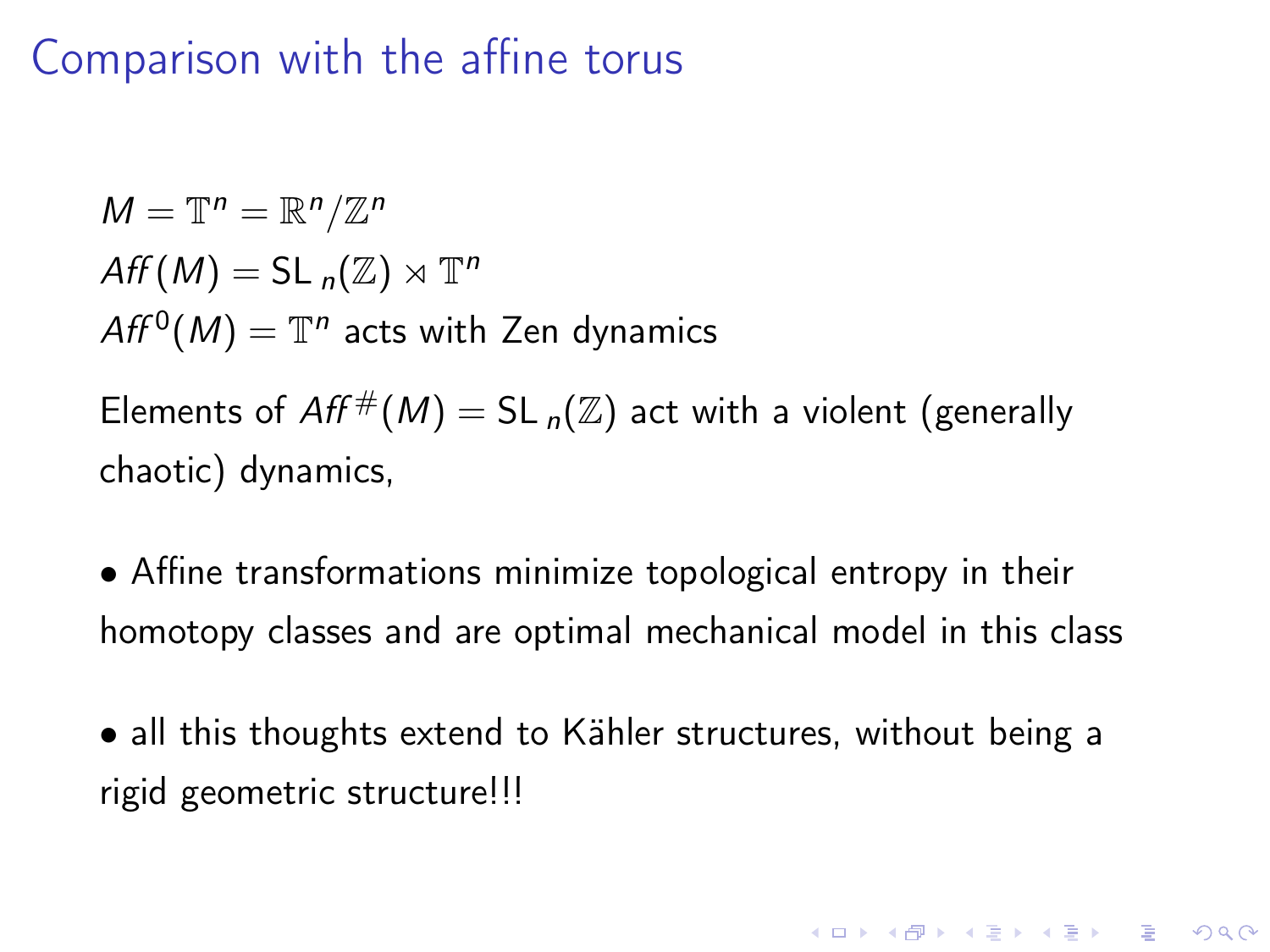# Comparison with the affine torus

$M = \mathbb{T}^n = \mathbb{R}^n / \mathbb{Z}^n$

$Aff(M) = \mathrm{SL}_n(\mathbb{Z}) \ltimes \mathbb{T}^n$

$Aff^0(M) = \mathbb{T}^n$ acts with Zen dynamics

Elements of $Aff^{\#}(M) = \mathrm{SL}_n(\mathbb{Z})$ act with a violent (generally chaotic) dynamics,

- Affine transformations minimize topological entropy in their homotopy classes and are optimal mechanical model in this class

- all this thoughts extend to Kähler structures, without being a rigid geometric structure!!!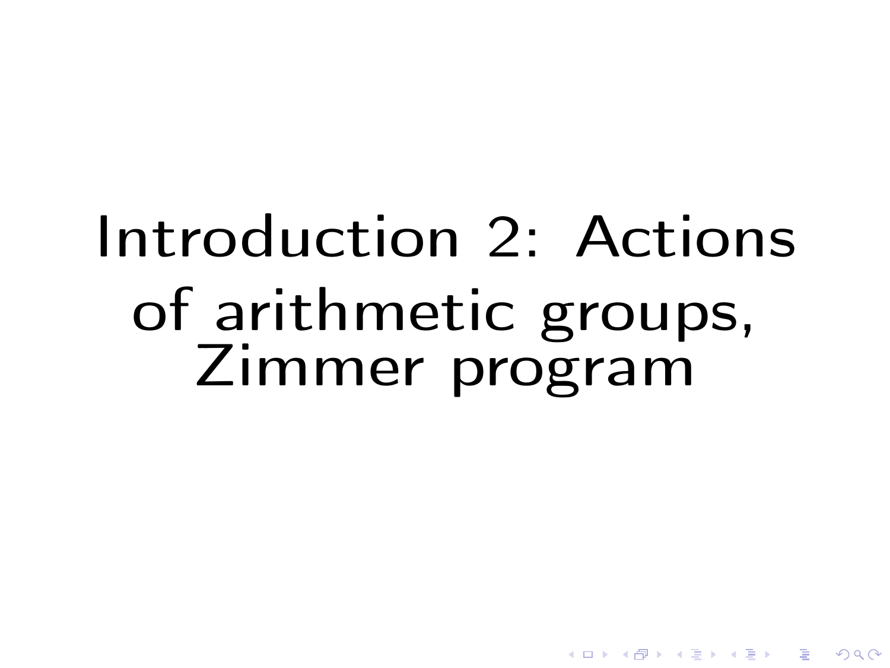# Introduction 2: Actions of arithmetic groups, Zimmer program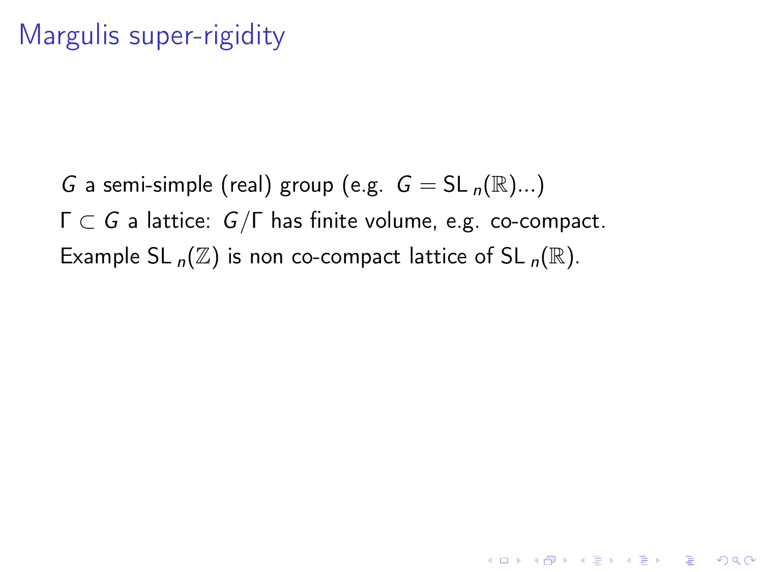# Margulis super-rigidity

$G$ a semi-simple (real) group (e.g. $G = \mathrm{SL}_n(\mathbb{R})$...)

$\Gamma \subset G$ a lattice: $G/\Gamma$ has finite volume, e.g. co-compact.

Example $\mathrm{SL}_n(\mathbb{Z})$ is non co-compact lattice of $\mathrm{SL}_n(\mathbb{R})$.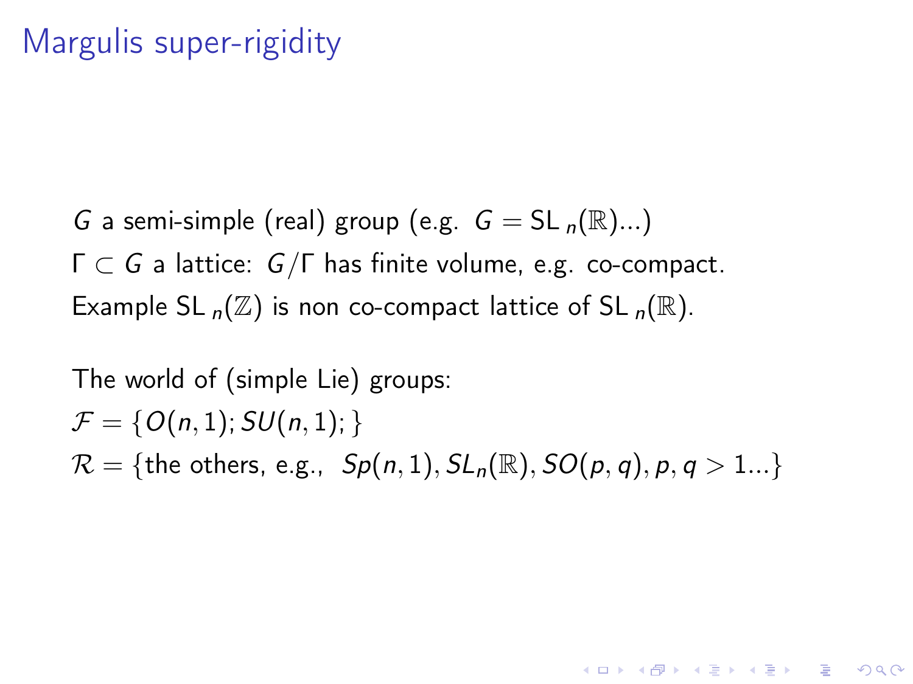# Margulis super-rigidity

$G$ a semi-simple (real) group (e.g. $G = \mathrm{SL}_n(\mathbb{R})$...)

$\Gamma \subset G$ a lattice: $G/\Gamma$ has finite volume, e.g. co-compact.

Example $\mathrm{SL}_n(\mathbb{Z})$ is non co-compact lattice of $\mathrm{SL}_n(\mathbb{R})$.

The world of (simple Lie) groups:

$\mathcal{F} = \{O(n,1); SU(n,1); \}$

$\mathcal{R} = \{$the others, e.g., $Sp(n,1), SL_n(\mathbb{R}), SO(p,q), p,q > 1 ...\}$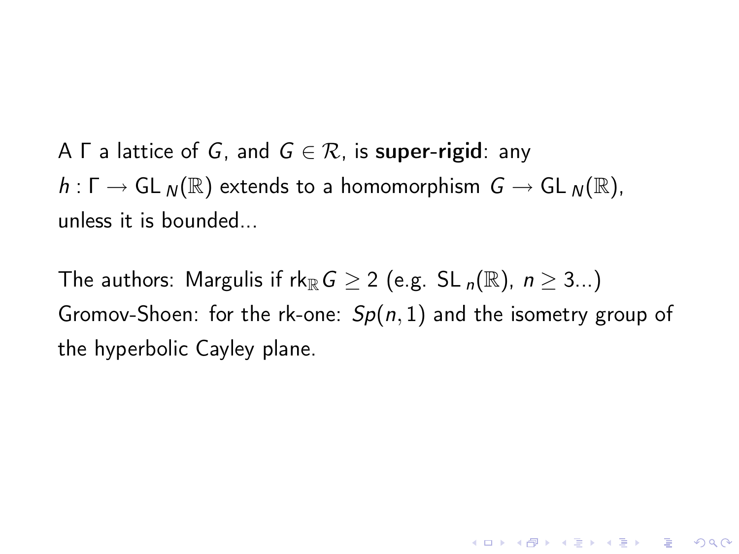A $\Gamma$ a lattice of $G$, and $G \in \mathcal{R}$, is **super-rigid**: any $h : \Gamma \to \mathrm{GL}_N(\mathbb{R})$ extends to a homomorphism $G \to \mathrm{GL}_N(\mathbb{R})$, unless it is bounded...

The authors: Margulis if $\mathrm{rk}_{\mathbb{R}} G \geq 2$ (e.g. $\mathrm{SL}_n(\mathbb{R})$, $n \geq 3$...)
Gromov-Shoen: for the rk-one: $Sp(n, 1)$ and the isometry group of the hyperbolic Cayley plane.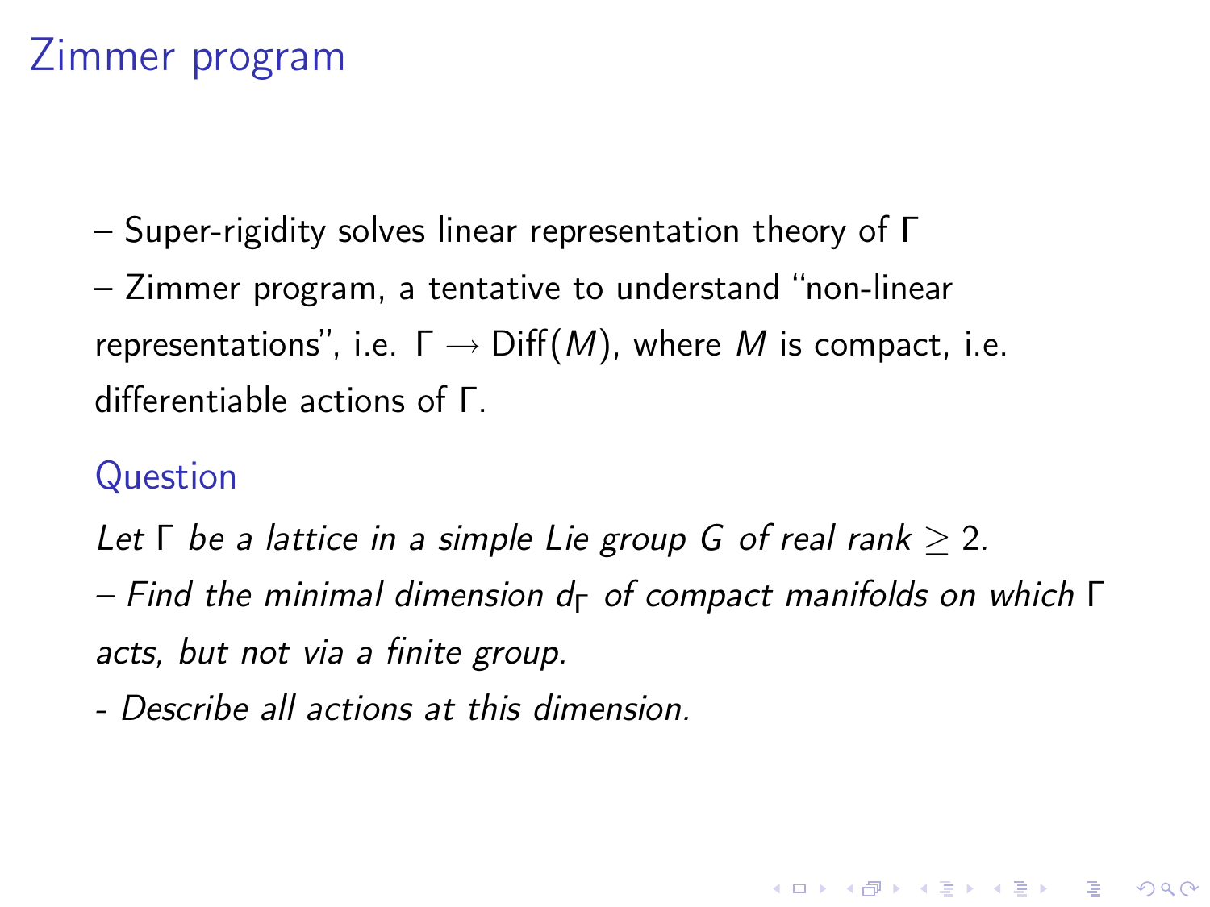# Zimmer program

– Super-rigidity solves linear representation theory of $\Gamma$

– Zimmer program, a tentative to understand “non-linear representations”, i.e. $\Gamma \to \mathrm{Diff}(M)$, where $M$ is compact, i.e. differentiable actions of $\Gamma$.

## Question

*Let $\Gamma$ be a lattice in a simple Lie group $G$ of real rank $\geq 2$.*

*– Find the minimal dimension $d_\Gamma$ of compact manifolds on which $\Gamma$ acts, but not via a finite group.*

*- Describe all actions at this dimension.*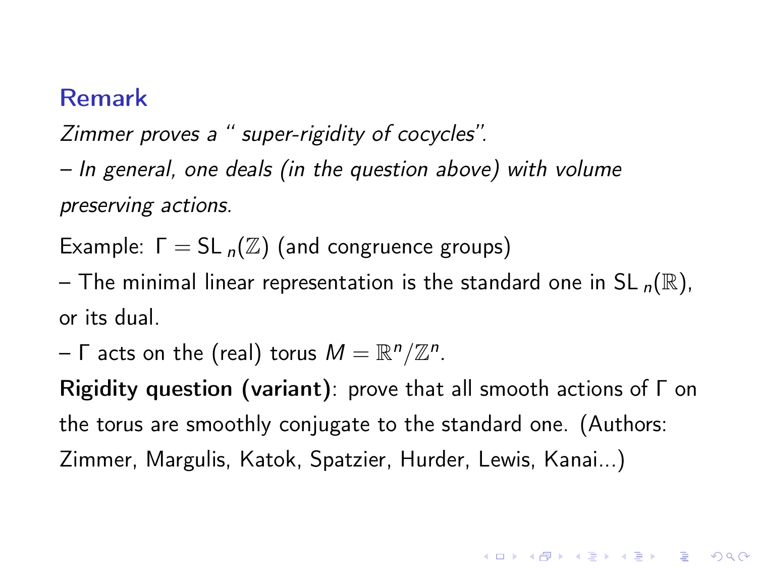## Remark

*Zimmer proves a " super-rigidity of cocycles".*

*– In general, one deals (in the question above) with volume preserving actions.*

Example: $\Gamma = \mathrm{SL}_n(\mathbb{Z})$ (and congruence groups)

– The minimal linear representation is the standard one in $\mathrm{SL}_n(\mathbb{R})$, or its dual.

– $\Gamma$ acts on the (real) torus $M = \mathbb{R}^n/\mathbb{Z}^n$.

**Rigidity question (variant)**: prove that all smooth actions of $\Gamma$ on the torus are smoothly conjugate to the standard one. (Authors: Zimmer, Margulis, Katok, Spatzier, Hurder, Lewis, Kanai...)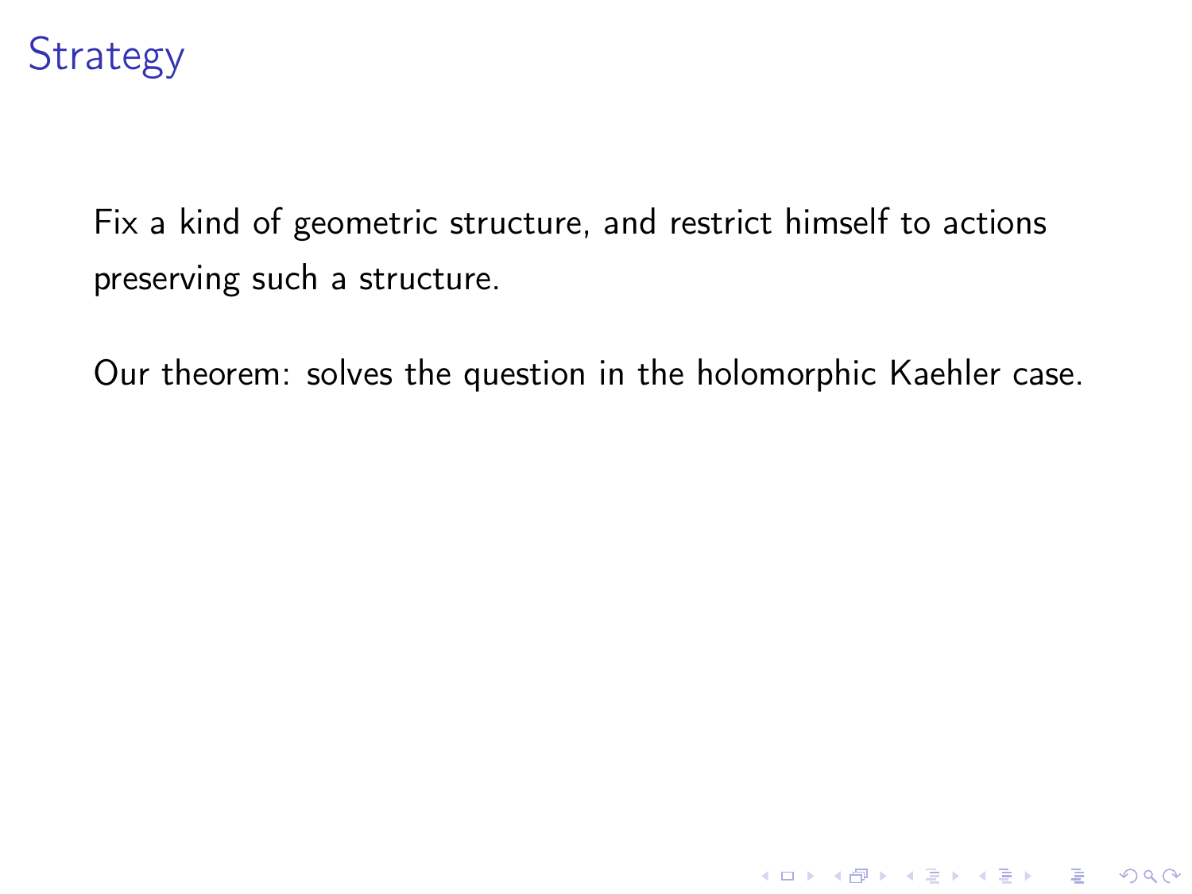# Strategy

Fix a kind of geometric structure, and restrict himself to actions preserving such a structure.

Our theorem: solves the question in the holomorphic Kaehler case.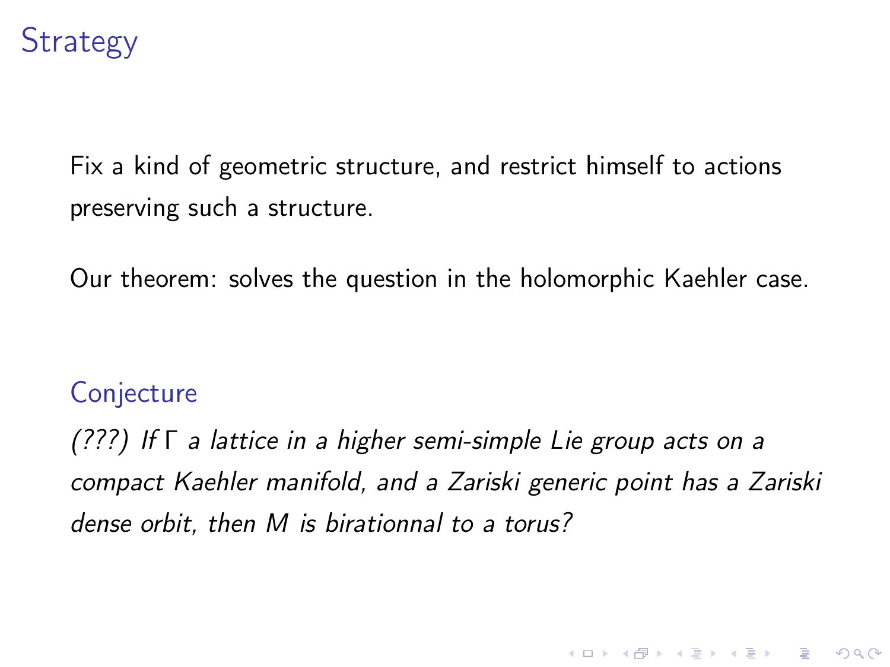# Strategy

Fix a kind of geometric structure, and restrict himself to actions preserving such a structure.

Our theorem: solves the question in the holomorphic Kaehler case.

## Conjecture

*(???) If $\Gamma$ a lattice in a higher semi-simple Lie group acts on a compact Kaehler manifold, and a Zariski generic point has a Zariski dense orbit, then $M$ is birationnal to a torus?*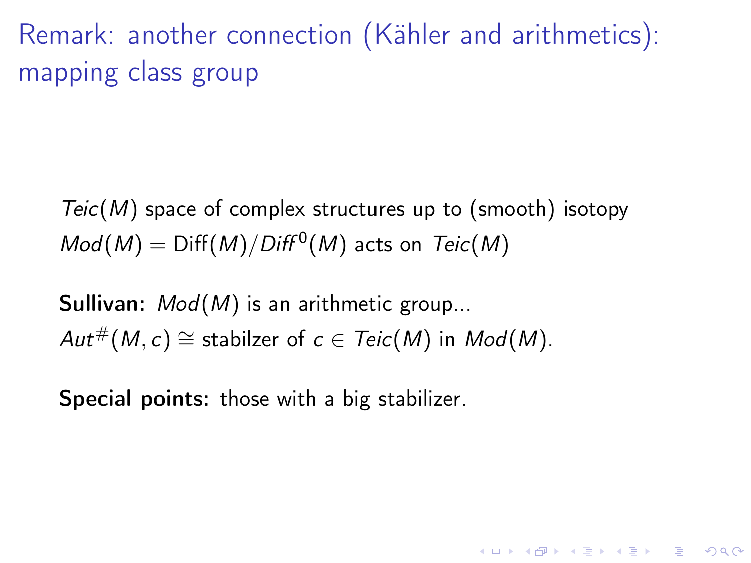# Remark: another connection (Kähler and arithmetics): mapping class group

$Teic(M)$ space of complex structures up to (smooth) isotopy
$Mod(M) = \mathrm{Diff}(M)/Diff^0(M)$ acts on $Teic(M)$

**Sullivan:** $Mod(M)$ is an arithmetic group...
$Aut^{\#}(M, c) \cong$ stabilzer of $c \in Teic(M)$ in $Mod(M)$.

**Special points:** those with a big stabilizer.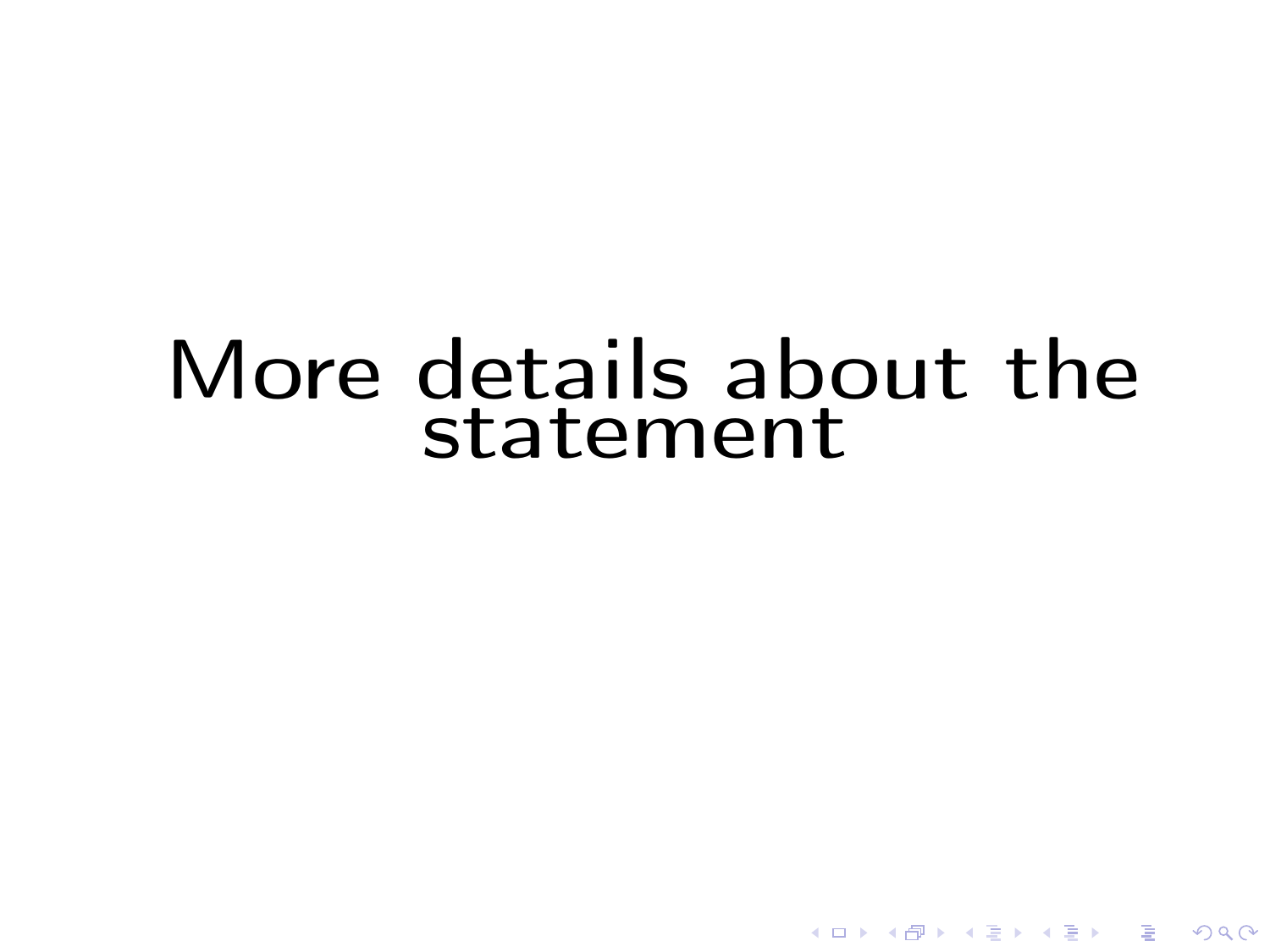# More details about the statement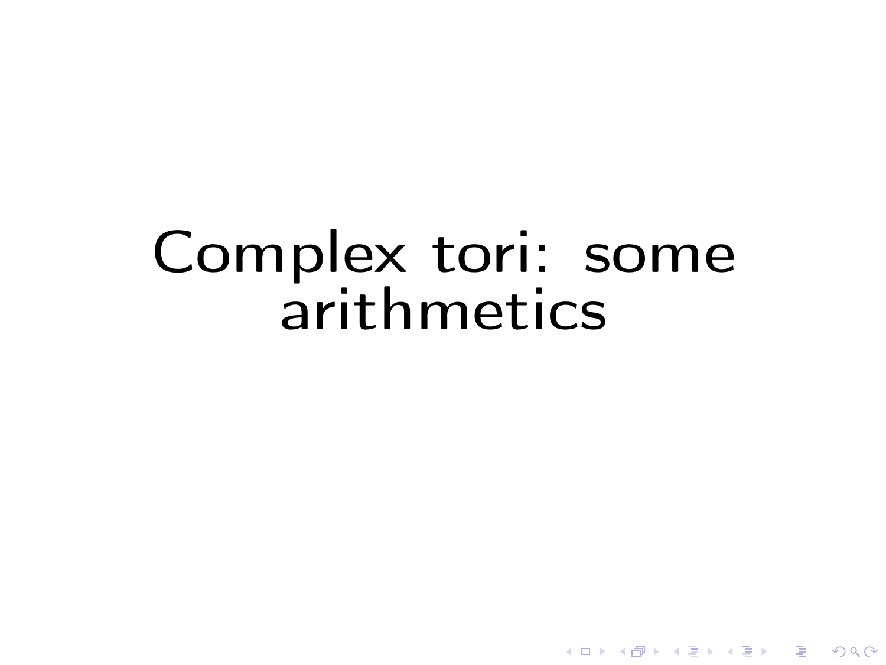# Complex tori: some arithmetics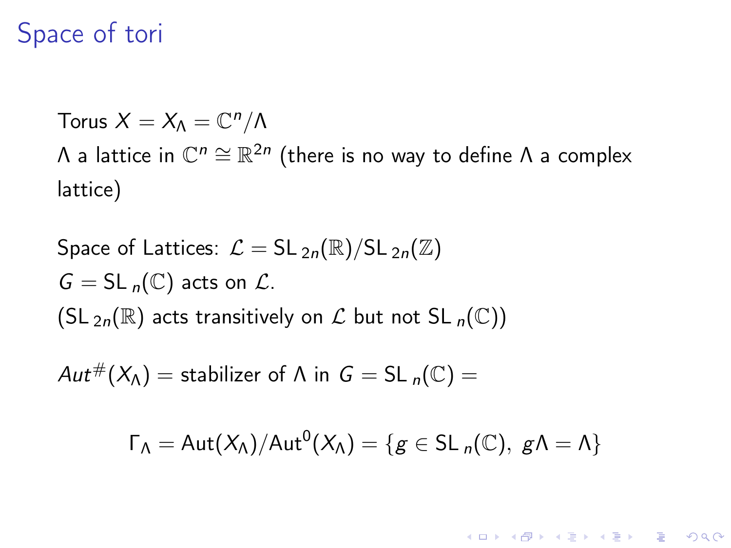# Space of tori

Torus $X = X_\Lambda = \mathbb{C}^n/\Lambda$

$\Lambda$ a lattice in $\mathbb{C}^n \cong \mathbb{R}^{2n}$ (there is no way to define $\Lambda$ a complex lattice)

Space of Lattices: $\mathcal{L} = \mathrm{SL}_{2n}(\mathbb{R})/\mathrm{SL}_{2n}(\mathbb{Z})$

$G = \mathrm{SL}_n(\mathbb{C})$ acts on $\mathcal{L}$.

($\mathrm{SL}_{2n}(\mathbb{R})$ acts transitively on $\mathcal{L}$ but not $\mathrm{SL}_n(\mathbb{C})$)

$Aut^{\#}(X_\Lambda) =$ stabilizer of $\Lambda$ in $G = \mathrm{SL}_n(\mathbb{C}) =$

$$\Gamma_\Lambda = \mathrm{Aut}(X_\Lambda)/\mathrm{Aut}^0(X_\Lambda) = \{g \in \mathrm{SL}_n(\mathbb{C}),\ g\Lambda = \Lambda\}$$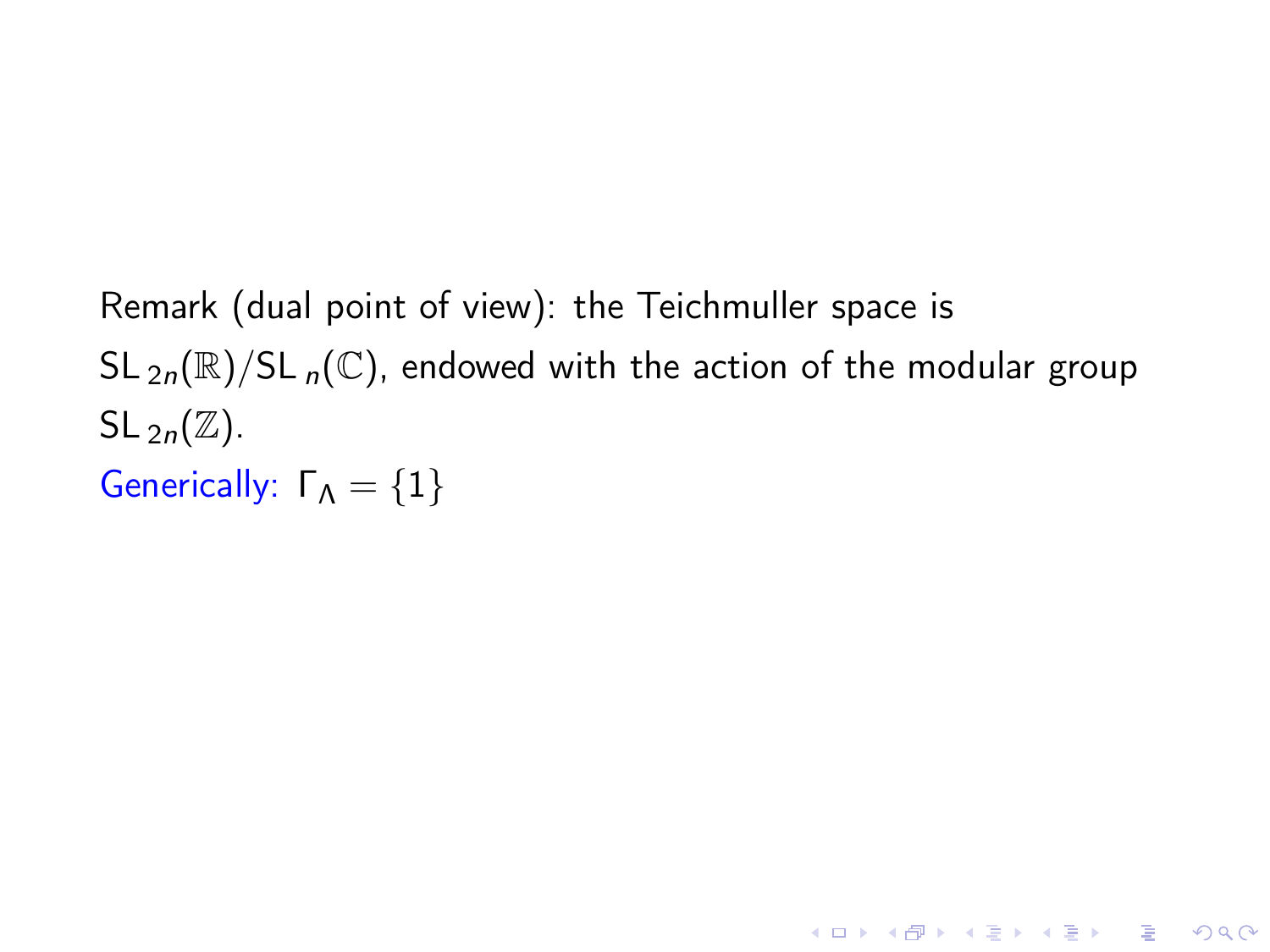Remark (dual point of view): the Teichmuller space is $\mathrm{SL}_{2n}(\mathbb{R})/\mathrm{SL}_n(\mathbb{C})$, endowed with the action of the modular group $\mathrm{SL}_{2n}(\mathbb{Z})$.

Generically: $\Gamma_\Lambda = \{1\}$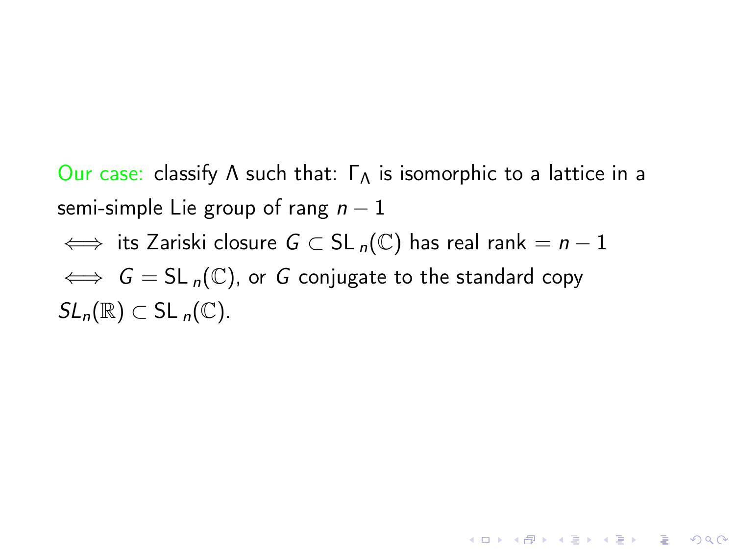Our case: classify $\Lambda$ such that: $\Gamma_\Lambda$ is isomorphic to a lattice in a semi-simple Lie group of rang $n-1$

$\iff$ its Zariski closure $G \subset \mathrm{SL}_n(\mathbb{C})$ has real rank $= n-1$

$\iff$ $G = \mathrm{SL}_n(\mathbb{C})$, or $G$ conjugate to the standard copy $SL_n(\mathbb{R}) \subset \mathrm{SL}_n(\mathbb{C})$.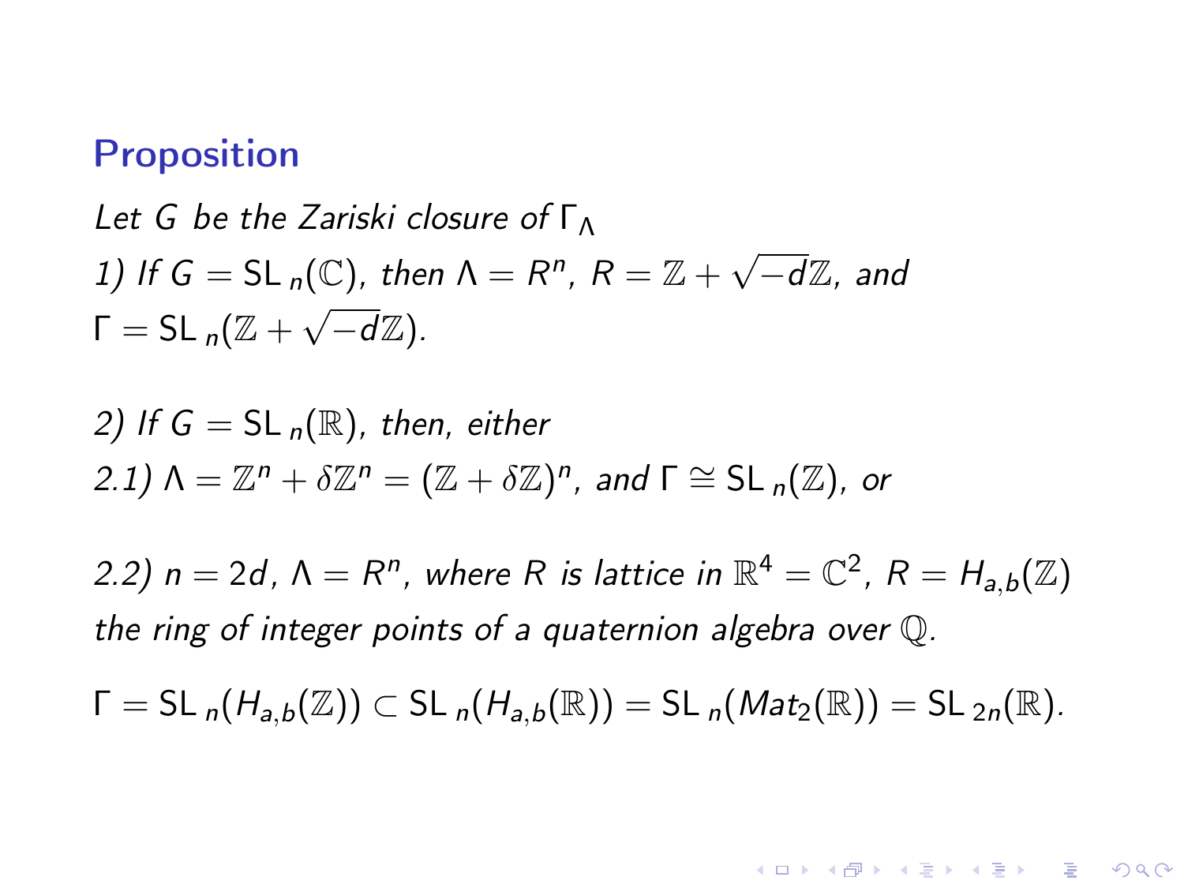## Proposition

*Let $G$ be the Zariski closure of $\Gamma_\Lambda$*

*1) If $G = \mathrm{SL}_n(\mathbb{C})$, then $\Lambda = R^n$, $R = \mathbb{Z} + \sqrt{-d}\mathbb{Z}$, and $\Gamma = \mathrm{SL}_n(\mathbb{Z} + \sqrt{-d}\mathbb{Z})$.*

*2) If $G = \mathrm{SL}_n(\mathbb{R})$, then, either*

*2.1) $\Lambda = \mathbb{Z}^n + \delta\mathbb{Z}^n = (\mathbb{Z} + \delta\mathbb{Z})^n$, and $\Gamma \cong \mathrm{SL}_n(\mathbb{Z})$, or*

*2.2) $n = 2d$, $\Lambda = R^n$, where $R$ is lattice in $\mathbb{R}^4 = \mathbb{C}^2$, $R = H_{a,b}(\mathbb{Z})$ the ring of integer points of a quaternion algebra over $\mathbb{Q}$.*

$$\Gamma = \mathrm{SL}_n(H_{a,b}(\mathbb{Z})) \subset \mathrm{SL}_n(H_{a,b}(\mathbb{R})) = \mathrm{SL}_n(Mat_2(\mathbb{R})) = \mathrm{SL}_{2n}(\mathbb{R}).$$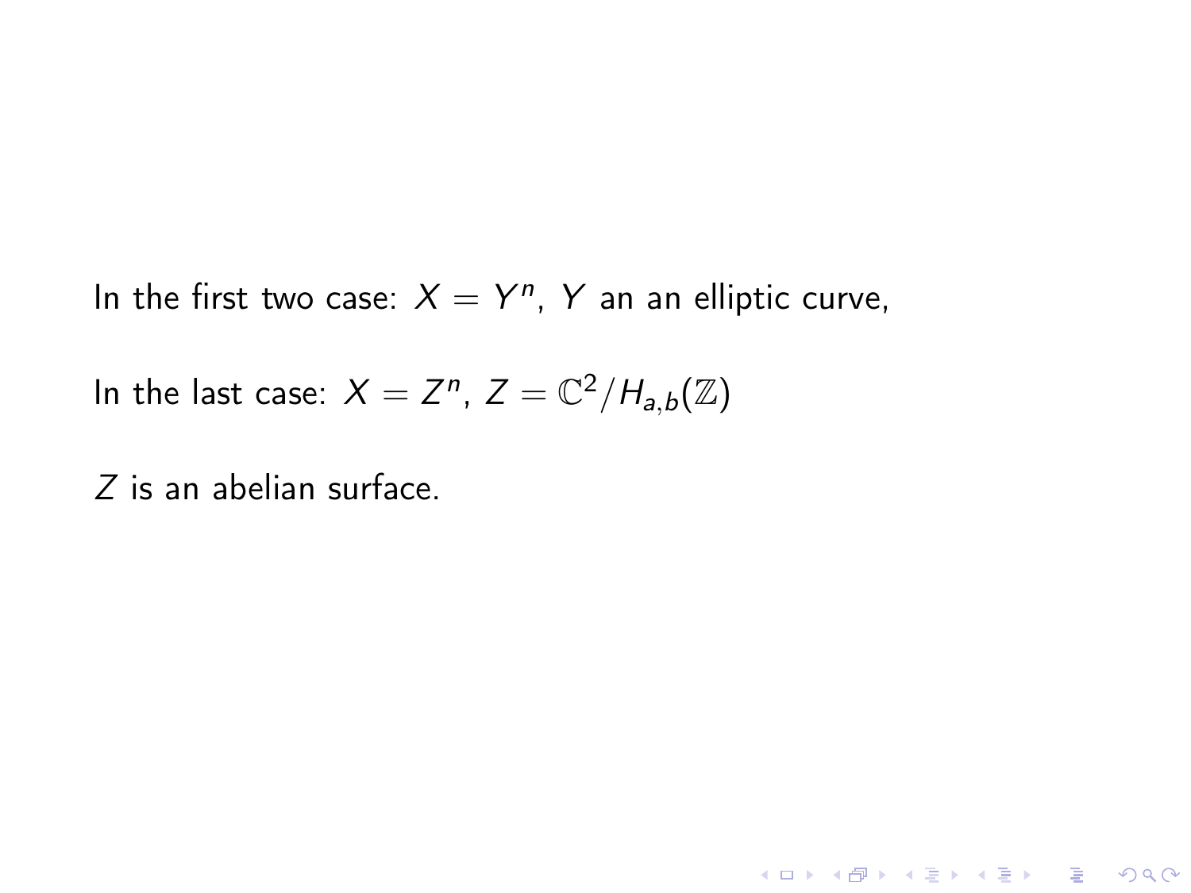In the first two case: $X = Y^n$, $Y$ an an elliptic curve,

In the last case: $X = Z^n$, $Z = \mathbb{C}^2 / H_{a,b}(\mathbb{Z})$

$Z$ is an abelian surface.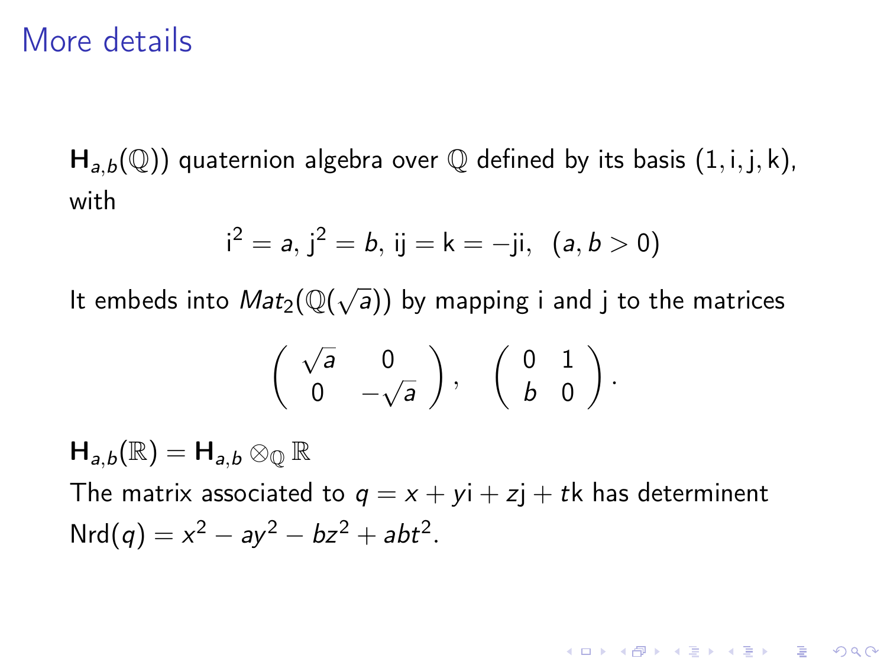# More details

$\mathbf{H}_{a,b}(\mathbb{Q}))$ quaternion algebra over $\mathbb{Q}$ defined by its basis $(1, \mathrm{i}, \mathrm{j}, \mathrm{k})$, with

$$\mathrm{i}^2 = a,\ \mathrm{j}^2 = b,\ \mathrm{ij} = \mathrm{k} = -\mathrm{ji},\ \ (a, b > 0)$$

It embeds into $Mat_2(\mathbb{Q}(\sqrt{a}))$ by mapping i and j to the matrices

$$\begin{pmatrix} \sqrt{a} & 0 \\ 0 & -\sqrt{a} \end{pmatrix}, \quad \begin{pmatrix} 0 & 1 \\ b & 0 \end{pmatrix}.$$

$\mathbf{H}_{a,b}(\mathbb{R}) = \mathbf{H}_{a,b} \otimes_{\mathbb{Q}} \mathbb{R}$

The matrix associated to $q = x + y\mathrm{i} + z\mathrm{j} + t\mathrm{k}$ has determinent $\mathrm{Nrd}(q) = x^2 - ay^2 - bz^2 + abt^2$.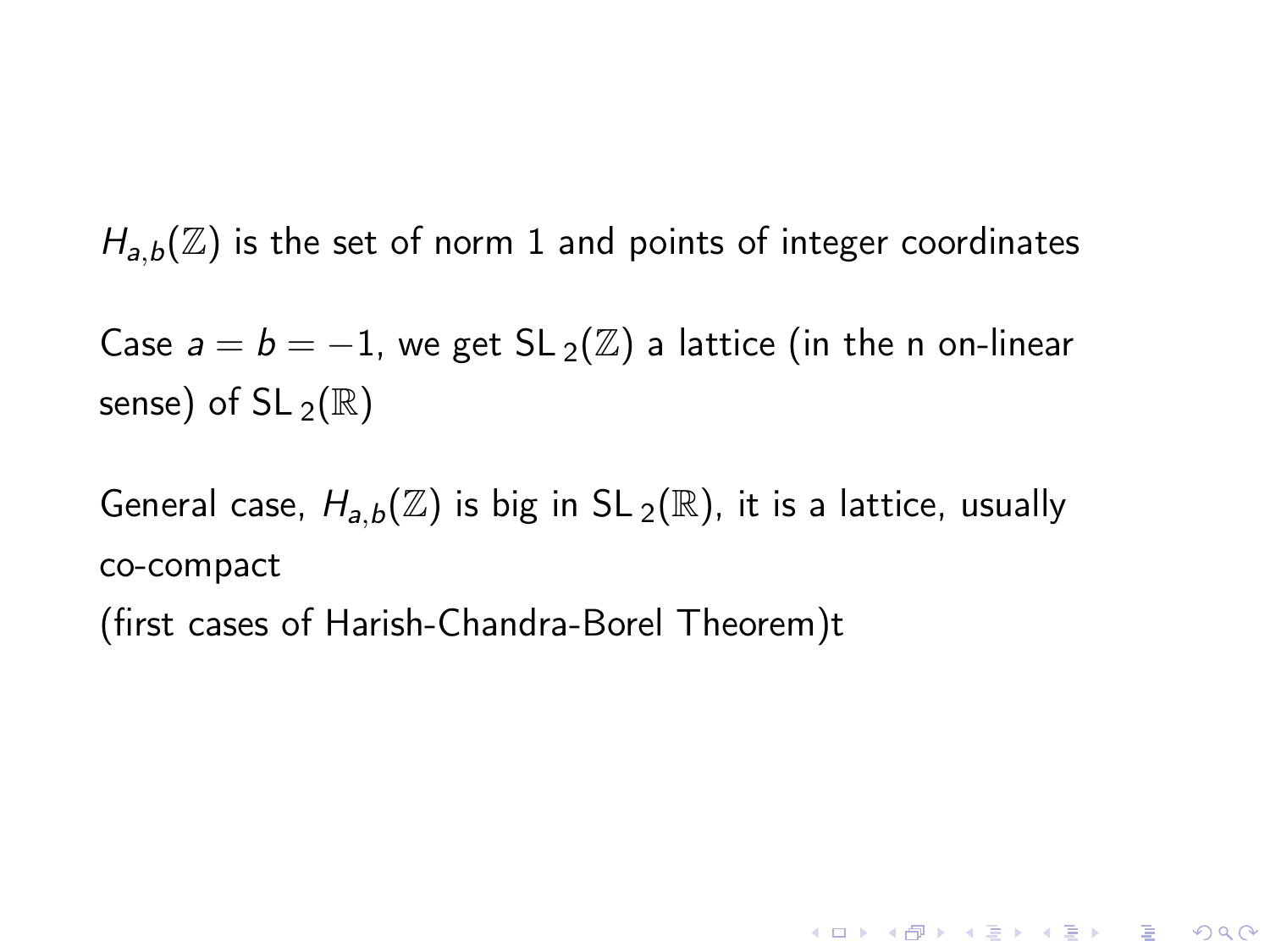$H_{a,b}(\mathbb{Z})$ is the set of norm 1 and points of integer coordinates

Case $a = b = -1$, we get $\mathrm{SL}_2(\mathbb{Z})$ a lattice (in the n on-linear sense) of $\mathrm{SL}_2(\mathbb{R})$

General case, $H_{a,b}(\mathbb{Z})$ is big in $\mathrm{SL}_2(\mathbb{R})$, it is a lattice, usually co-compact
(first cases of Harish-Chandra-Borel Theorem)t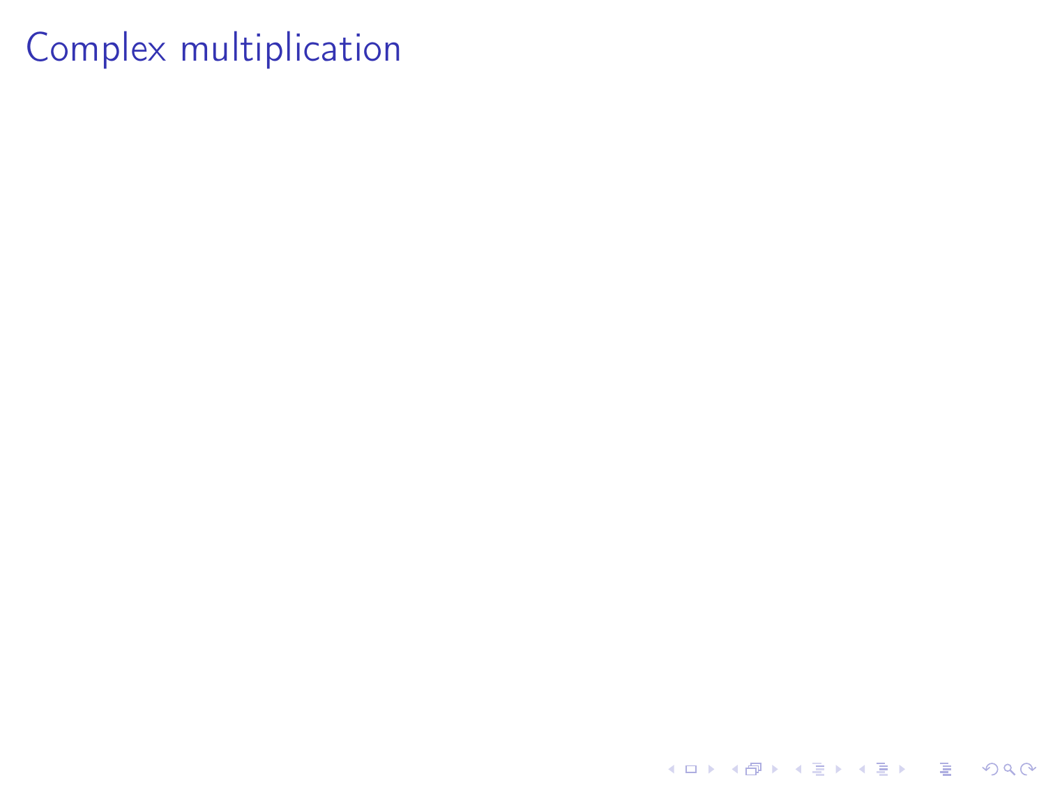# Complex multiplication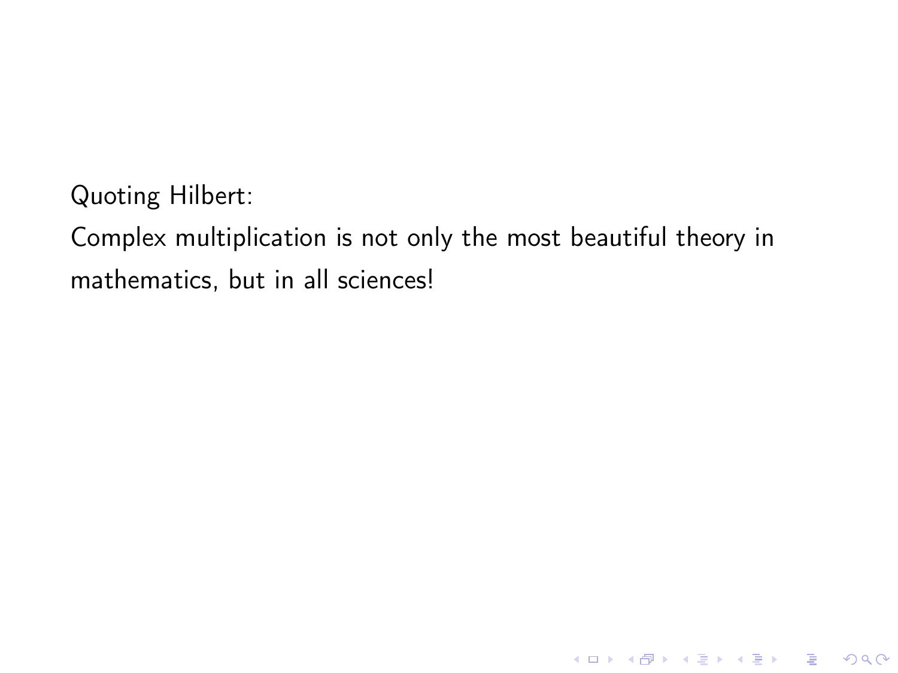Quoting Hilbert:

Complex multiplication is not only the most beautiful theory in mathematics, but in all sciences!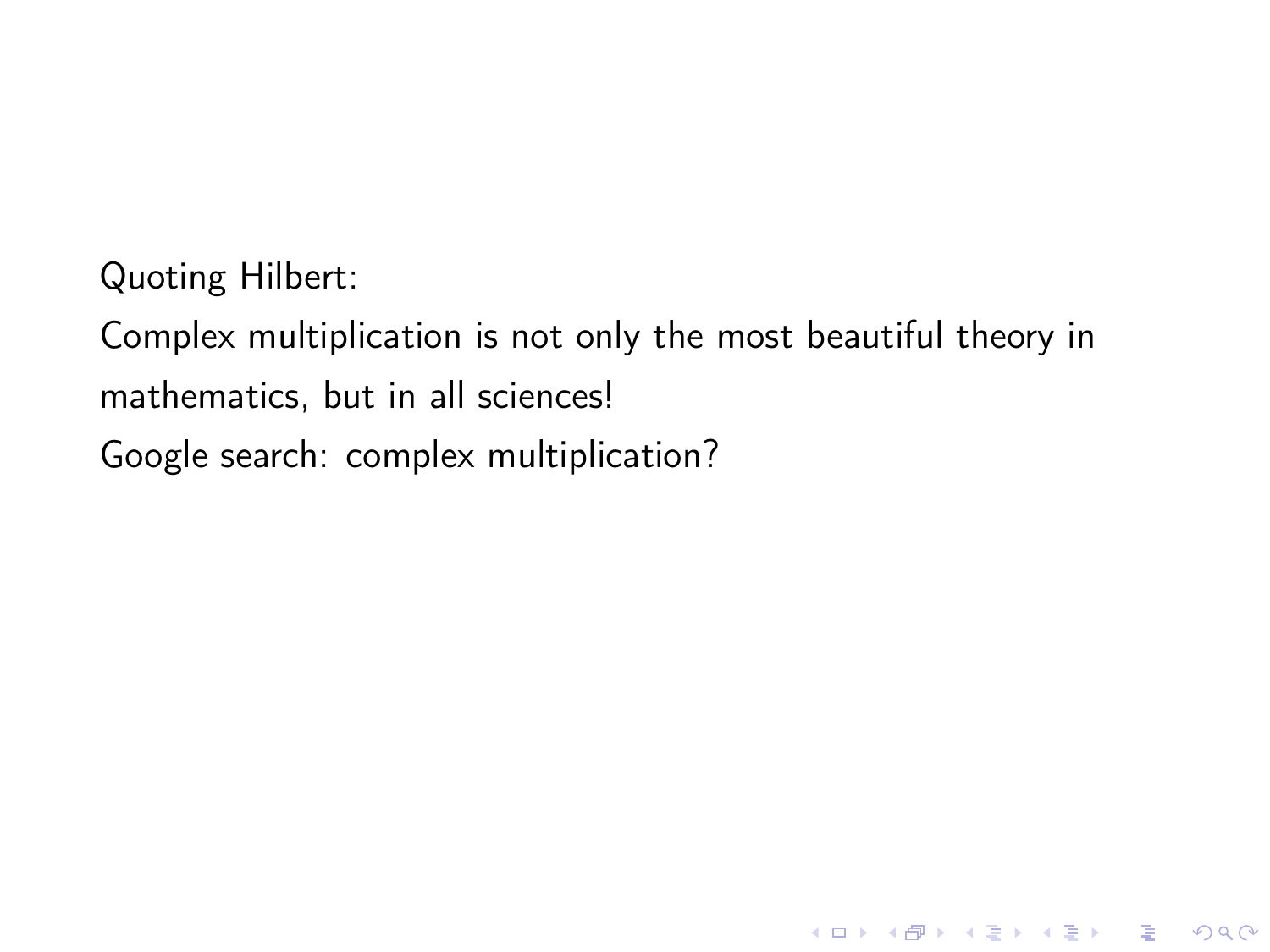Quoting Hilbert:

Complex multiplication is not only the most beautiful theory in mathematics, but in all sciences!

Google search: complex multiplication?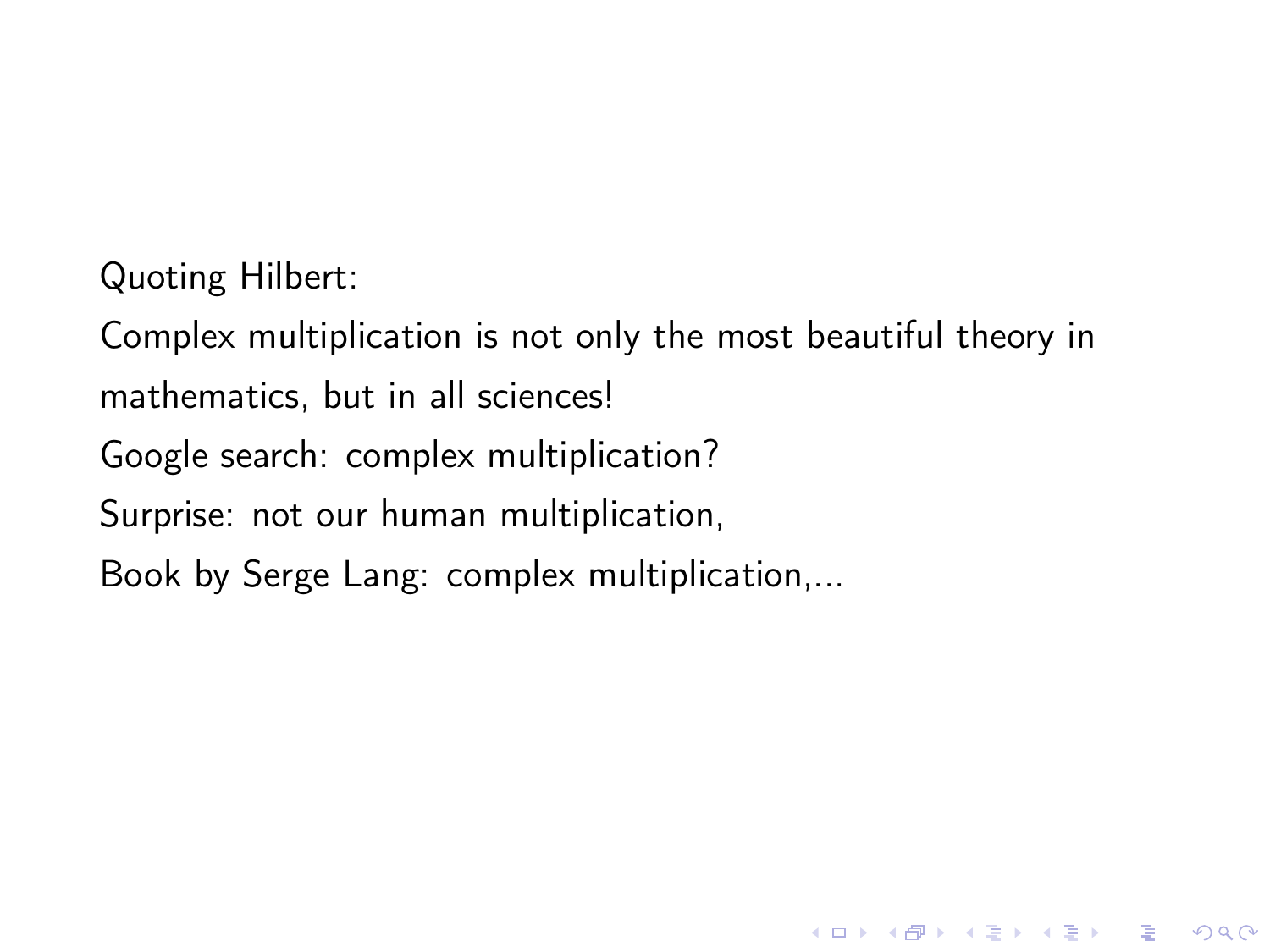Quoting Hilbert:

Complex multiplication is not only the most beautiful theory in mathematics, but in all sciences!

Google search: complex multiplication?

Surprise: not our human multiplication,

Book by Serge Lang: complex multiplication,...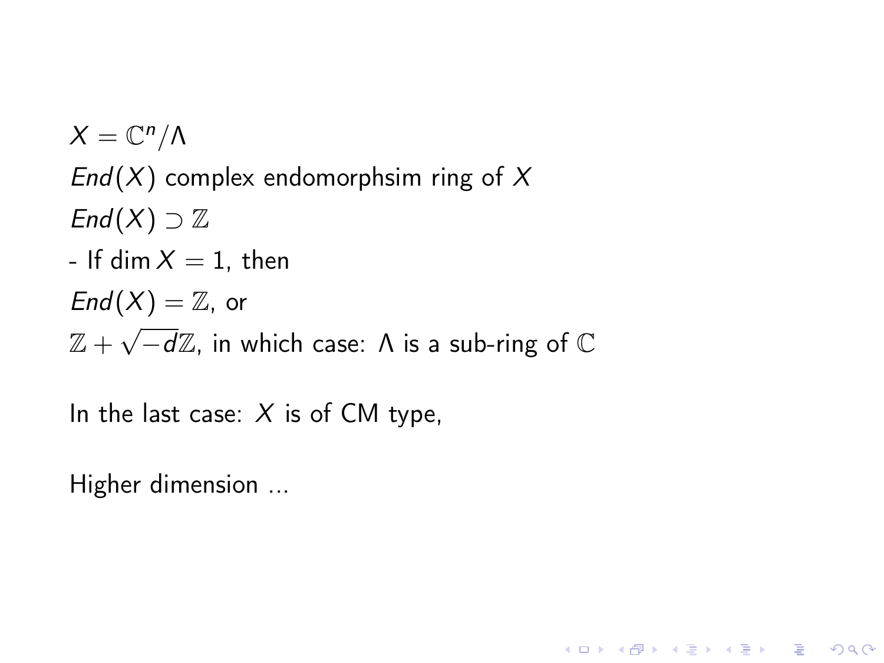$X = \mathbb{C}^n/\Lambda$

$End(X)$ complex endomorphsim ring of $X$

$End(X) \supset \mathbb{Z}$

- If $\dim X = 1$, then

$End(X) = \mathbb{Z}$, or

$\mathbb{Z} + \sqrt{-d}\mathbb{Z}$, in which case: $\Lambda$ is a sub-ring of $\mathbb{C}$

In the last case: $X$ is of CM type,

Higher dimension ...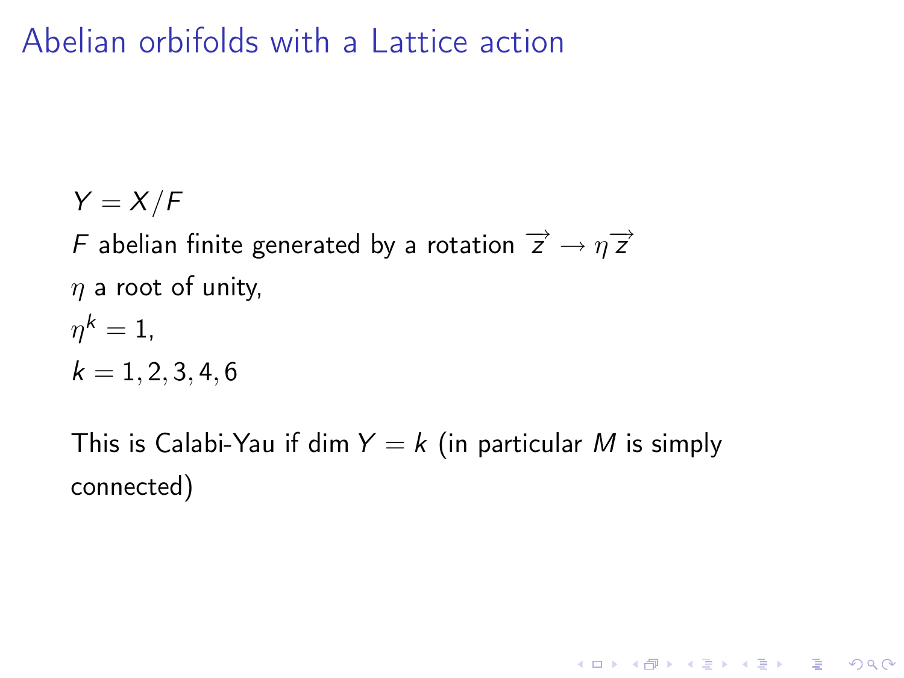# Abelian orbifolds with a Lattice action

$Y = X/F$

$F$ abelian finite generated by a rotation $\overrightarrow{z} \to \eta \overrightarrow{z}$

$\eta$ a root of unity,

$\eta^k = 1$,

$k = 1, 2, 3, 4, 6$

This is Calabi-Yau if $\dim Y = k$ (in particular $M$ is simply connected)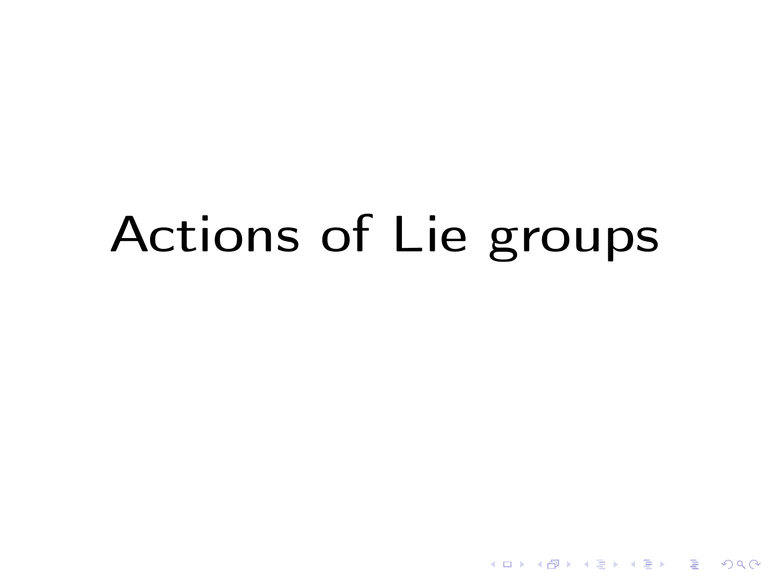# Actions of Lie groups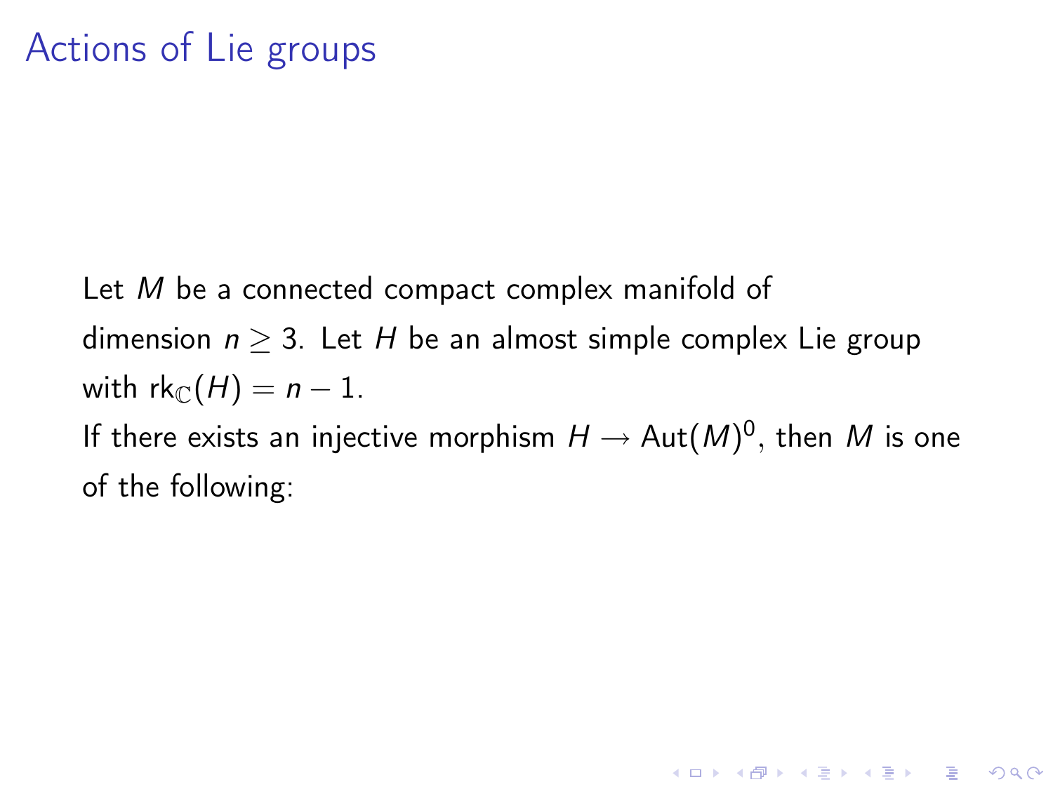# Actions of Lie groups

Let $M$ be a connected compact complex manifold of dimension $n \geq 3$. Let $H$ be an almost simple complex Lie group with $\mathrm{rk}_{\mathbb{C}}(H) = n - 1$.

If there exists an injective morphism $H \to \mathrm{Aut}(M)^0$, then $M$ is one of the following: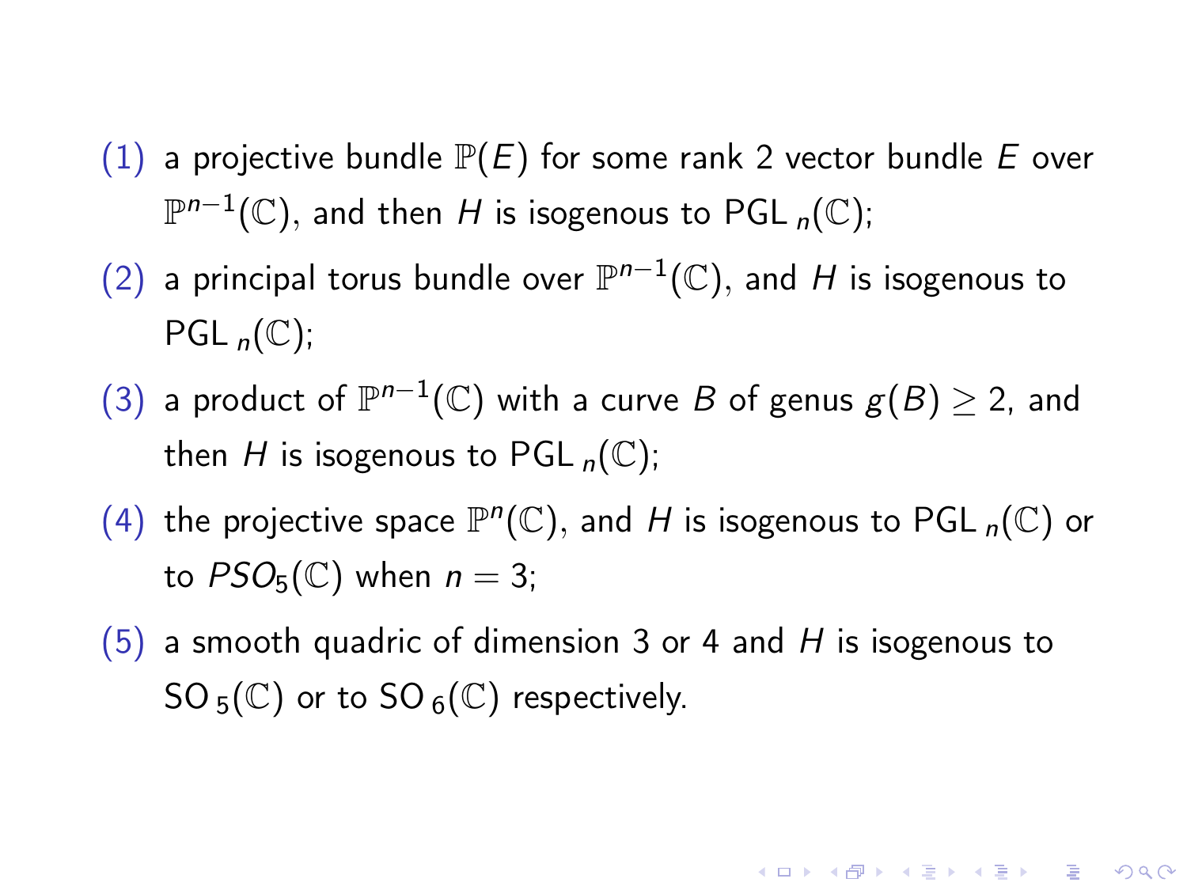(1) a projective bundle $\mathbb{P}(E)$ for some rank 2 vector bundle $E$ over $\mathbb{P}^{n-1}(\mathbb{C})$, and then $H$ is isogenous to $\mathrm{PGL}_n(\mathbb{C})$;

(2) a principal torus bundle over $\mathbb{P}^{n-1}(\mathbb{C})$, and $H$ is isogenous to $\mathrm{PGL}_n(\mathbb{C})$;

(3) a product of $\mathbb{P}^{n-1}(\mathbb{C})$ with a curve $B$ of genus $g(B) \geq 2$, and then $H$ is isogenous to $\mathrm{PGL}_n(\mathbb{C})$;

(4) the projective space $\mathbb{P}^n(\mathbb{C})$, and $H$ is isogenous to $\mathrm{PGL}_n(\mathbb{C})$ or to $PSO_5(\mathbb{C})$ when $n = 3$;

(5) a smooth quadric of dimension 3 or 4 and $H$ is isogenous to $\mathrm{SO}_5(\mathbb{C})$ or to $\mathrm{SO}_6(\mathbb{C})$ respectively.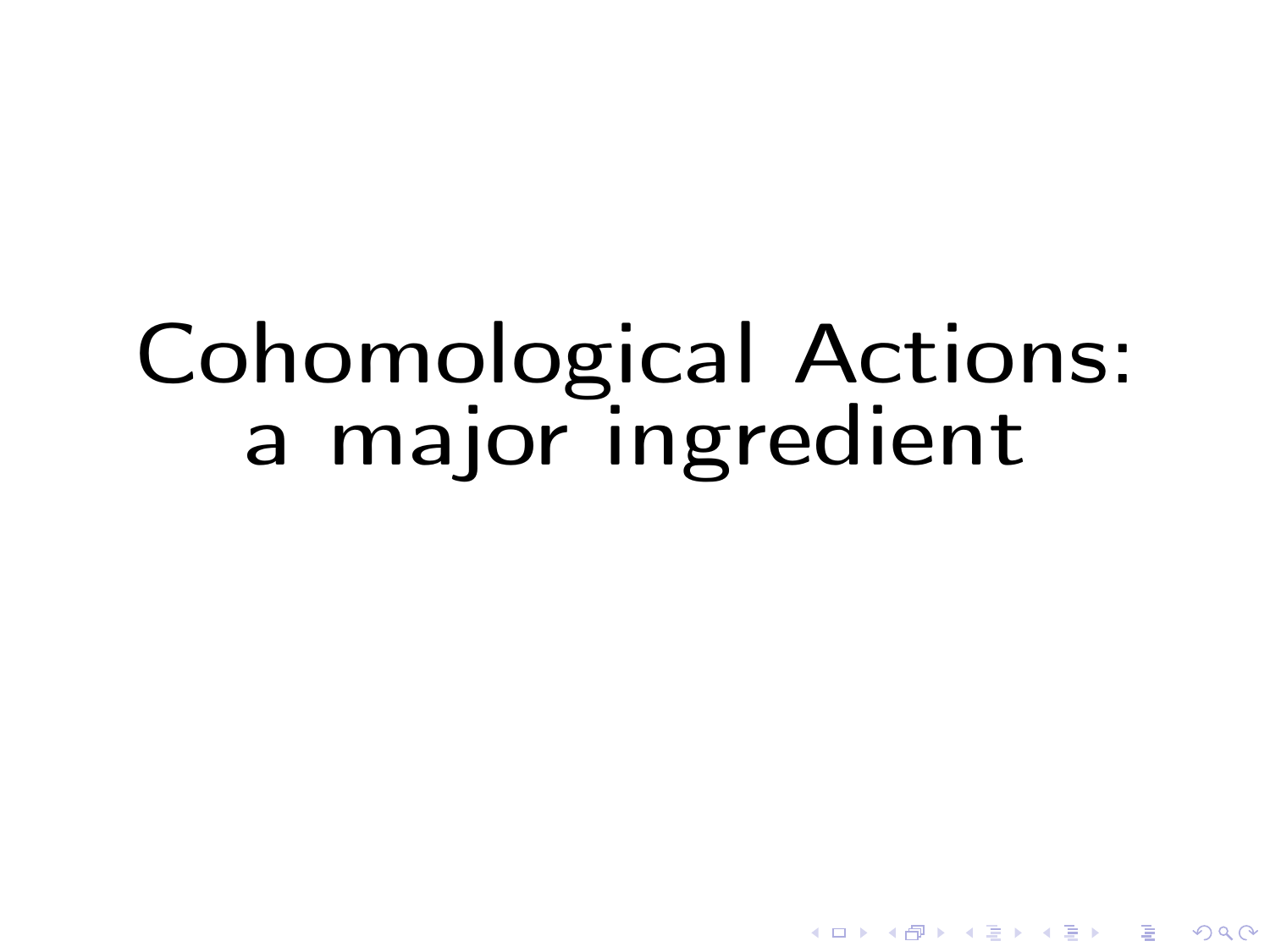# Cohomological Actions: a major ingredient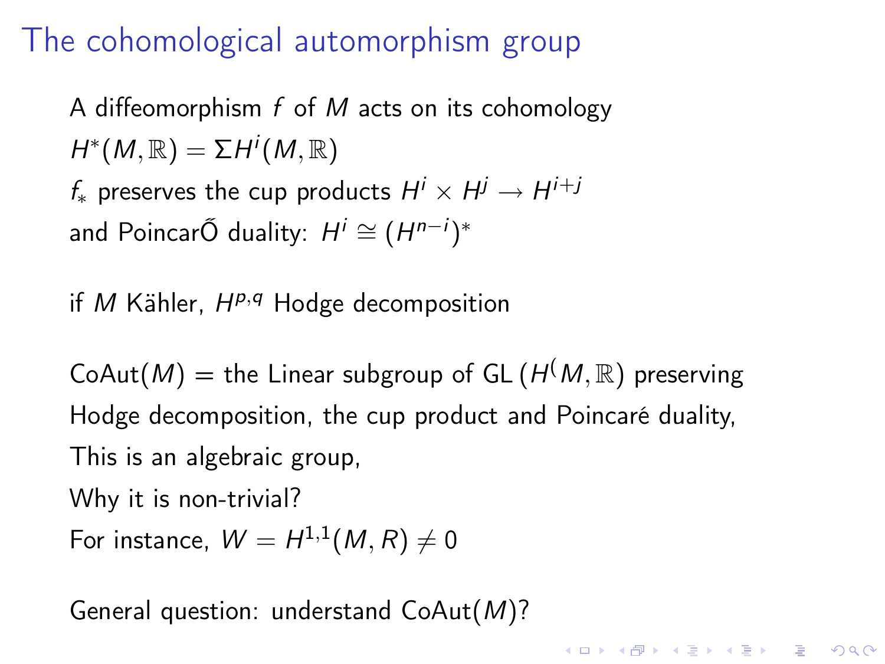# The cohomological automorphism group

A diffeomorphism $f$ of $M$ acts on its cohomology

$H^*(M,\mathbb{R}) = \Sigma H^i(M,\mathbb{R})$

$f_*$ preserves the cup products $H^i \times H^j \to H^{i+j}$

and PoincarŐ duality: $H^i \cong (H^{n-i})^*$

if $M$ Kähler, $H^{p,q}$ Hodge decomposition

$\mathrm{CoAut}(M)$ = the Linear subgroup of $\mathrm{GL}\,(H^(M,\mathbb{R})$ preserving

Hodge decomposition, the cup product and Poincaré duality,

This is an algebraic group,

Why it is non-trivial?

For instance, $W = H^{1,1}(M,R) \neq 0$

General question: understand $\mathrm{CoAut}(M)$?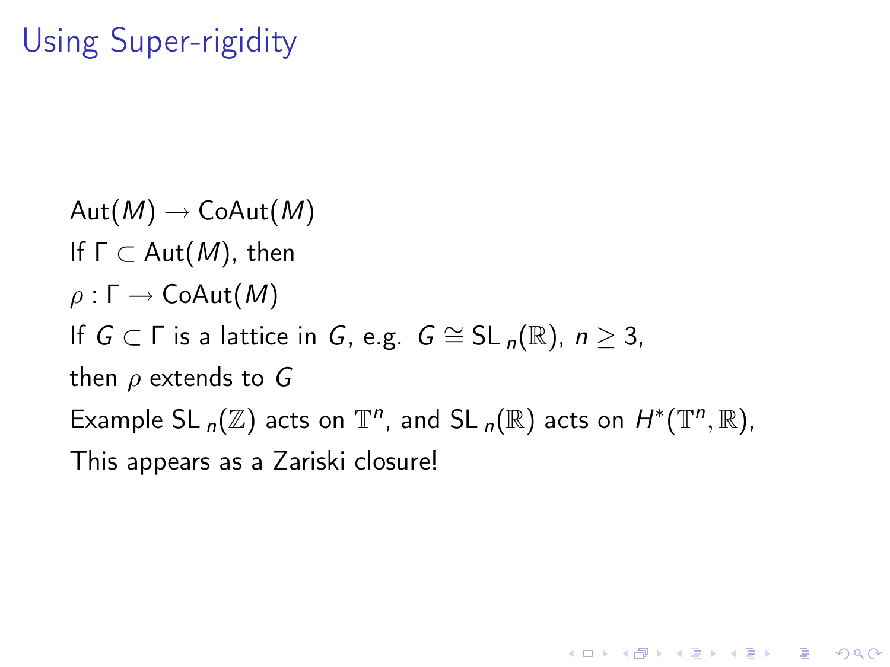# Using Super-rigidity

$\mathrm{Aut}(M) \to \mathrm{CoAut}(M)$

If $\Gamma \subset \mathrm{Aut}(M)$, then

$\rho : \Gamma \to \mathrm{CoAut}(M)$

If $G \subset \Gamma$ is a lattice in $G$, e.g. $G \cong \mathrm{SL}_n(\mathbb{R})$, $n \geq 3$,

then $\rho$ extends to $G$

Example $\mathrm{SL}_n(\mathbb{Z})$ acts on $\mathbb{T}^n$, and $\mathrm{SL}_n(\mathbb{R})$ acts on $H^*(\mathbb{T}^n, \mathbb{R})$,

This appears as a Zariski closure!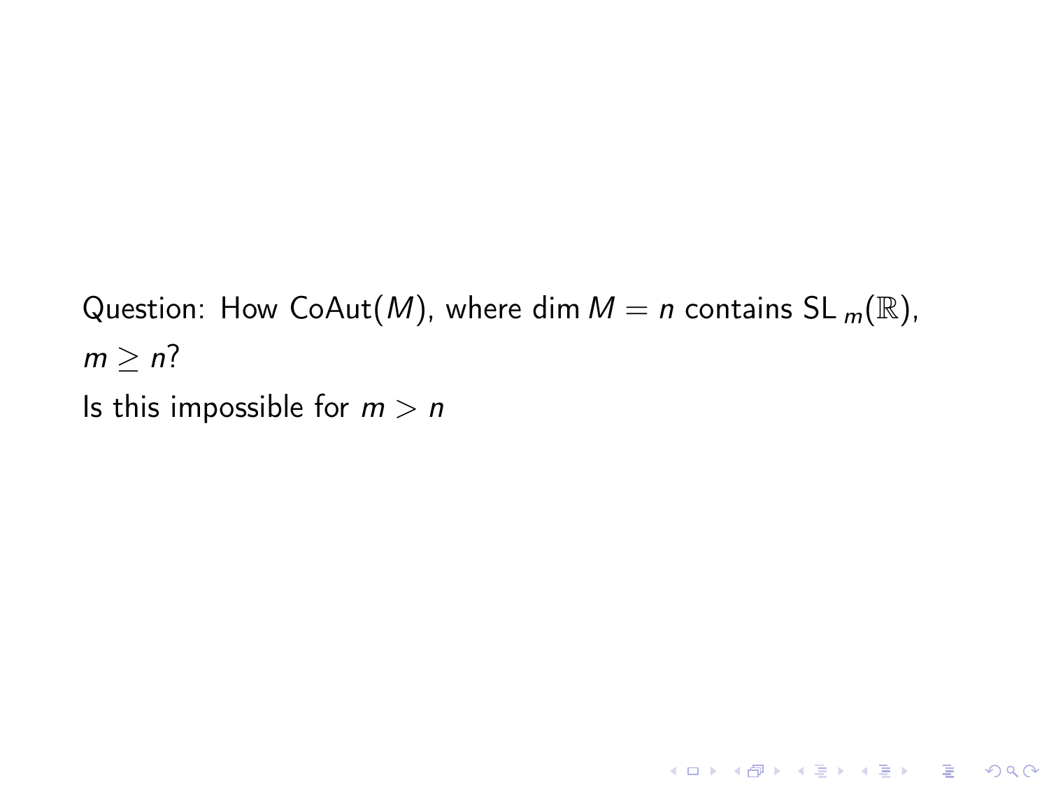Question: How $\mathrm{CoAut}(M)$, where $\dim M = n$ contains $\mathrm{SL}_m(\mathbb{R})$, $m \geq n$?

Is this impossible for $m > n$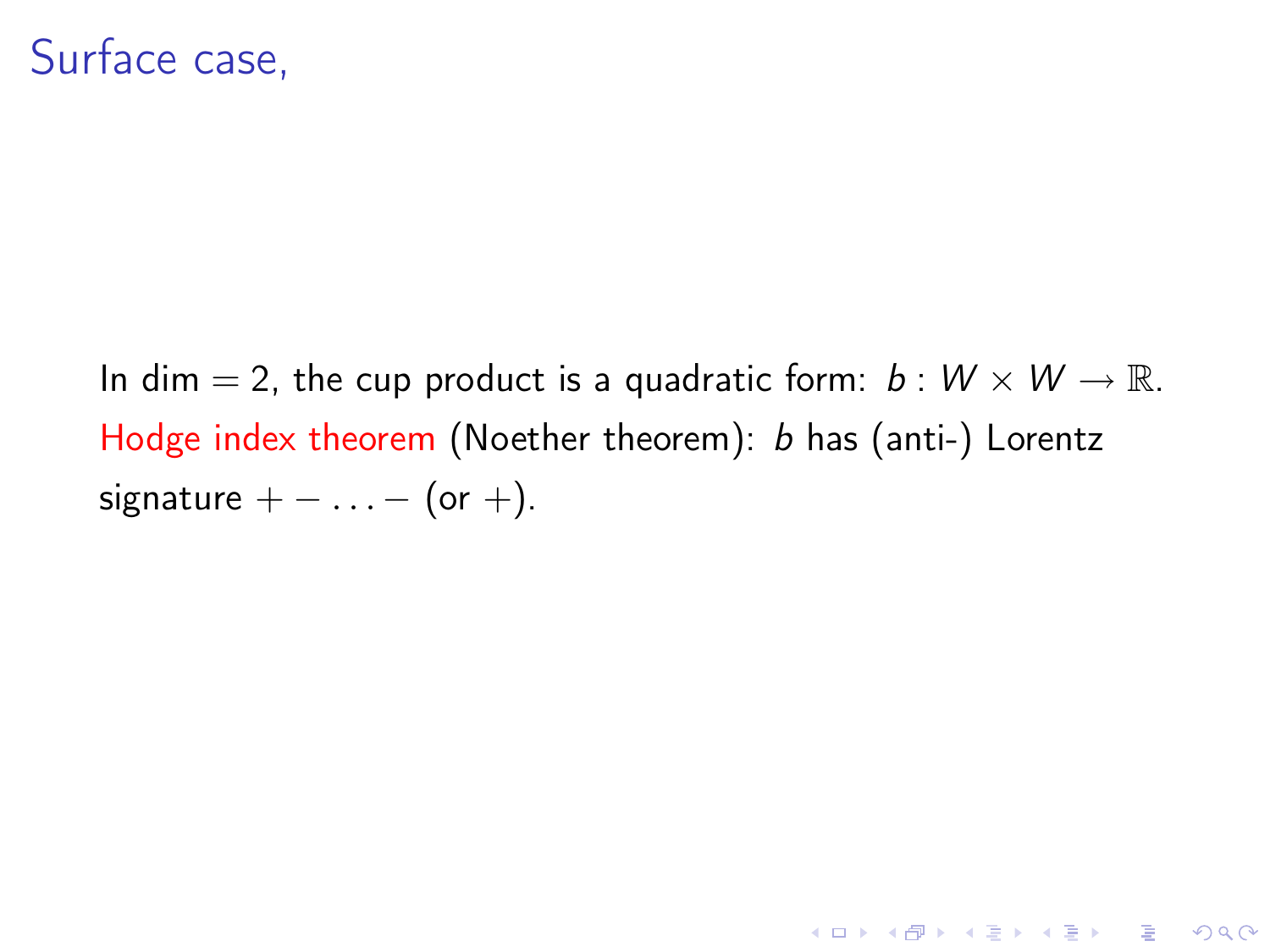# Surface case,

In dim $= 2$, the cup product is a quadratic form: $b : W \times W \to \mathbb{R}$.

Hodge index theorem (Noether theorem): $b$ has (anti-) Lorentz signature $+ - \ldots -$ (or $+$).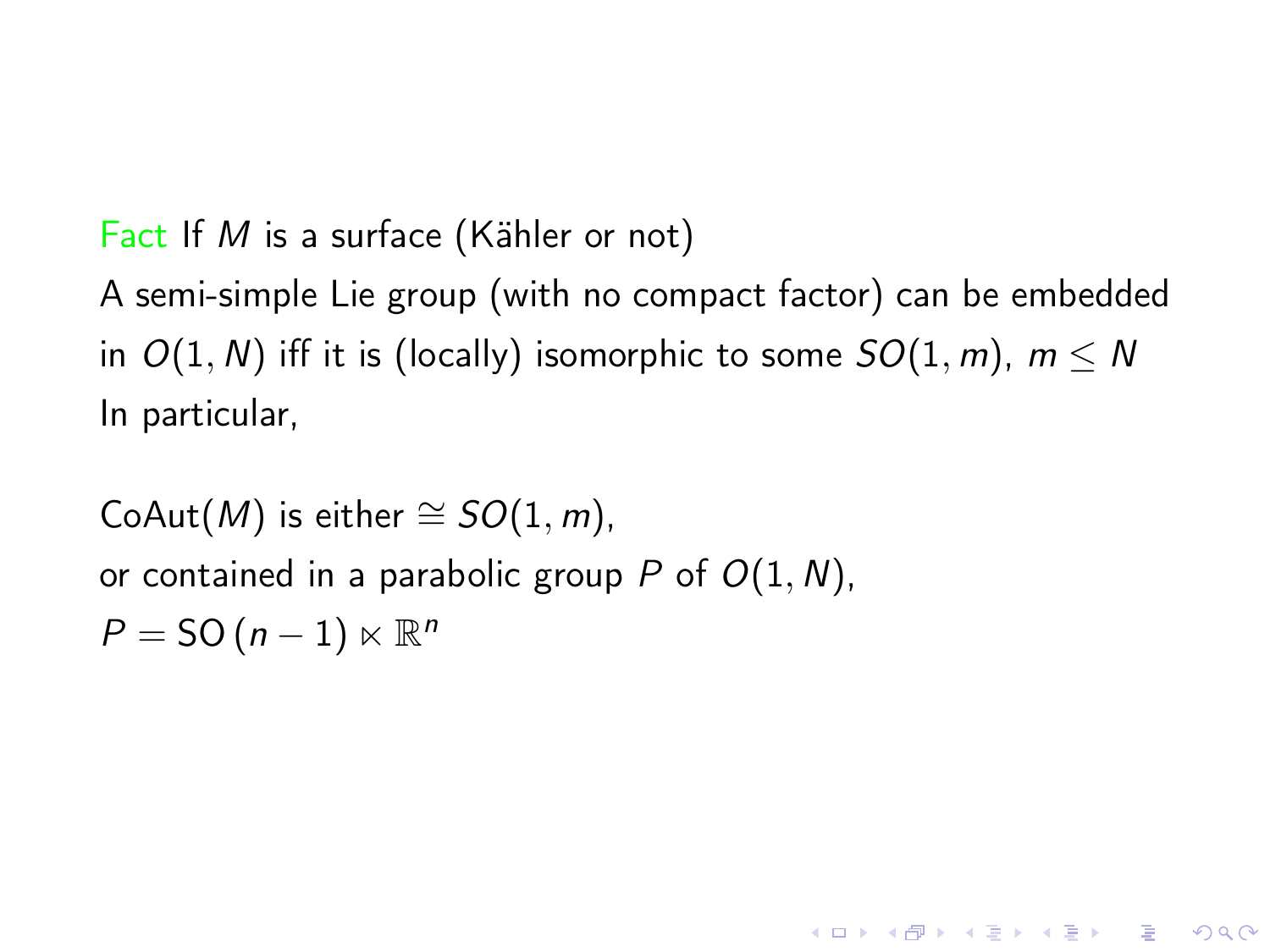Fact If $M$ is a surface (Kähler or not)

A semi-simple Lie group (with no compact factor) can be embedded in $O(1, N)$ iff it is (locally) isomorphic to some $SO(1, m)$, $m \leq N$

In particular,

$\mathrm{CoAut}(M)$ is either $\cong SO(1, m)$,

or contained in a parabolic group $P$ of $O(1, N)$,

$P = \mathrm{SO}\,(n-1) \ltimes \mathbb{R}^n$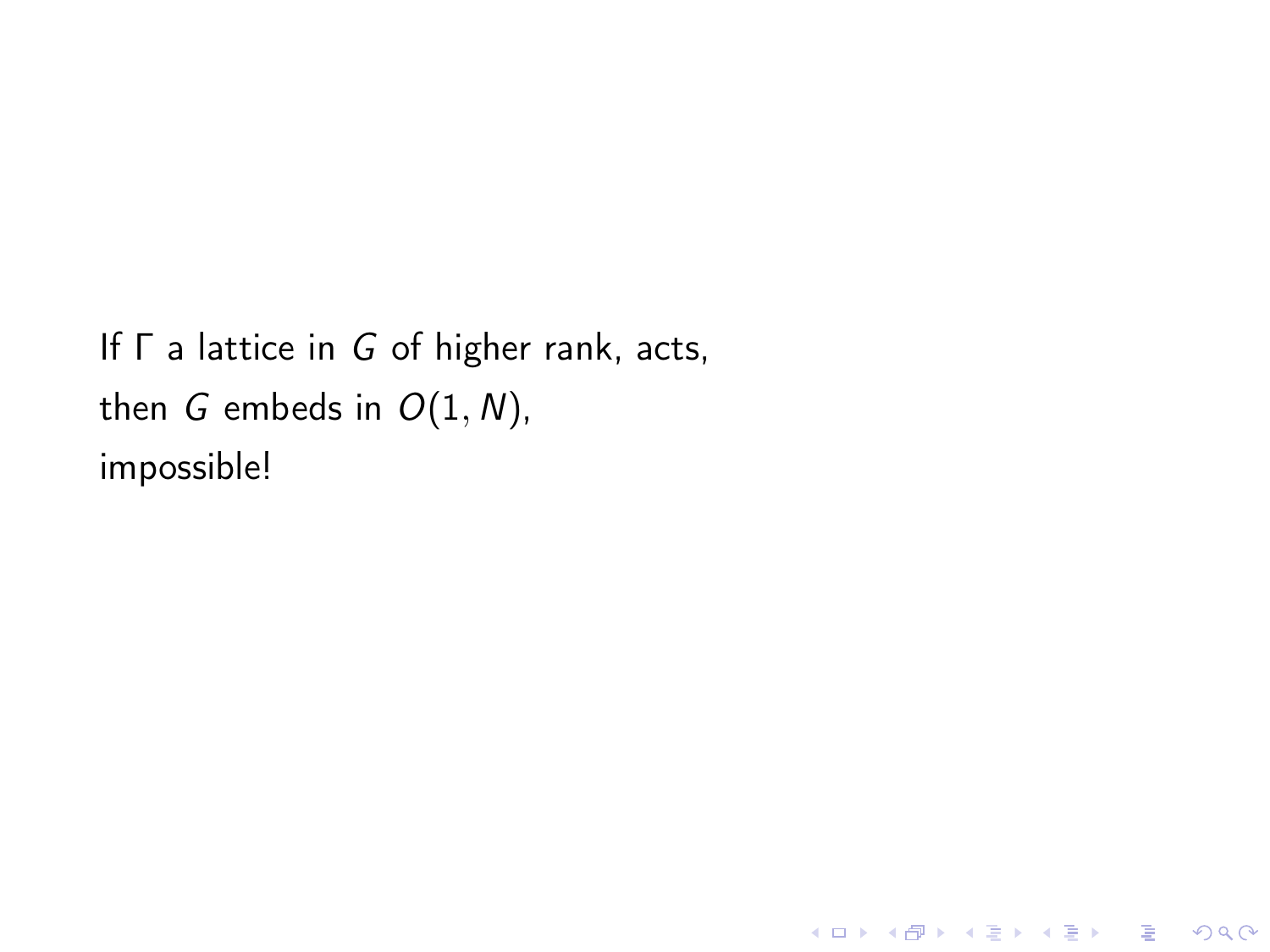If $\Gamma$ a lattice in $G$ of higher rank, acts,
then $G$ embeds in $O(1, N)$,
impossible!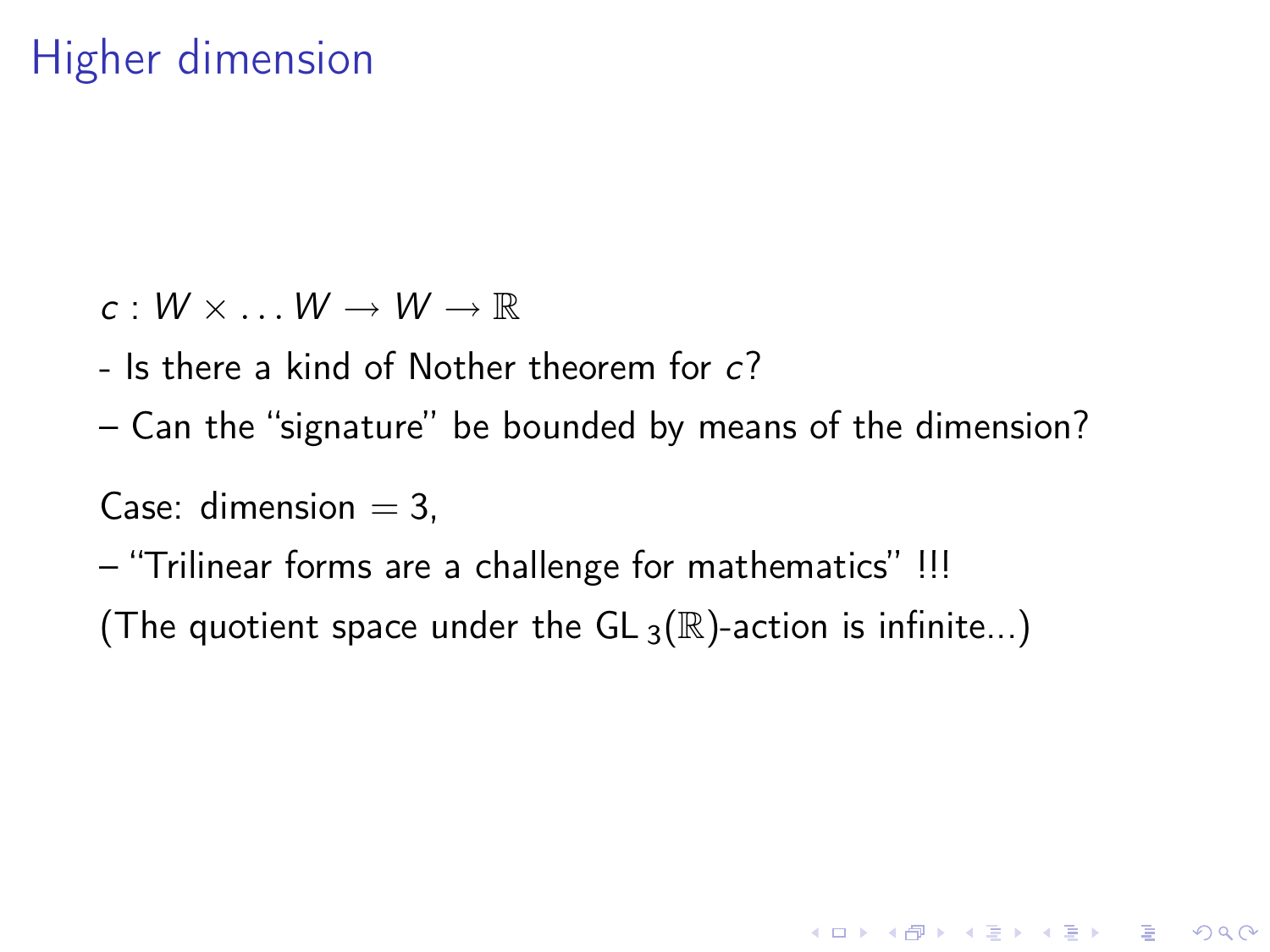# Higher dimension

$c : W \times \dots W \to W \to \mathbb{R}$

- Is there a kind of Nother theorem for $c$?

– Can the "signature" be bounded by means of the dimension?

Case: dimension $= 3$,

– "Trilinear forms are a challenge for mathematics" !!!

(The quotient space under the $\mathrm{GL}_3(\mathbb{R})$-action is infinite...)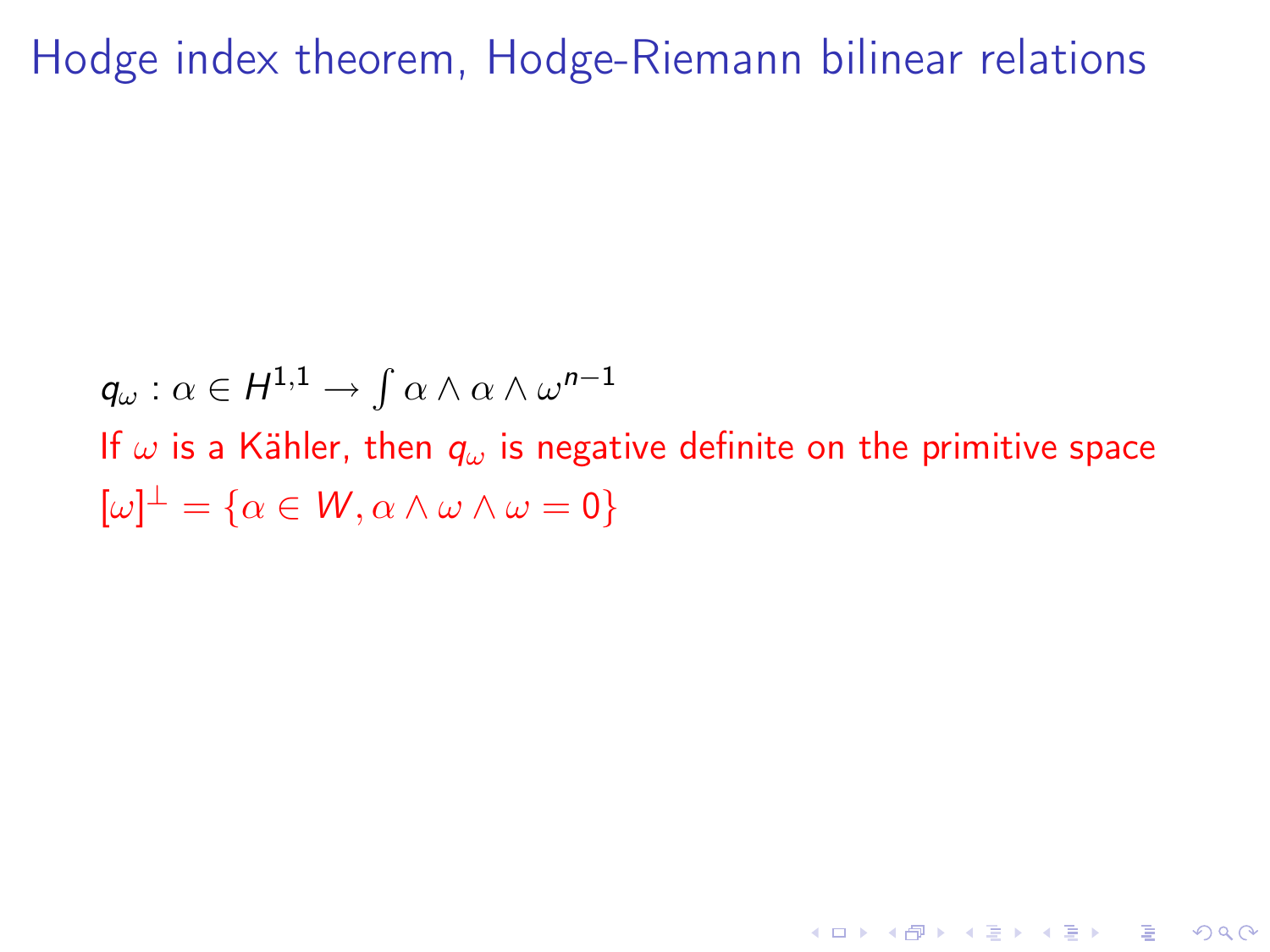# Hodge index theorem, Hodge-Riemann bilinear relations

$q_\omega : \alpha \in H^{1,1} \to \int \alpha \wedge \alpha \wedge \omega^{n-1}$

If $\omega$ is a Kähler, then $q_\omega$ is negative definite on the primitive space $[\omega]^\perp = \{\alpha \in W, \alpha \wedge \omega \wedge \omega = 0\}$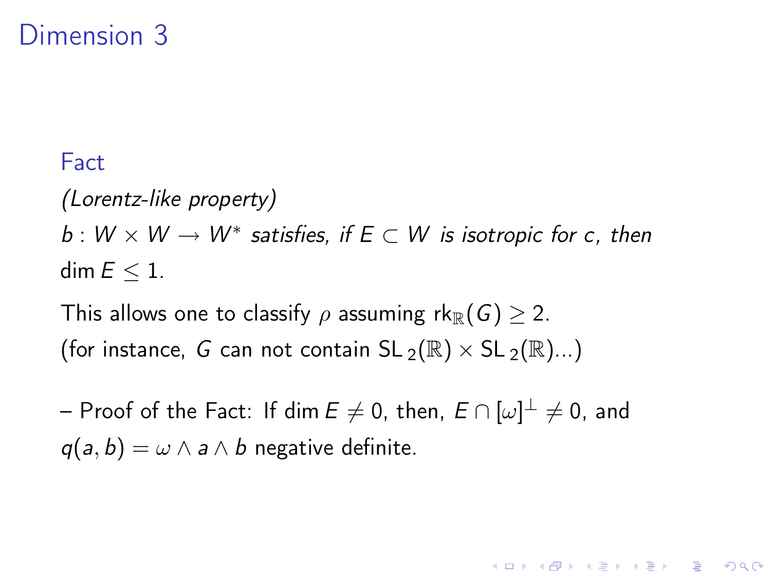# Dimension 3

**Fact**

*(Lorentz-like property)*

*$b : W \times W \to W^*$ satisfies, if $E \subset W$ is isotropic for $c$, then $\dim E \leq 1$.*

This allows one to classify $\rho$ assuming $\mathrm{rk}_{\mathbb{R}}(G) \geq 2$.

(for instance, $G$ can not contain $\mathrm{SL}_2(\mathbb{R}) \times \mathrm{SL}_2(\mathbb{R})$...)

– Proof of the Fact: If $\dim E \neq 0$, then, $E \cap [\omega]^\perp \neq 0$, and $q(a, b) = \omega \wedge a \wedge b$ negative definite.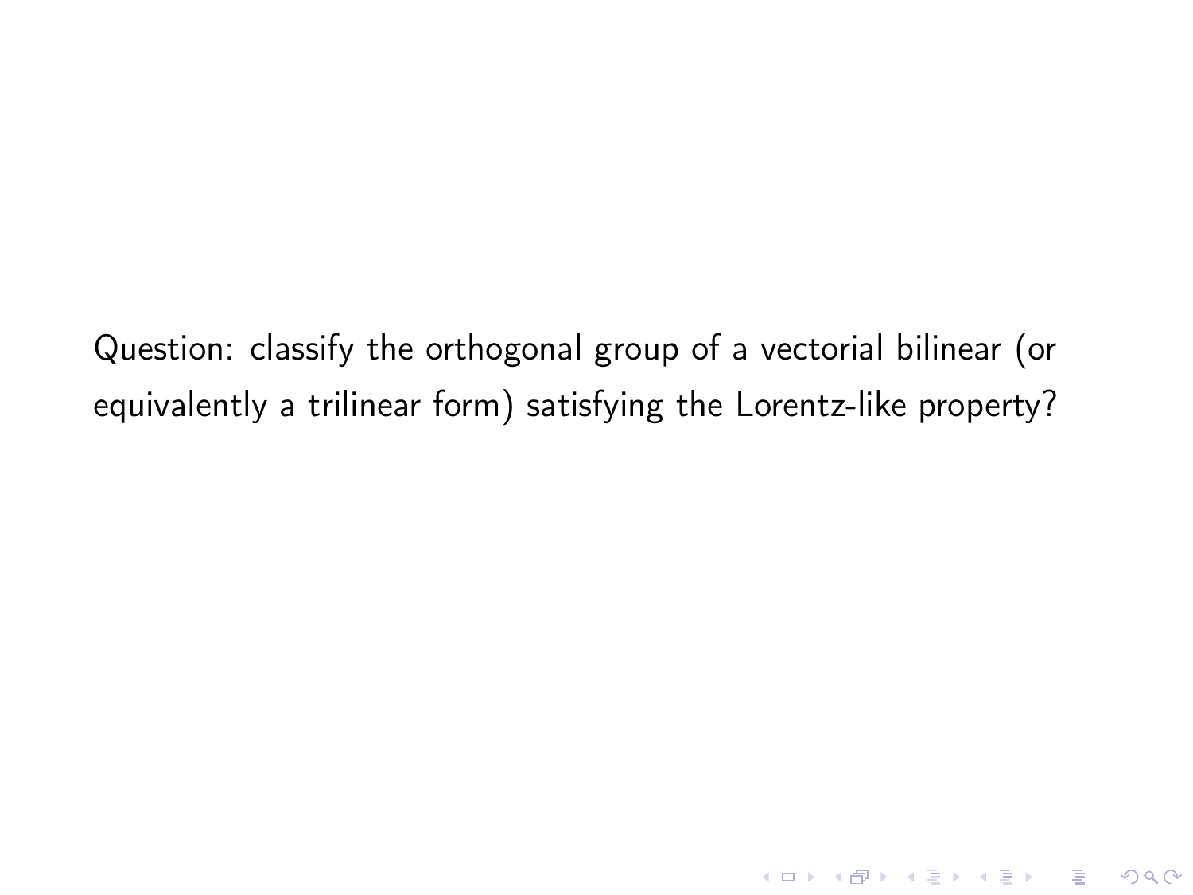Question: classify the orthogonal group of a vectorial bilinear (or equivalently a trilinear form) satisfying the Lorentz-like property?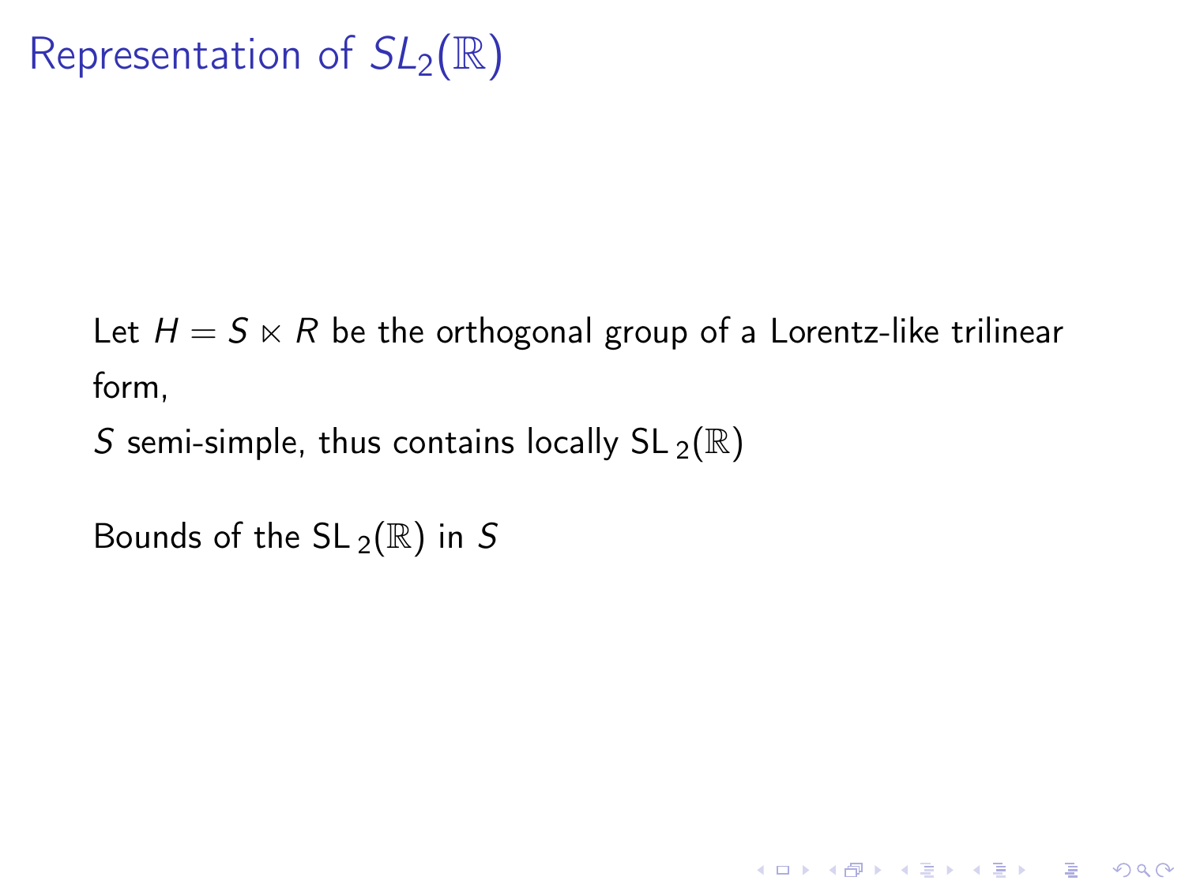# Representation of $SL_2(\mathbb{R})$

Let $H = S \ltimes R$ be the orthogonal group of a Lorentz-like trilinear form,

$S$ semi-simple, thus contains locally $\mathrm{SL}_2(\mathbb{R})$

Bounds of the $\mathrm{SL}_2(\mathbb{R})$ in $S$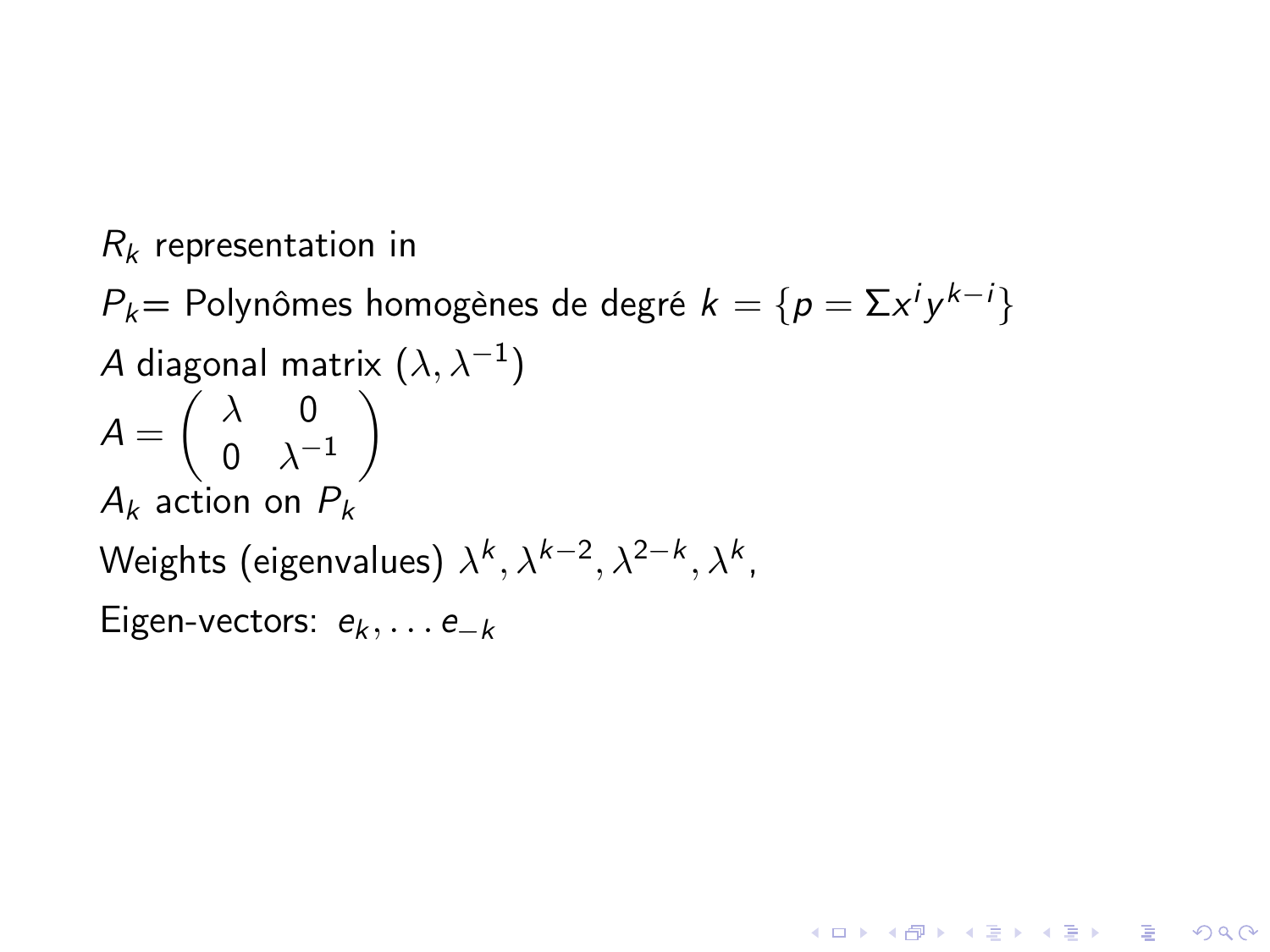$R_k$ representation in

$P_k$= Polynômes homogènes de degré $k = \{p = \Sigma x^i y^{k-i}\}$

$A$ diagonal matrix $(\lambda, \lambda^{-1})$

$$A = \begin{pmatrix} \lambda & 0 \\ 0 & \lambda^{-1} \end{pmatrix}$$

$A_k$ action on $P_k$

Weights (eigenvalues) $\lambda^k, \lambda^{k-2}, \lambda^{2-k}, \lambda^k,$

Eigen-vectors: $e_k, \ldots e_{-k}$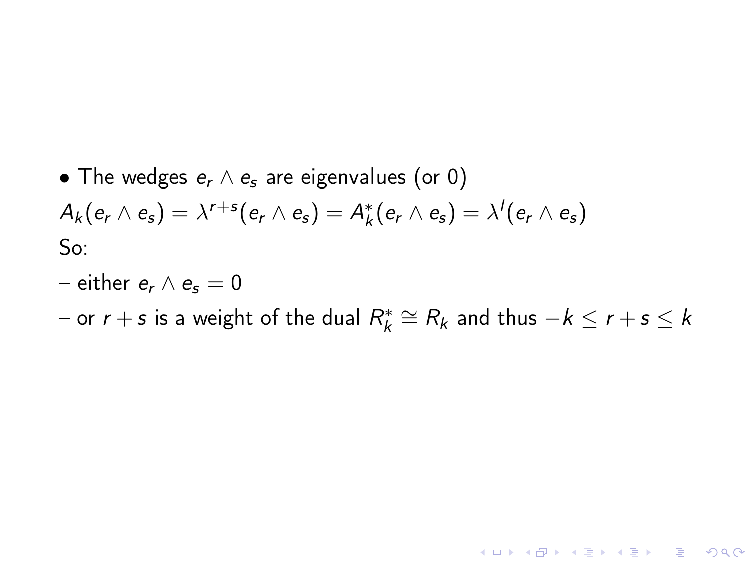- The wedges $e_r \wedge e_s$ are eigenvalues (or 0)

$A_k(e_r \wedge e_s) = \lambda^{r+s}(e_r \wedge e_s) = A_k^*(e_r \wedge e_s) = \lambda^l(e_r \wedge e_s)$

So:

– either $e_r \wedge e_s = 0$

– or $r + s$ is a weight of the dual $R_k^* \cong R_k$ and thus $-k \leq r + s \leq k$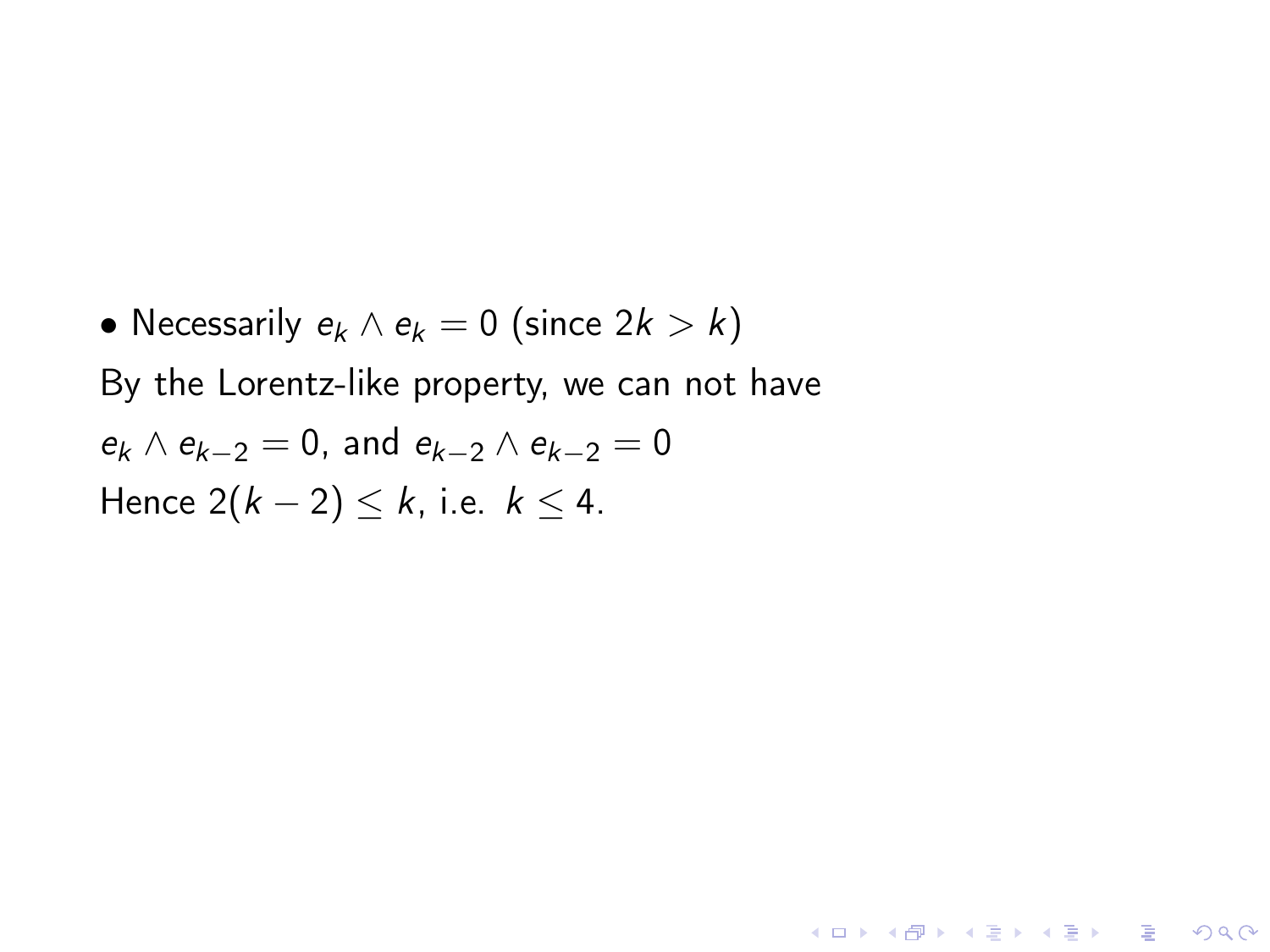- Necessarily $e_k \wedge e_k = 0$ (since $2k > k$)

By the Lorentz-like property, we can not have

$e_k \wedge e_{k-2} = 0$, and $e_{k-2} \wedge e_{k-2} = 0$

Hence $2(k-2) \leq k$, i.e. $k \leq 4$.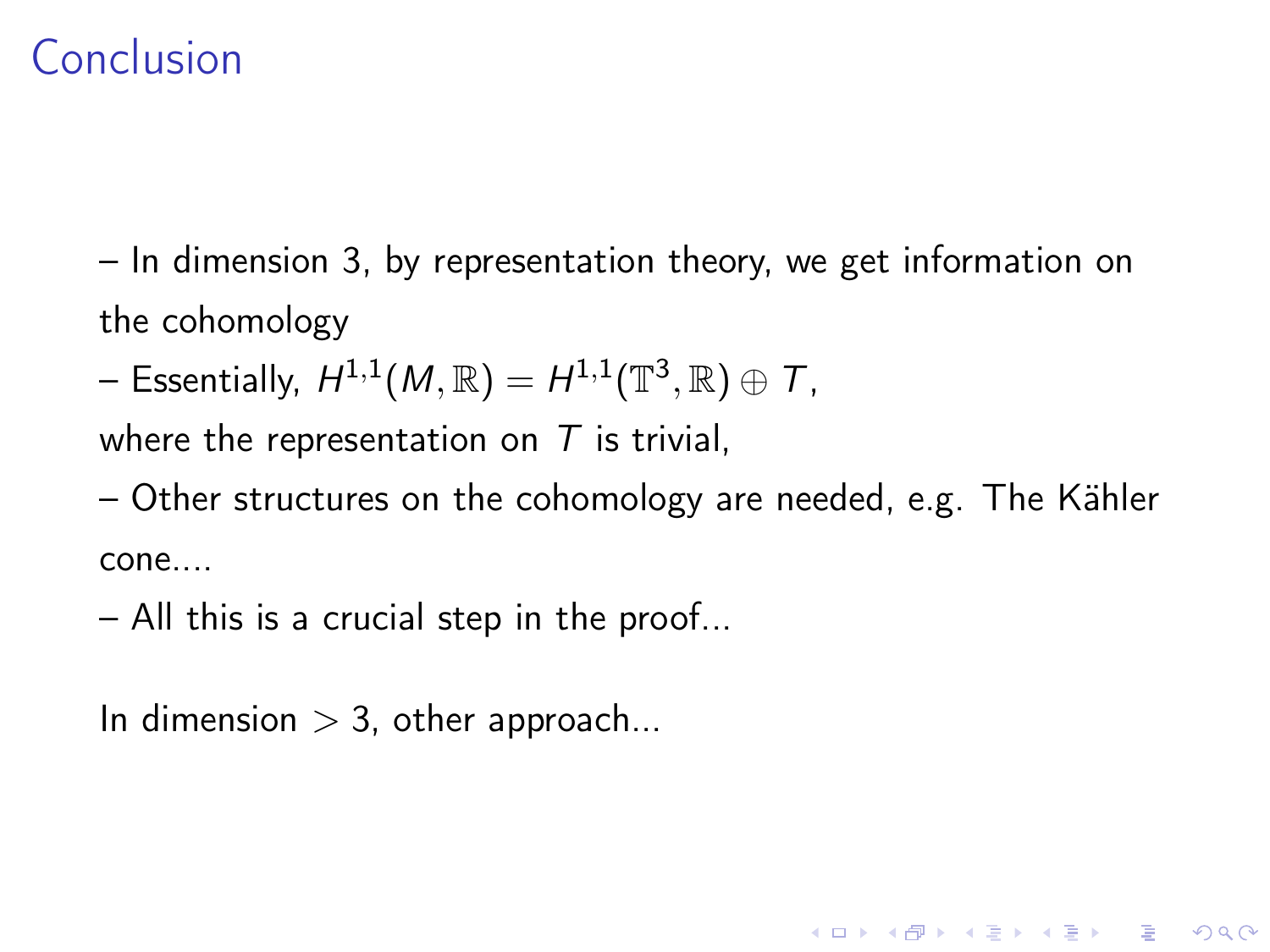# Conclusion

– In dimension 3, by representation theory, we get information on the cohomology

– Essentially, $H^{1,1}(M, \mathbb{R}) = H^{1,1}(\mathbb{T}^3, \mathbb{R}) \oplus T$,

where the representation on $T$ is trivial,

– Other structures on the cohomology are needed, e.g. The Kähler cone....

– All this is a crucial step in the proof...

In dimension $> 3$, other approach...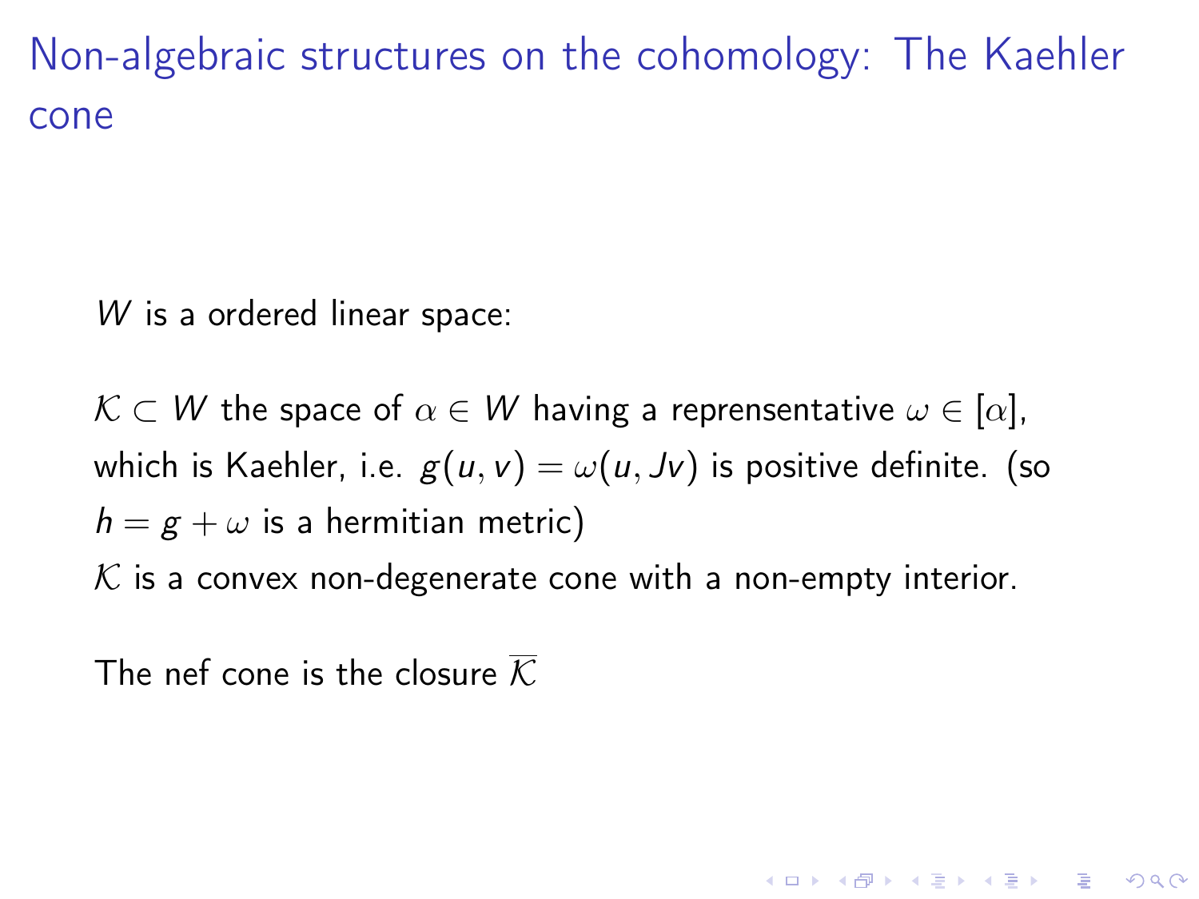# Non-algebraic structures on the cohomology: The Kaehler cone

$W$ is a ordered linear space:

$\mathcal{K} \subset W$ the space of $\alpha \in W$ having a reprensentative $\omega \in [\alpha]$, which is Kaehler, i.e. $g(u, v) = \omega(u, Jv)$ is positive definite. (so $h = g + \omega$ is a hermitian metric)
$\mathcal{K}$ is a convex non-degenerate cone with a non-empty interior.

The nef cone is the closure $\overline{\mathcal{K}}$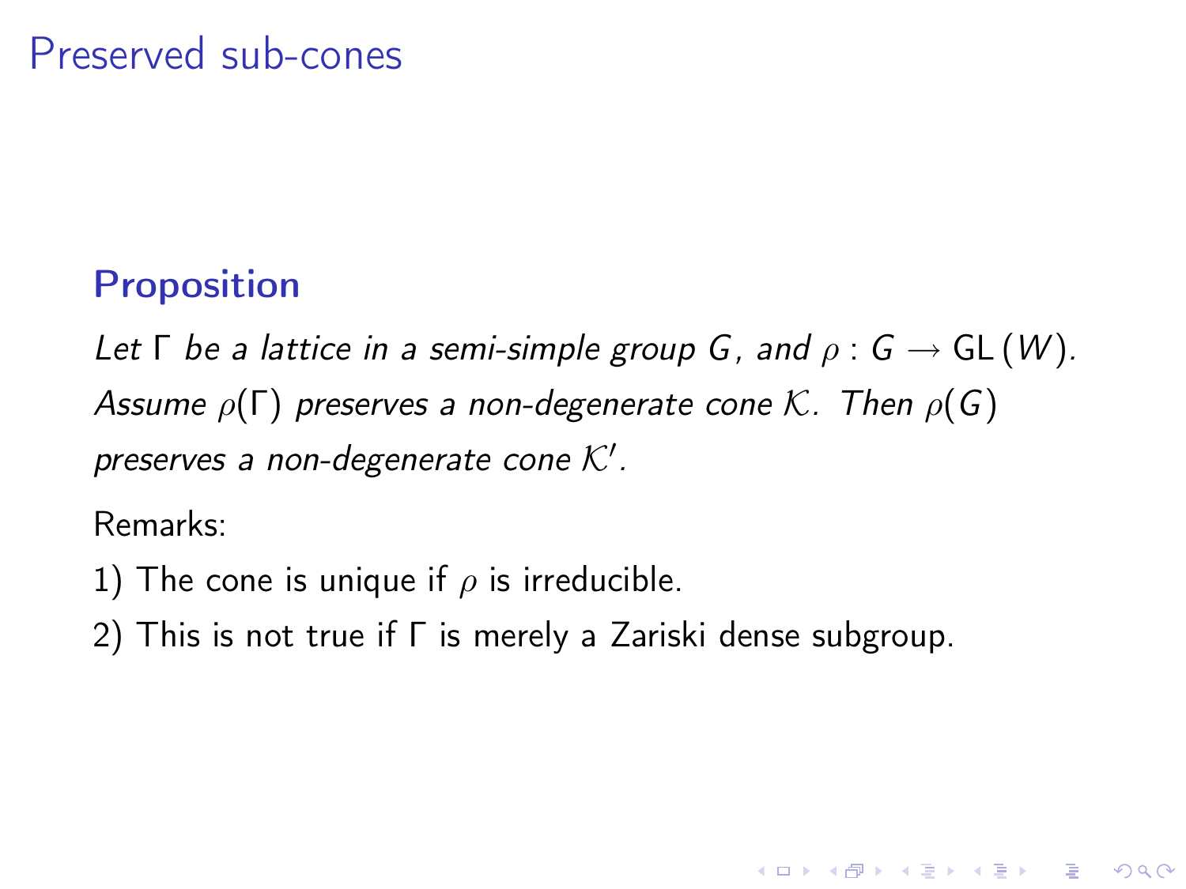# Preserved sub-cones

**Proposition**

*Let $\Gamma$ be a lattice in a semi-simple group $G$, and $\rho : G \to \mathrm{GL}(W)$. Assume $\rho(\Gamma)$ preserves a non-degenerate cone $\mathcal{K}$. Then $\rho(G)$ preserves a non-degenerate cone $\mathcal{K}'$.*

Remarks:

1) The cone is unique if $\rho$ is irreducible.

2) This is not true if $\Gamma$ is merely a Zariski dense subgroup.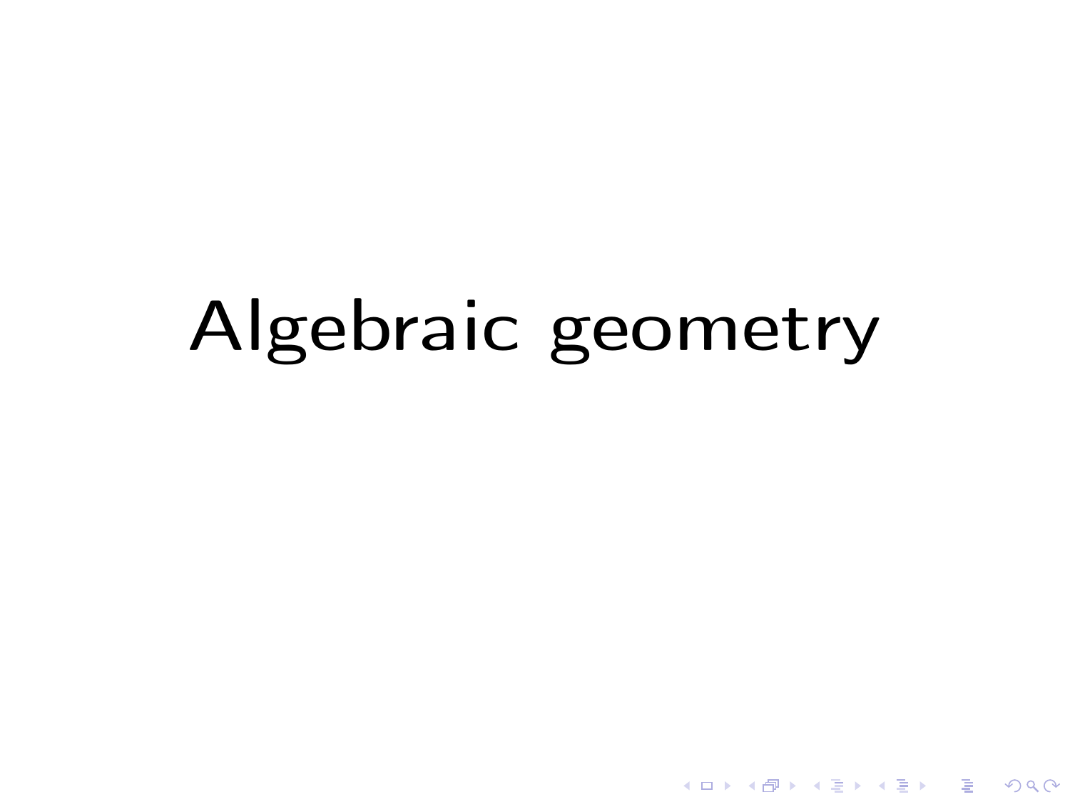# Algebraic geometry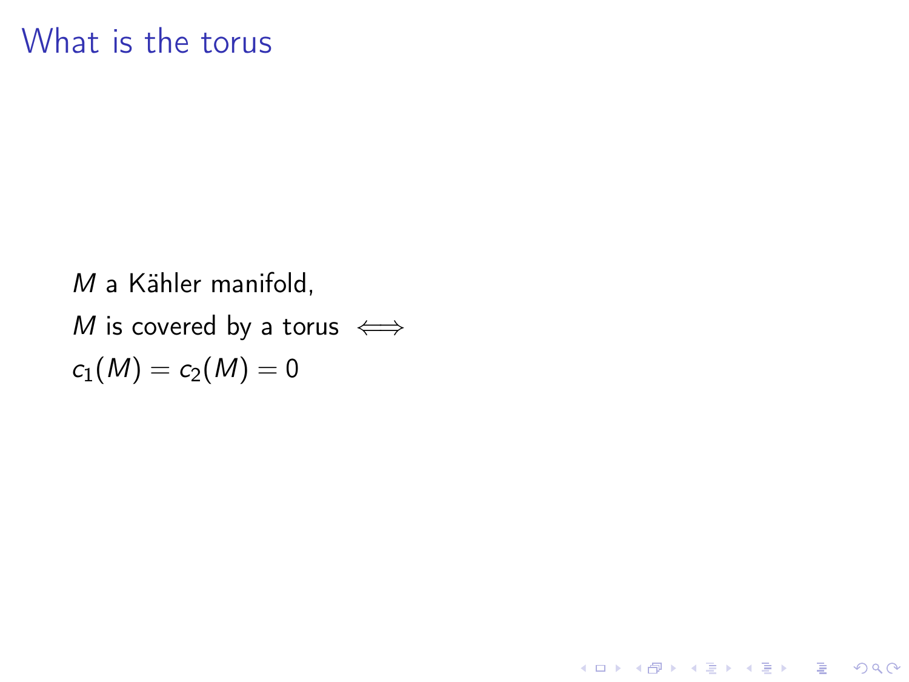# What is the torus

$M$ a Kähler manifold,

$M$ is covered by a torus $\iff$

$c_1(M) = c_2(M) = 0$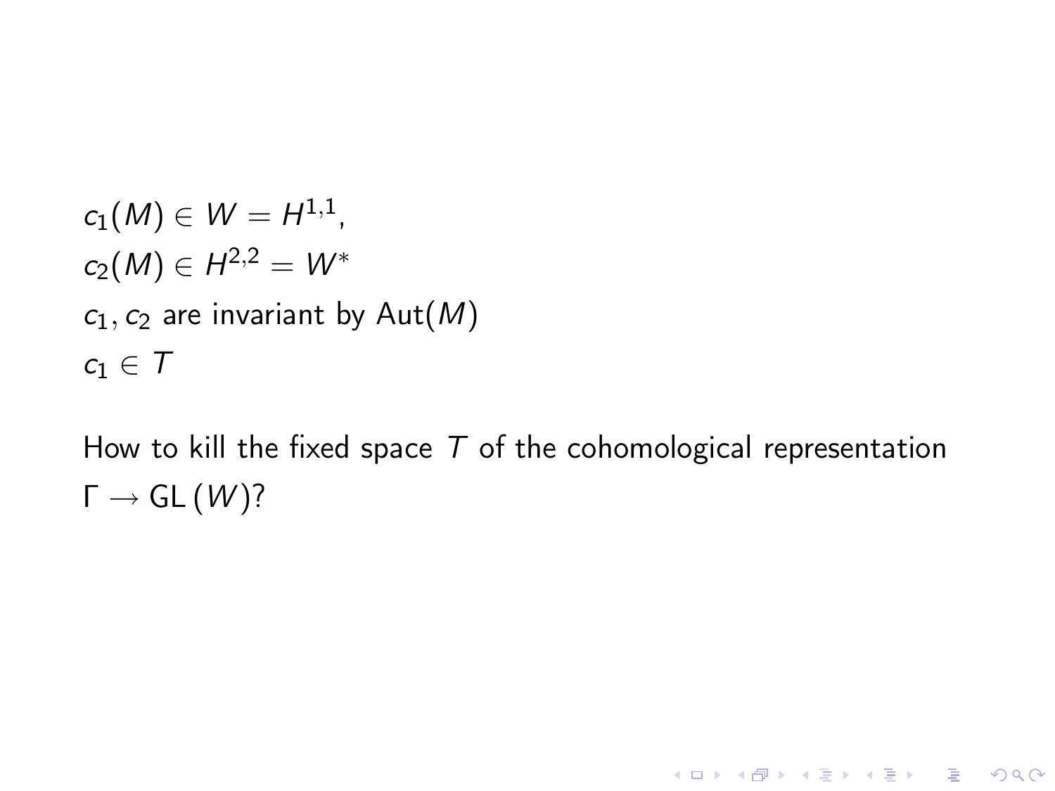$c_1(M) \in W = H^{1,1}$,

$c_2(M) \in H^{2,2} = W^*$

$c_1, c_2$ are invariant by $\mathrm{Aut}(M)$

$c_1 \in T$

How to kill the fixed space $T$ of the cohomological representation $\Gamma \to \mathrm{GL}\,(W)$?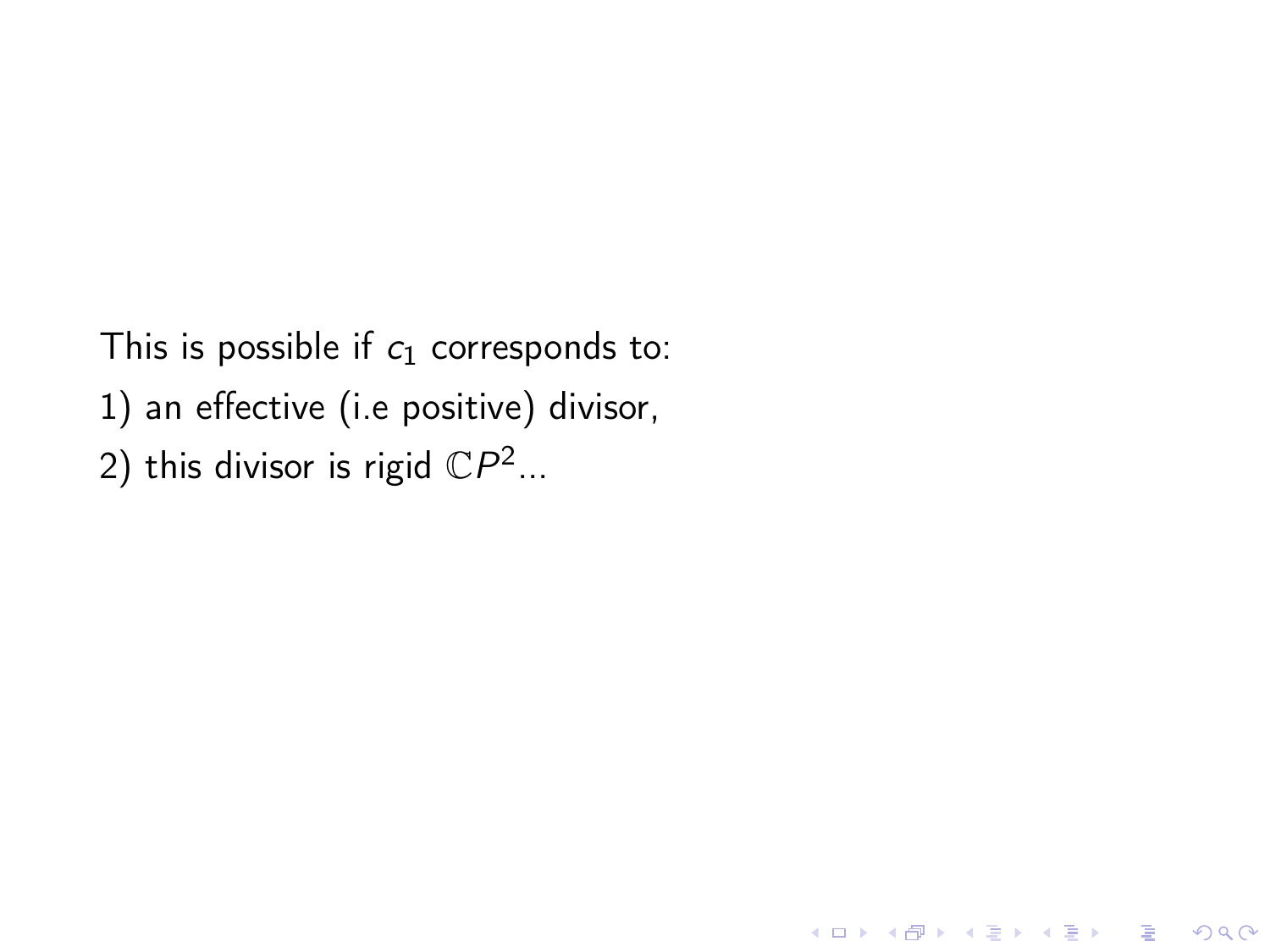This is possible if $c_1$ corresponds to:

1) an effective (i.e positive) divisor,

2) this divisor is rigid $\mathbb{C}P^2$...